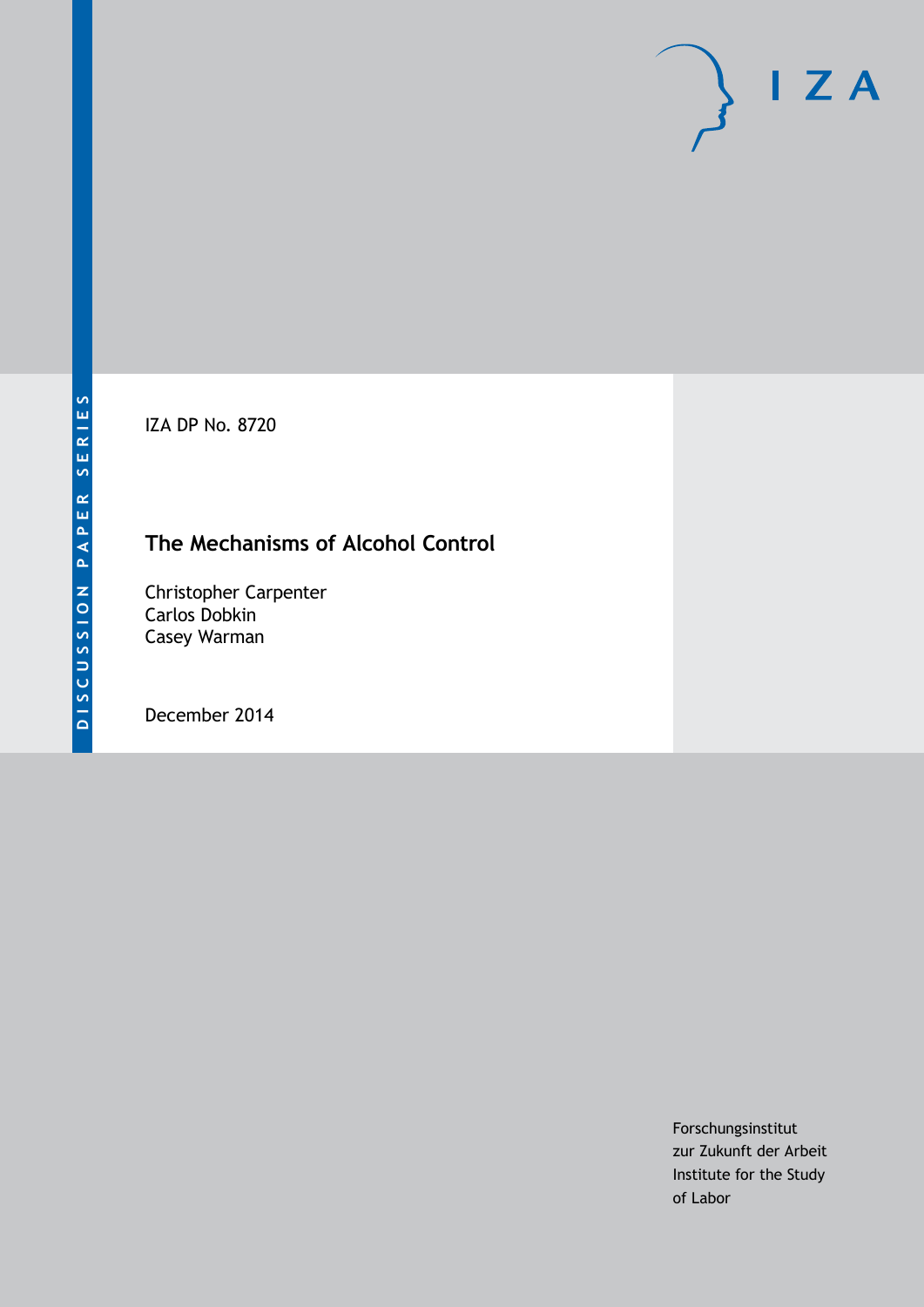DISCUSSION PAPER SERIES

IZA

IZA DP No. 8720

# The Mechanisms of Alcohol Control

Christopher Carpenter
Carlos Dobkin
Casey Warman

December 2014

Forschungsinstitut
zur Zukunft der Arbeit
Institute for the Study
of Labor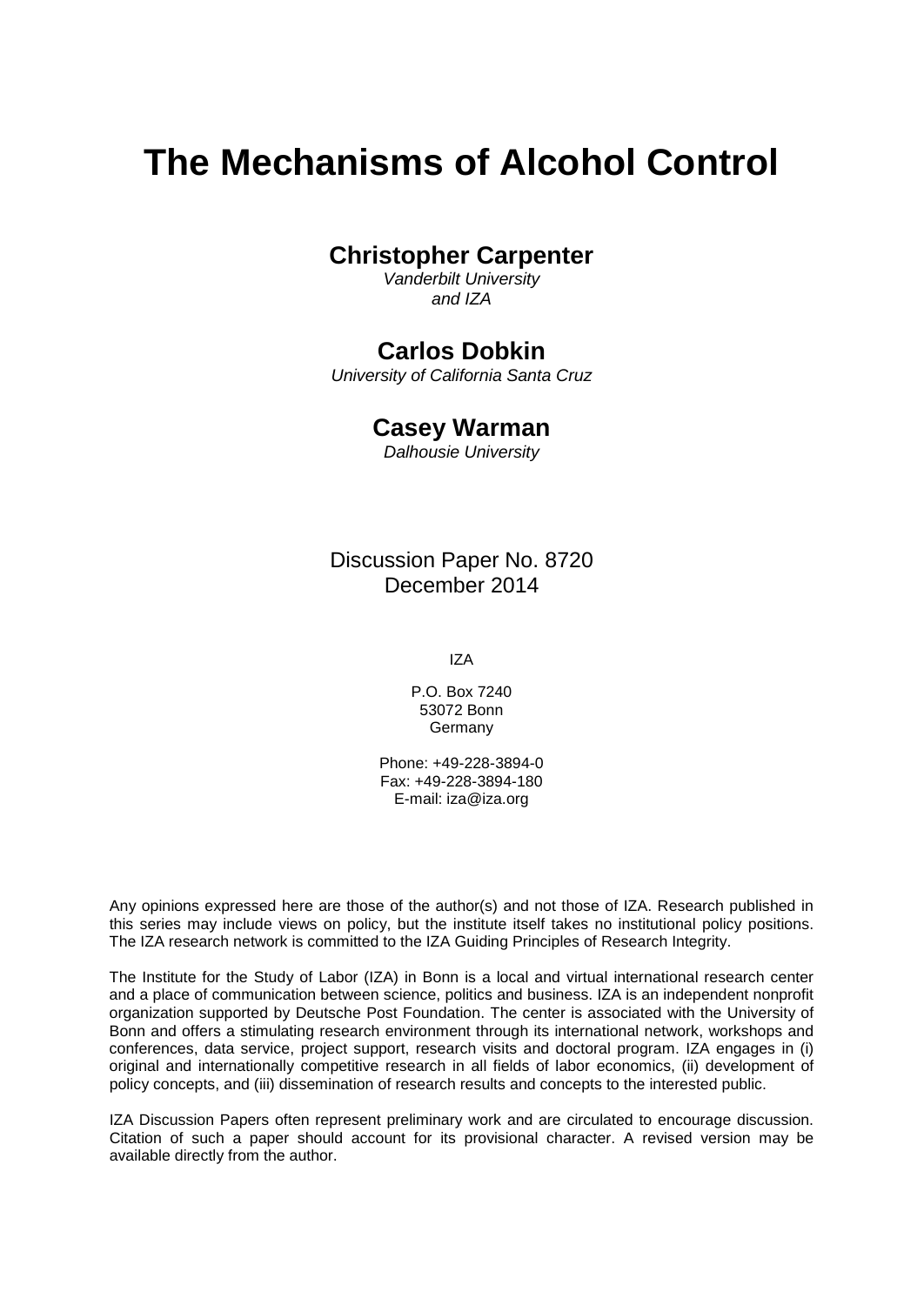# The Mechanisms of Alcohol Control

## Christopher Carpenter

*Vanderbilt University*
*and IZA*

## Carlos Dobkin

*University of California Santa Cruz*

## Casey Warman

*Dalhousie University*

Discussion Paper No. 8720
December 2014

IZA

P.O. Box 7240
53072 Bonn
Germany

Phone: +49-228-3894-0
Fax: +49-228-3894-180
E-mail: iza@iza.org

Any opinions expressed here are those of the author(s) and not those of IZA. Research published in this series may include views on policy, but the institute itself takes no institutional policy positions. The IZA research network is committed to the IZA Guiding Principles of Research Integrity.

The Institute for the Study of Labor (IZA) in Bonn is a local and virtual international research center and a place of communication between science, politics and business. IZA is an independent nonprofit organization supported by Deutsche Post Foundation. The center is associated with the University of Bonn and offers a stimulating research environment through its international network, workshops and conferences, data service, project support, research visits and doctoral program. IZA engages in (i) original and internationally competitive research in all fields of labor economics, (ii) development of policy concepts, and (iii) dissemination of research results and concepts to the interested public.

IZA Discussion Papers often represent preliminary work and are circulated to encourage discussion. Citation of such a paper should account for its provisional character. A revised version may be available directly from the author.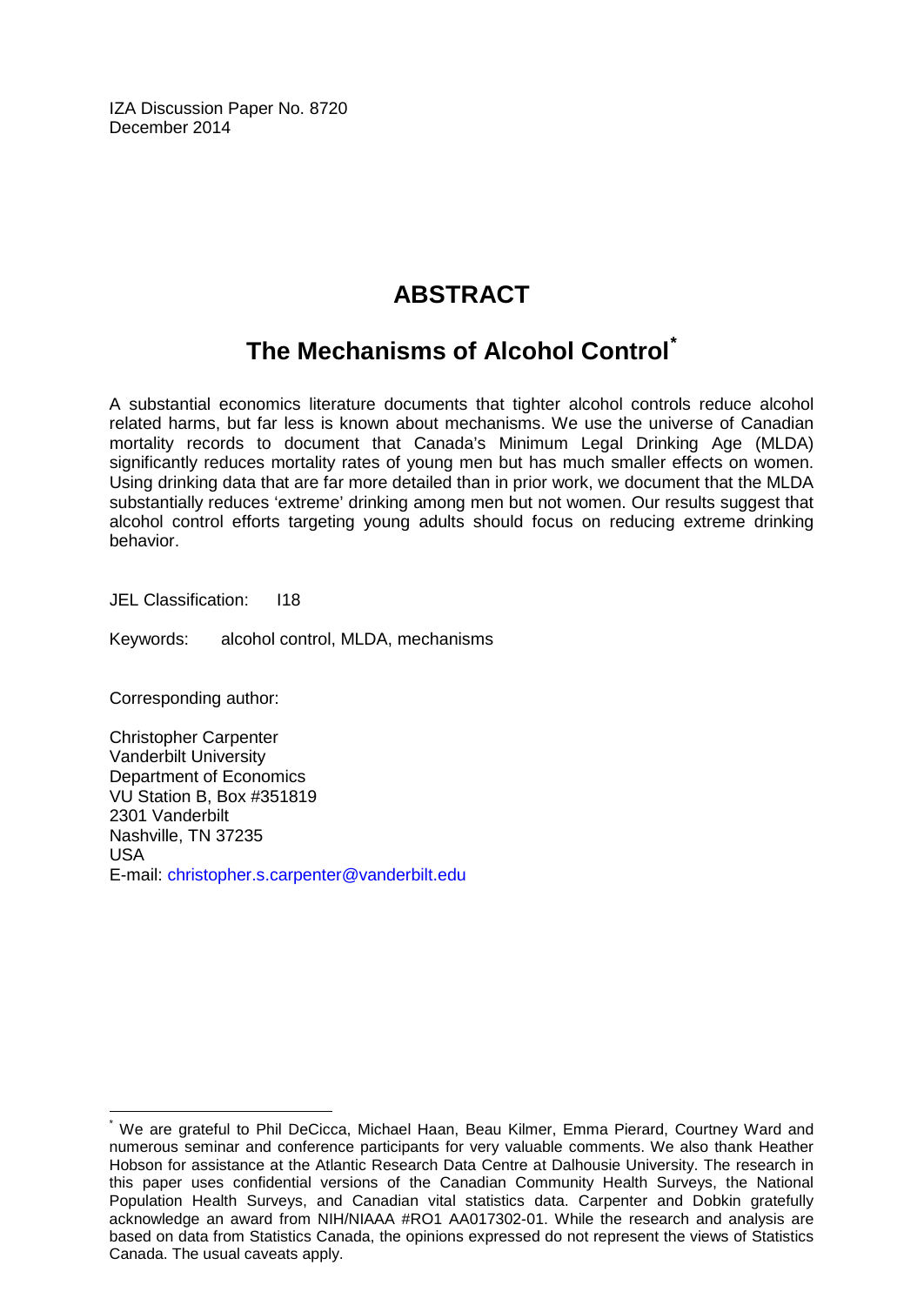IZA Discussion Paper No. 8720
December 2014

# ABSTRACT

## The Mechanisms of Alcohol Control*

A substantial economics literature documents that tighter alcohol controls reduce alcohol related harms, but far less is known about mechanisms. We use the universe of Canadian mortality records to document that Canada's Minimum Legal Drinking Age (MLDA) significantly reduces mortality rates of young men but has much smaller effects on women. Using drinking data that are far more detailed than in prior work, we document that the MLDA substantially reduces 'extreme' drinking among men but not women. Our results suggest that alcohol control efforts targeting young adults should focus on reducing extreme drinking behavior.

JEL Classification: I18

Keywords: alcohol control, MLDA, mechanisms

Corresponding author:

Christopher Carpenter
Vanderbilt University
Department of Economics
VU Station B, Box #351819
2301 Vanderbilt
Nashville, TN 37235
USA
E-mail: christopher.s.carpenter@vanderbilt.edu

* We are grateful to Phil DeCicca, Michael Haan, Beau Kilmer, Emma Pierard, Courtney Ward and numerous seminar and conference participants for very valuable comments. We also thank Heather Hobson for assistance at the Atlantic Research Data Centre at Dalhousie University. The research in this paper uses confidential versions of the Canadian Community Health Surveys, the National Population Health Surveys, and Canadian vital statistics data. Carpenter and Dobkin gratefully acknowledge an award from NIH/NIAAA #RO1 AA017302-01. While the research and analysis are based on data from Statistics Canada, the opinions expressed do not represent the views of Statistics Canada. The usual caveats apply.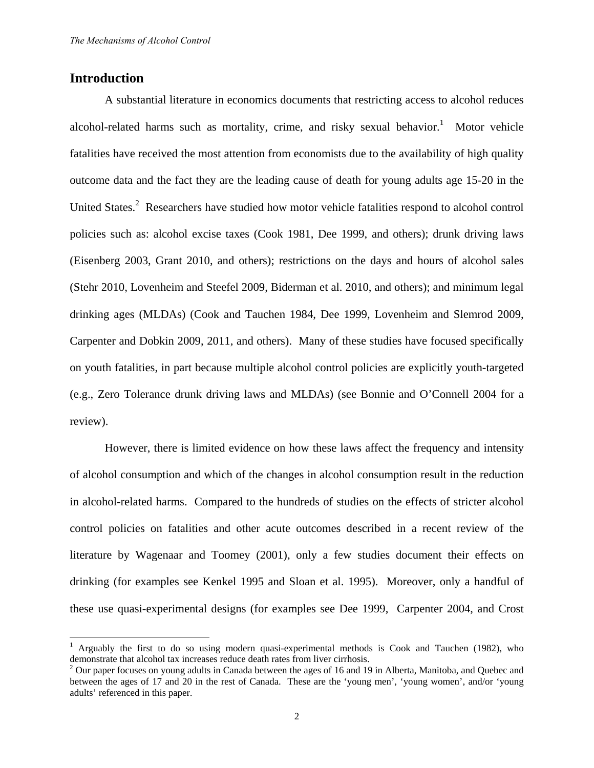## Introduction

A substantial literature in economics documents that restricting access to alcohol reduces alcohol-related harms such as mortality, crime, and risky sexual behavior.[1] Motor vehicle fatalities have received the most attention from economists due to the availability of high quality outcome data and the fact they are the leading cause of death for young adults age 15-20 in the United States.[2] Researchers have studied how motor vehicle fatalities respond to alcohol control policies such as: alcohol excise taxes (Cook 1981, Dee 1999, and others); drunk driving laws (Eisenberg 2003, Grant 2010, and others); restrictions on the days and hours of alcohol sales (Stehr 2010, Lovenheim and Steefel 2009, Biderman et al. 2010, and others); and minimum legal drinking ages (MLDAs) (Cook and Tauchen 1984, Dee 1999, Lovenheim and Slemrod 2009, Carpenter and Dobkin 2009, 2011, and others). Many of these studies have focused specifically on youth fatalities, in part because multiple alcohol control policies are explicitly youth-targeted (e.g., Zero Tolerance drunk driving laws and MLDAs) (see Bonnie and O'Connell 2004 for a review).

However, there is limited evidence on how these laws affect the frequency and intensity of alcohol consumption and which of the changes in alcohol consumption result in the reduction in alcohol-related harms. Compared to the hundreds of studies on the effects of stricter alcohol control policies on fatalities and other acute outcomes described in a recent review of the literature by Wagenaar and Toomey (2001), only a few studies document their effects on drinking (for examples see Kenkel 1995 and Sloan et al. 1995). Moreover, only a handful of these use quasi-experimental designs (for examples see Dee 1999, Carpenter 2004, and Crost

[1] Arguably the first to do so using modern quasi-experimental methods is Cook and Tauchen (1982), who demonstrate that alcohol tax increases reduce death rates from liver cirrhosis.

[2] Our paper focuses on young adults in Canada between the ages of 16 and 19 in Alberta, Manitoba, and Quebec and between the ages of 17 and 20 in the rest of Canada. These are the 'young men', 'young women', and/or 'young adults' referenced in this paper.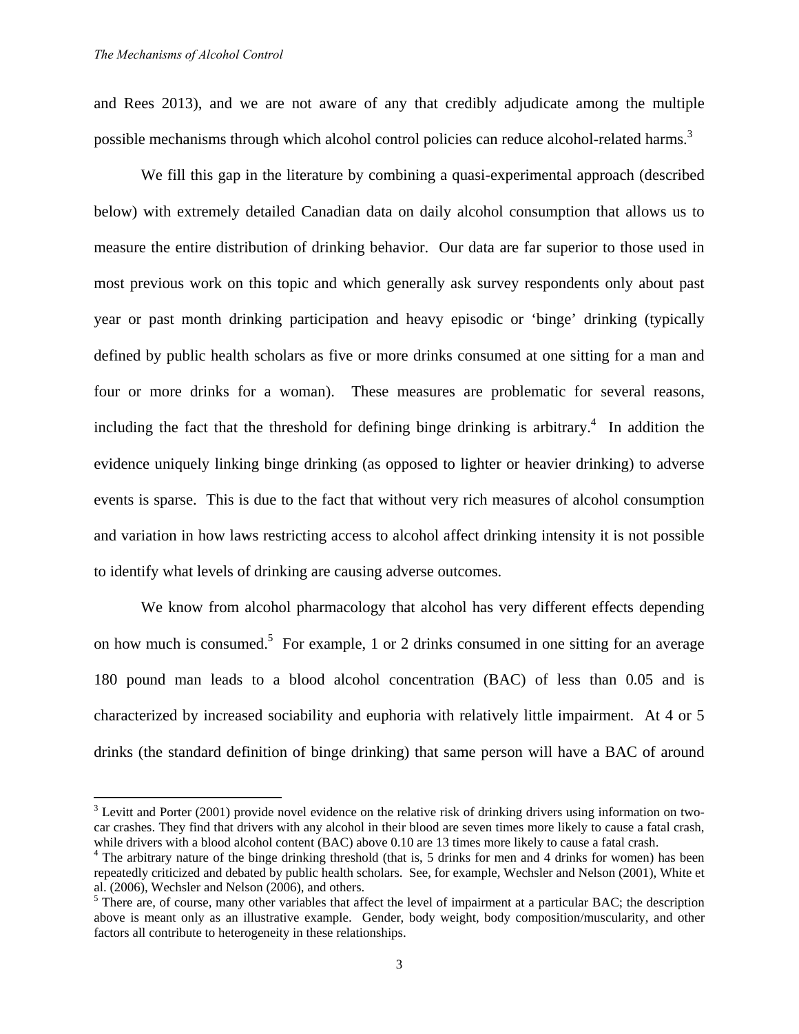and Rees 2013), and we are not aware of any that credibly adjudicate among the multiple possible mechanisms through which alcohol control policies can reduce alcohol-related harms.[3]

We fill this gap in the literature by combining a quasi-experimental approach (described below) with extremely detailed Canadian data on daily alcohol consumption that allows us to measure the entire distribution of drinking behavior. Our data are far superior to those used in most previous work on this topic and which generally ask survey respondents only about past year or past month drinking participation and heavy episodic or 'binge' drinking (typically defined by public health scholars as five or more drinks consumed at one sitting for a man and four or more drinks for a woman). These measures are problematic for several reasons, including the fact that the threshold for defining binge drinking is arbitrary.[4] In addition the evidence uniquely linking binge drinking (as opposed to lighter or heavier drinking) to adverse events is sparse. This is due to the fact that without very rich measures of alcohol consumption and variation in how laws restricting access to alcohol affect drinking intensity it is not possible to identify what levels of drinking are causing adverse outcomes.

We know from alcohol pharmacology that alcohol has very different effects depending on how much is consumed.[5] For example, 1 or 2 drinks consumed in one sitting for an average 180 pound man leads to a blood alcohol concentration (BAC) of less than 0.05 and is characterized by increased sociability and euphoria with relatively little impairment. At 4 or 5 drinks (the standard definition of binge drinking) that same person will have a BAC of around

---

[3] Levitt and Porter (2001) provide novel evidence on the relative risk of drinking drivers using information on two-car crashes. They find that drivers with any alcohol in their blood are seven times more likely to cause a fatal crash, while drivers with a blood alcohol content (BAC) above 0.10 are 13 times more likely to cause a fatal crash.

[4] The arbitrary nature of the binge drinking threshold (that is, 5 drinks for men and 4 drinks for women) has been repeatedly criticized and debated by public health scholars. See, for example, Wechsler and Nelson (2001), White et al. (2006), Wechsler and Nelson (2006), and others.

[5] There are, of course, many other variables that affect the level of impairment at a particular BAC; the description above is meant only as an illustrative example. Gender, body weight, body composition/muscularity, and other factors all contribute to heterogeneity in these relationships.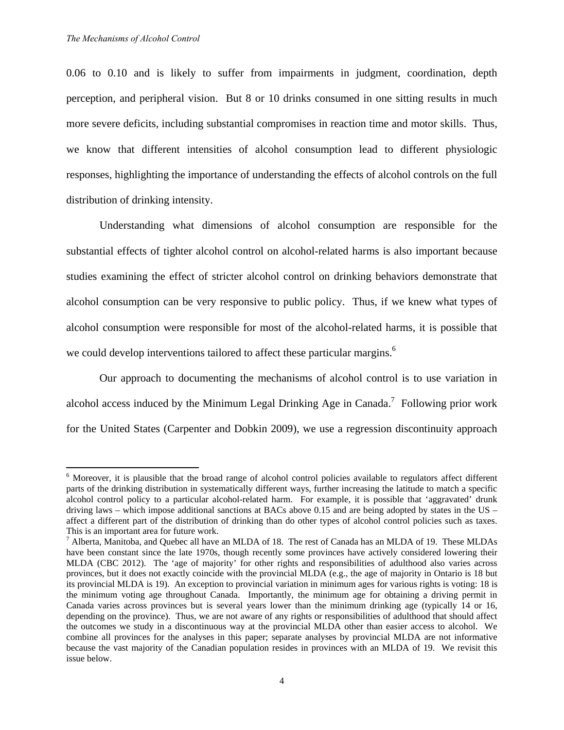0.06 to 0.10 and is likely to suffer from impairments in judgment, coordination, depth perception, and peripheral vision. But 8 or 10 drinks consumed in one sitting results in much more severe deficits, including substantial compromises in reaction time and motor skills. Thus, we know that different intensities of alcohol consumption lead to different physiologic responses, highlighting the importance of understanding the effects of alcohol controls on the full distribution of drinking intensity.

Understanding what dimensions of alcohol consumption are responsible for the substantial effects of tighter alcohol control on alcohol-related harms is also important because studies examining the effect of stricter alcohol control on drinking behaviors demonstrate that alcohol consumption can be very responsive to public policy. Thus, if we knew what types of alcohol consumption were responsible for most of the alcohol-related harms, it is possible that we could develop interventions tailored to affect these particular margins.[6]

Our approach to documenting the mechanisms of alcohol control is to use variation in alcohol access induced by the Minimum Legal Drinking Age in Canada.[7] Following prior work for the United States (Carpenter and Dobkin 2009), we use a regression discontinuity approach

---

[6] Moreover, it is plausible that the broad range of alcohol control policies available to regulators affect different parts of the drinking distribution in systematically different ways, further increasing the latitude to match a specific alcohol control policy to a particular alcohol-related harm. For example, it is possible that 'aggravated' drunk driving laws – which impose additional sanctions at BACs above 0.15 and are being adopted by states in the US – affect a different part of the distribution of drinking than do other types of alcohol control policies such as taxes. This is an important area for future work.

[7] Alberta, Manitoba, and Quebec all have an MLDA of 18. The rest of Canada has an MLDA of 19. These MLDAs have been constant since the late 1970s, though recently some provinces have actively considered lowering their MLDA (CBC 2012). The 'age of majority' for other rights and responsibilities of adulthood also varies across provinces, but it does not exactly coincide with the provincial MLDA (e.g., the age of majority in Ontario is 18 but its provincial MLDA is 19). An exception to provincial variation in minimum ages for various rights is voting: 18 is the minimum voting age throughout Canada. Importantly, the minimum age for obtaining a driving permit in Canada varies across provinces but is several years lower than the minimum drinking age (typically 14 or 16, depending on the province). Thus, we are not aware of any rights or responsibilities of adulthood that should affect the outcomes we study in a discontinuous way at the provincial MLDA other than easier access to alcohol. We combine all provinces for the analyses in this paper; separate analyses by provincial MLDA are not informative because the vast majority of the Canadian population resides in provinces with an MLDA of 19. We revisit this issue below.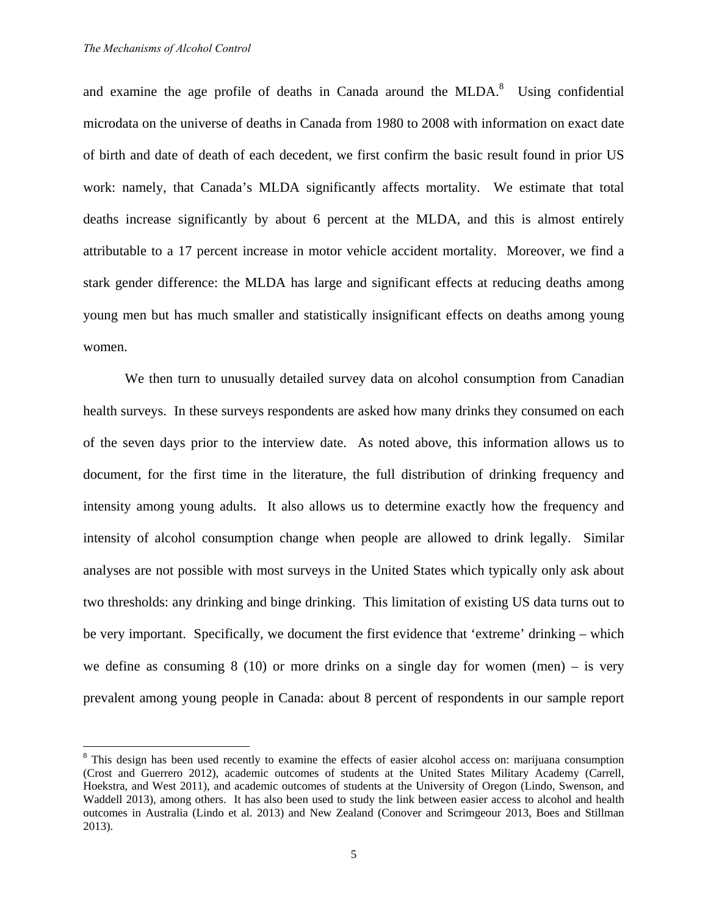and examine the age profile of deaths in Canada around the MLDA.[8] Using confidential microdata on the universe of deaths in Canada from 1980 to 2008 with information on exact date of birth and date of death of each decedent, we first confirm the basic result found in prior US work: namely, that Canada's MLDA significantly affects mortality. We estimate that total deaths increase significantly by about 6 percent at the MLDA, and this is almost entirely attributable to a 17 percent increase in motor vehicle accident mortality. Moreover, we find a stark gender difference: the MLDA has large and significant effects at reducing deaths among young men but has much smaller and statistically insignificant effects on deaths among young women.

We then turn to unusually detailed survey data on alcohol consumption from Canadian health surveys. In these surveys respondents are asked how many drinks they consumed on each of the seven days prior to the interview date. As noted above, this information allows us to document, for the first time in the literature, the full distribution of drinking frequency and intensity among young adults. It also allows us to determine exactly how the frequency and intensity of alcohol consumption change when people are allowed to drink legally. Similar analyses are not possible with most surveys in the United States which typically only ask about two thresholds: any drinking and binge drinking. This limitation of existing US data turns out to be very important. Specifically, we document the first evidence that 'extreme' drinking – which we define as consuming 8 (10) or more drinks on a single day for women (men) – is very prevalent among young people in Canada: about 8 percent of respondents in our sample report

[8] This design has been used recently to examine the effects of easier alcohol access on: marijuana consumption (Crost and Guerrero 2012), academic outcomes of students at the United States Military Academy (Carrell, Hoekstra, and West 2011), and academic outcomes of students at the University of Oregon (Lindo, Swenson, and Waddell 2013), among others. It has also been used to study the link between easier access to alcohol and health outcomes in Australia (Lindo et al. 2013) and New Zealand (Conover and Scrimgeour 2013, Boes and Stillman 2013).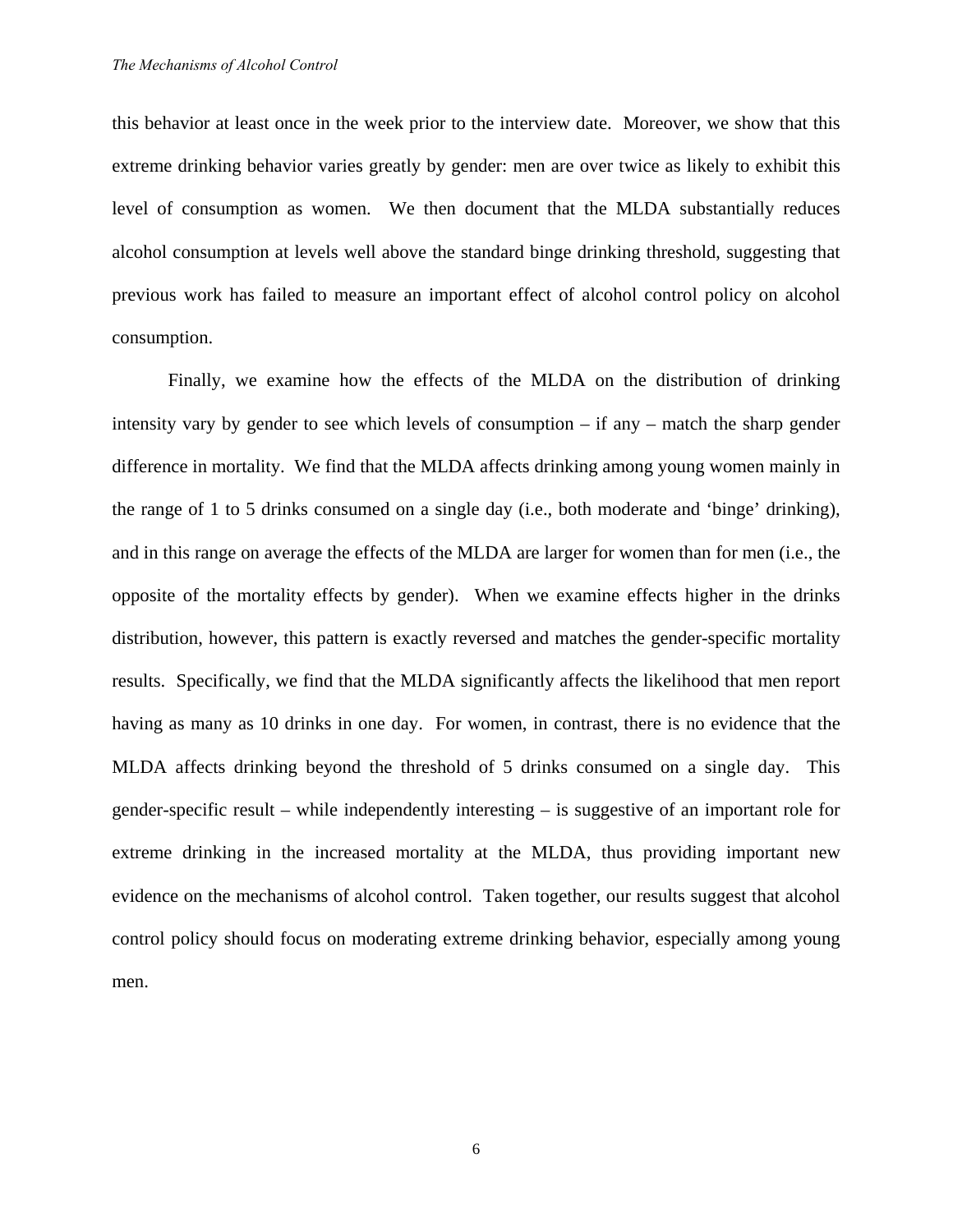this behavior at least once in the week prior to the interview date. Moreover, we show that this extreme drinking behavior varies greatly by gender: men are over twice as likely to exhibit this level of consumption as women. We then document that the MLDA substantially reduces alcohol consumption at levels well above the standard binge drinking threshold, suggesting that previous work has failed to measure an important effect of alcohol control policy on alcohol consumption.

Finally, we examine how the effects of the MLDA on the distribution of drinking intensity vary by gender to see which levels of consumption – if any – match the sharp gender difference in mortality. We find that the MLDA affects drinking among young women mainly in the range of 1 to 5 drinks consumed on a single day (i.e., both moderate and 'binge' drinking), and in this range on average the effects of the MLDA are larger for women than for men (i.e., the opposite of the mortality effects by gender). When we examine effects higher in the drinks distribution, however, this pattern is exactly reversed and matches the gender-specific mortality results. Specifically, we find that the MLDA significantly affects the likelihood that men report having as many as 10 drinks in one day. For women, in contrast, there is no evidence that the MLDA affects drinking beyond the threshold of 5 drinks consumed on a single day. This gender-specific result – while independently interesting – is suggestive of an important role for extreme drinking in the increased mortality at the MLDA, thus providing important new evidence on the mechanisms of alcohol control. Taken together, our results suggest that alcohol control policy should focus on moderating extreme drinking behavior, especially among young men.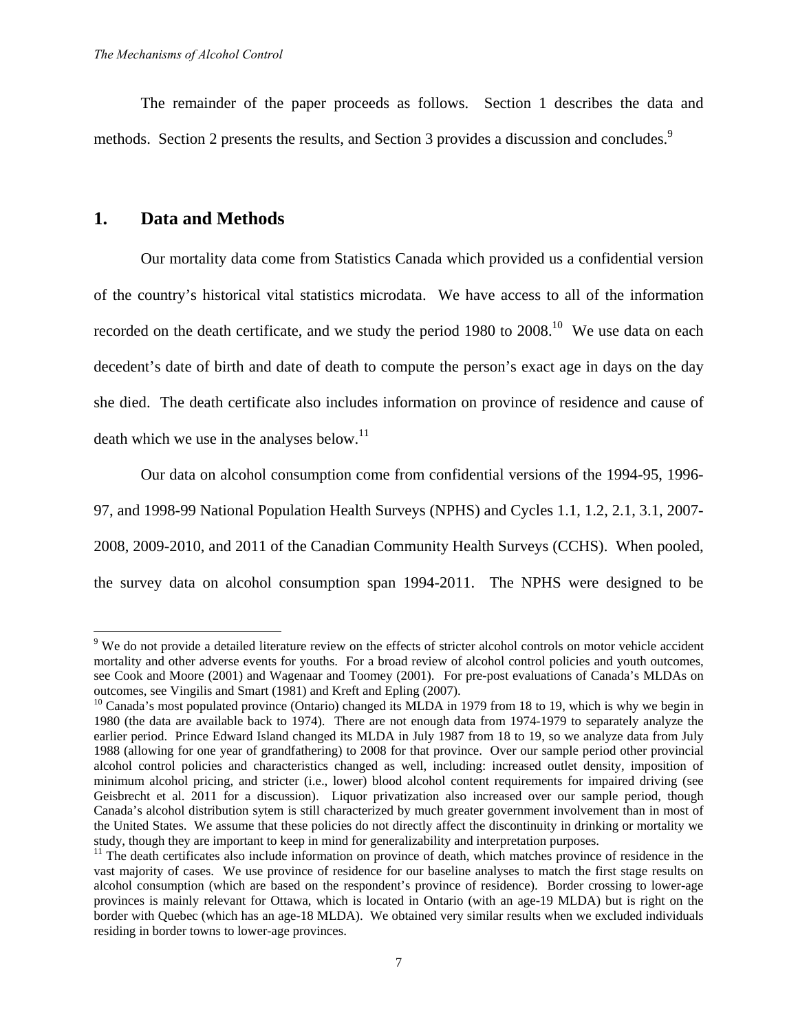The remainder of the paper proceeds as follows. Section 1 describes the data and methods. Section 2 presents the results, and Section 3 provides a discussion and concludes.[9]

## 1. Data and Methods

Our mortality data come from Statistics Canada which provided us a confidential version of the country's historical vital statistics microdata. We have access to all of the information recorded on the death certificate, and we study the period 1980 to 2008.[10] We use data on each decedent's date of birth and date of death to compute the person's exact age in days on the day she died. The death certificate also includes information on province of residence and cause of death which we use in the analyses below.[11]

Our data on alcohol consumption come from confidential versions of the 1994-95, 1996-97, and 1998-99 National Population Health Surveys (NPHS) and Cycles 1.1, 1.2, 2.1, 3.1, 2007-2008, 2009-2010, and 2011 of the Canadian Community Health Surveys (CCHS). When pooled, the survey data on alcohol consumption span 1994-2011. The NPHS were designed to be

---

[9] We do not provide a detailed literature review on the effects of stricter alcohol controls on motor vehicle accident mortality and other adverse events for youths. For a broad review of alcohol control policies and youth outcomes, see Cook and Moore (2001) and Wagenaar and Toomey (2001). For pre-post evaluations of Canada's MLDAs on outcomes, see Vingilis and Smart (1981) and Kreft and Epling (2007).

[10] Canada's most populated province (Ontario) changed its MLDA in 1979 from 18 to 19, which is why we begin in 1980 (the data are available back to 1974). There are not enough data from 1974-1979 to separately analyze the earlier period. Prince Edward Island changed its MLDA in July 1987 from 18 to 19, so we analyze data from July 1988 (allowing for one year of grandfathering) to 2008 for that province. Over our sample period other provincial alcohol control policies and characteristics changed as well, including: increased outlet density, imposition of minimum alcohol pricing, and stricter (i.e., lower) blood alcohol content requirements for impaired driving (see Geisbrecht et al. 2011 for a discussion). Liquor privatization also increased over our sample period, though Canada's alcohol distribution sytem is still characterized by much greater government involvement than in most of the United States. We assume that these policies do not directly affect the discontinuity in drinking or mortality we study, though they are important to keep in mind for generalizability and interpretation purposes.

[11] The death certificates also include information on province of death, which matches province of residence in the vast majority of cases. We use province of residence for our baseline analyses to match the first stage results on alcohol consumption (which are based on the respondent's province of residence). Border crossing to lower-age provinces is mainly relevant for Ottawa, which is located in Ontario (with an age-19 MLDA) but is right on the border with Quebec (which has an age-18 MLDA). We obtained very similar results when we excluded individuals residing in border towns to lower-age provinces.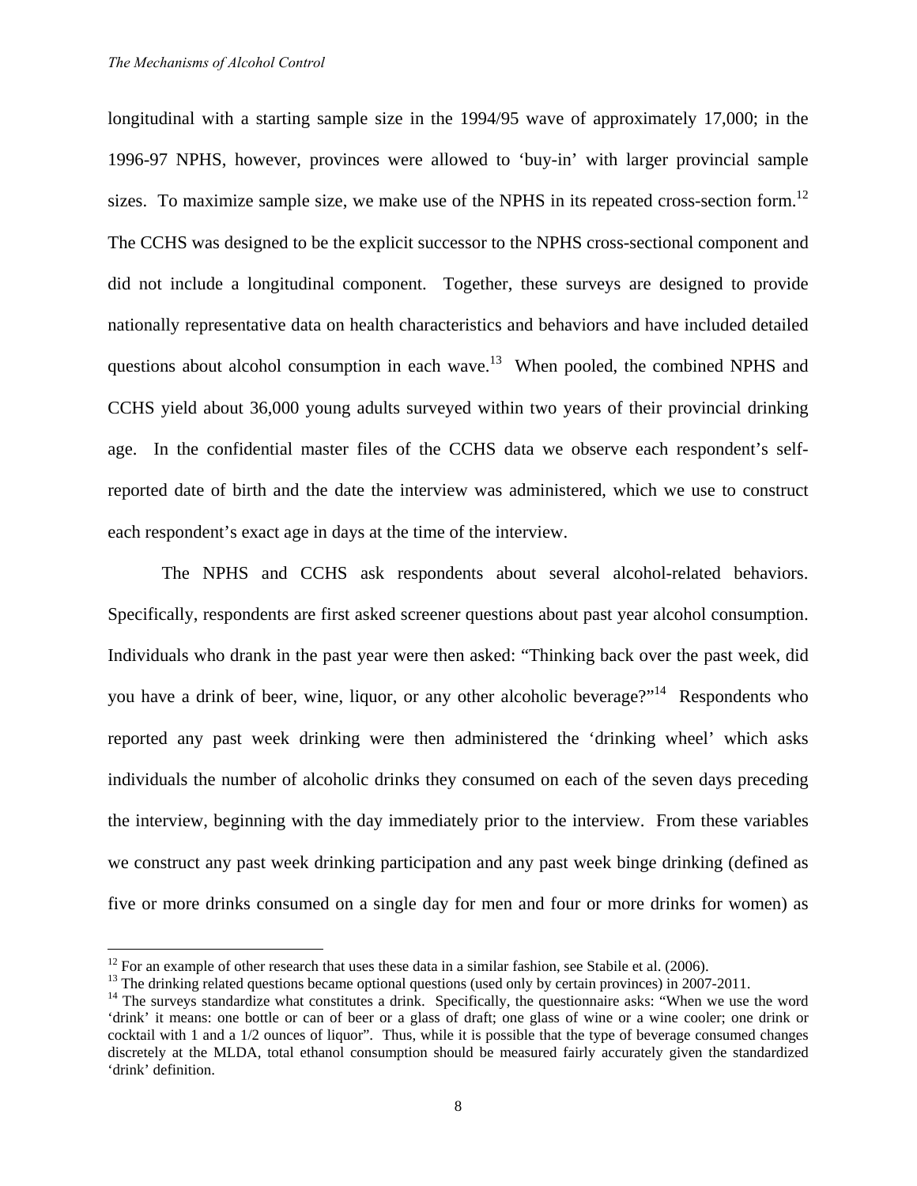longitudinal with a starting sample size in the 1994/95 wave of approximately 17,000; in the 1996-97 NPHS, however, provinces were allowed to 'buy-in' with larger provincial sample sizes. To maximize sample size, we make use of the NPHS in its repeated cross-section form.[12] The CCHS was designed to be the explicit successor to the NPHS cross-sectional component and did not include a longitudinal component. Together, these surveys are designed to provide nationally representative data on health characteristics and behaviors and have included detailed questions about alcohol consumption in each wave.[13] When pooled, the combined NPHS and CCHS yield about 36,000 young adults surveyed within two years of their provincial drinking age. In the confidential master files of the CCHS data we observe each respondent's self-reported date of birth and the date the interview was administered, which we use to construct each respondent's exact age in days at the time of the interview.

The NPHS and CCHS ask respondents about several alcohol-related behaviors. Specifically, respondents are first asked screener questions about past year alcohol consumption. Individuals who drank in the past year were then asked: "Thinking back over the past week, did you have a drink of beer, wine, liquor, or any other alcoholic beverage?"[14] Respondents who reported any past week drinking were then administered the 'drinking wheel' which asks individuals the number of alcoholic drinks they consumed on each of the seven days preceding the interview, beginning with the day immediately prior to the interview. From these variables we construct any past week drinking participation and any past week binge drinking (defined as five or more drinks consumed on a single day for men and four or more drinks for women) as

[12] For an example of other research that uses these data in a similar fashion, see Stabile et al. (2006).

[13] The drinking related questions became optional questions (used only by certain provinces) in 2007-2011.

[14] The surveys standardize what constitutes a drink. Specifically, the questionnaire asks: "When we use the word 'drink' it means: one bottle or can of beer or a glass of draft; one glass of wine or a wine cooler; one drink or cocktail with 1 and a 1/2 ounces of liquor". Thus, while it is possible that the type of beverage consumed changes discretely at the MLDA, total ethanol consumption should be measured fairly accurately given the standardized 'drink' definition.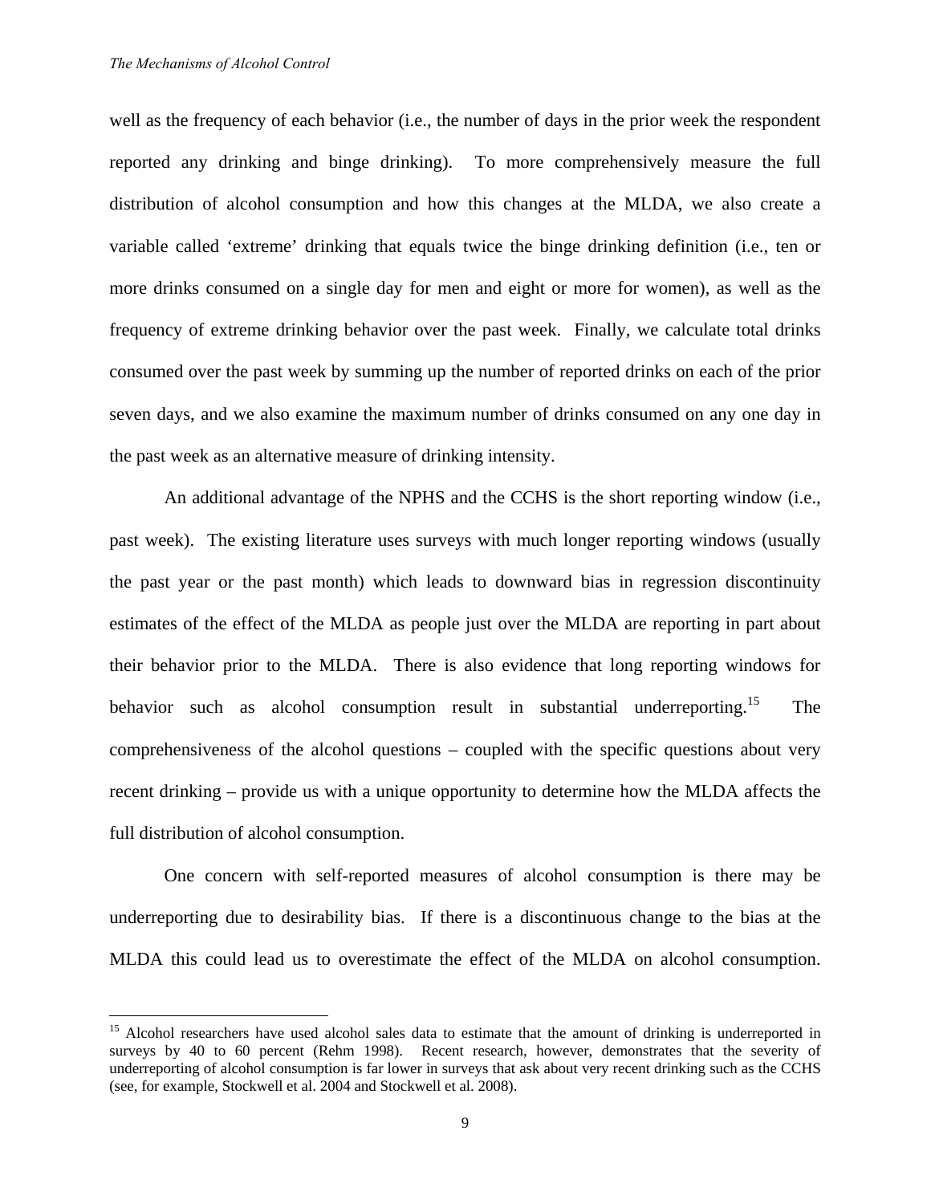well as the frequency of each behavior (i.e., the number of days in the prior week the respondent reported any drinking and binge drinking). To more comprehensively measure the full distribution of alcohol consumption and how this changes at the MLDA, we also create a variable called 'extreme' drinking that equals twice the binge drinking definition (i.e., ten or more drinks consumed on a single day for men and eight or more for women), as well as the frequency of extreme drinking behavior over the past week. Finally, we calculate total drinks consumed over the past week by summing up the number of reported drinks on each of the prior seven days, and we also examine the maximum number of drinks consumed on any one day in the past week as an alternative measure of drinking intensity.

An additional advantage of the NPHS and the CCHS is the short reporting window (i.e., past week). The existing literature uses surveys with much longer reporting windows (usually the past year or the past month) which leads to downward bias in regression discontinuity estimates of the effect of the MLDA as people just over the MLDA are reporting in part about their behavior prior to the MLDA. There is also evidence that long reporting windows for behavior such as alcohol consumption result in substantial underreporting.[15] The comprehensiveness of the alcohol questions – coupled with the specific questions about very recent drinking – provide us with a unique opportunity to determine how the MLDA affects the full distribution of alcohol consumption.

One concern with self-reported measures of alcohol consumption is there may be underreporting due to desirability bias. If there is a discontinuous change to the bias at the MLDA this could lead us to overestimate the effect of the MLDA on alcohol consumption.

[15] Alcohol researchers have used alcohol sales data to estimate that the amount of drinking is underreported in surveys by 40 to 60 percent (Rehm 1998). Recent research, however, demonstrates that the severity of underreporting of alcohol consumption is far lower in surveys that ask about very recent drinking such as the CCHS (see, for example, Stockwell et al. 2004 and Stockwell et al. 2008).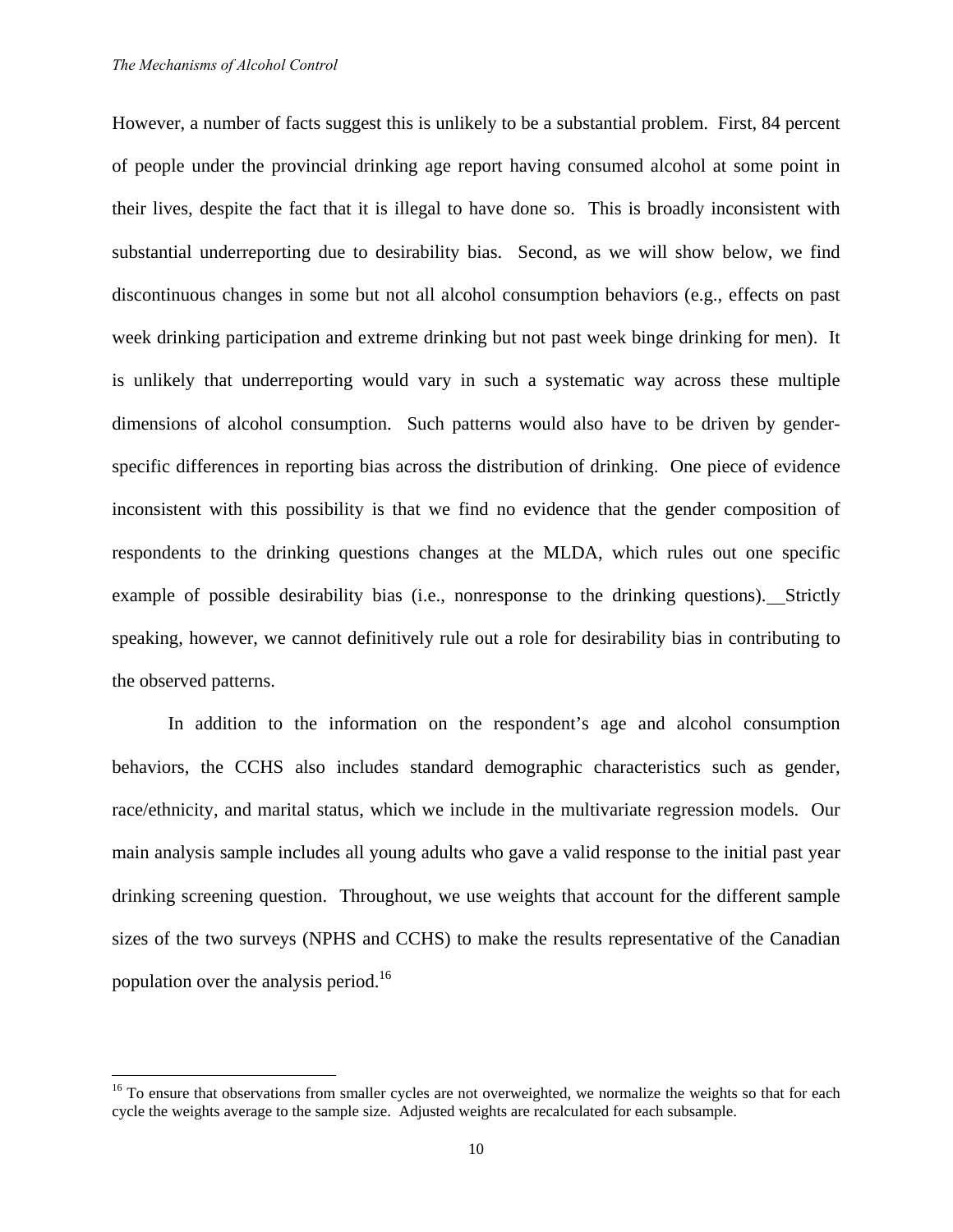However, a number of facts suggest this is unlikely to be a substantial problem. First, 84 percent of people under the provincial drinking age report having consumed alcohol at some point in their lives, despite the fact that it is illegal to have done so. This is broadly inconsistent with substantial underreporting due to desirability bias. Second, as we will show below, we find discontinuous changes in some but not all alcohol consumption behaviors (e.g., effects on past week drinking participation and extreme drinking but not past week binge drinking for men). It is unlikely that underreporting would vary in such a systematic way across these multiple dimensions of alcohol consumption. Such patterns would also have to be driven by gender-specific differences in reporting bias across the distribution of drinking. One piece of evidence inconsistent with this possibility is that we find no evidence that the gender composition of respondents to the drinking questions changes at the MLDA, which rules out one specific example of possible desirability bias (i.e., nonresponse to the drinking questions). Strictly speaking, however, we cannot definitively rule out a role for desirability bias in contributing to the observed patterns.

In addition to the information on the respondent's age and alcohol consumption behaviors, the CCHS also includes standard demographic characteristics such as gender, race/ethnicity, and marital status, which we include in the multivariate regression models. Our main analysis sample includes all young adults who gave a valid response to the initial past year drinking screening question. Throughout, we use weights that account for the different sample sizes of the two surveys (NPHS and CCHS) to make the results representative of the Canadian population over the analysis period.[16]

[16] To ensure that observations from smaller cycles are not overweighted, we normalize the weights so that for each cycle the weights average to the sample size. Adjusted weights are recalculated for each subsample.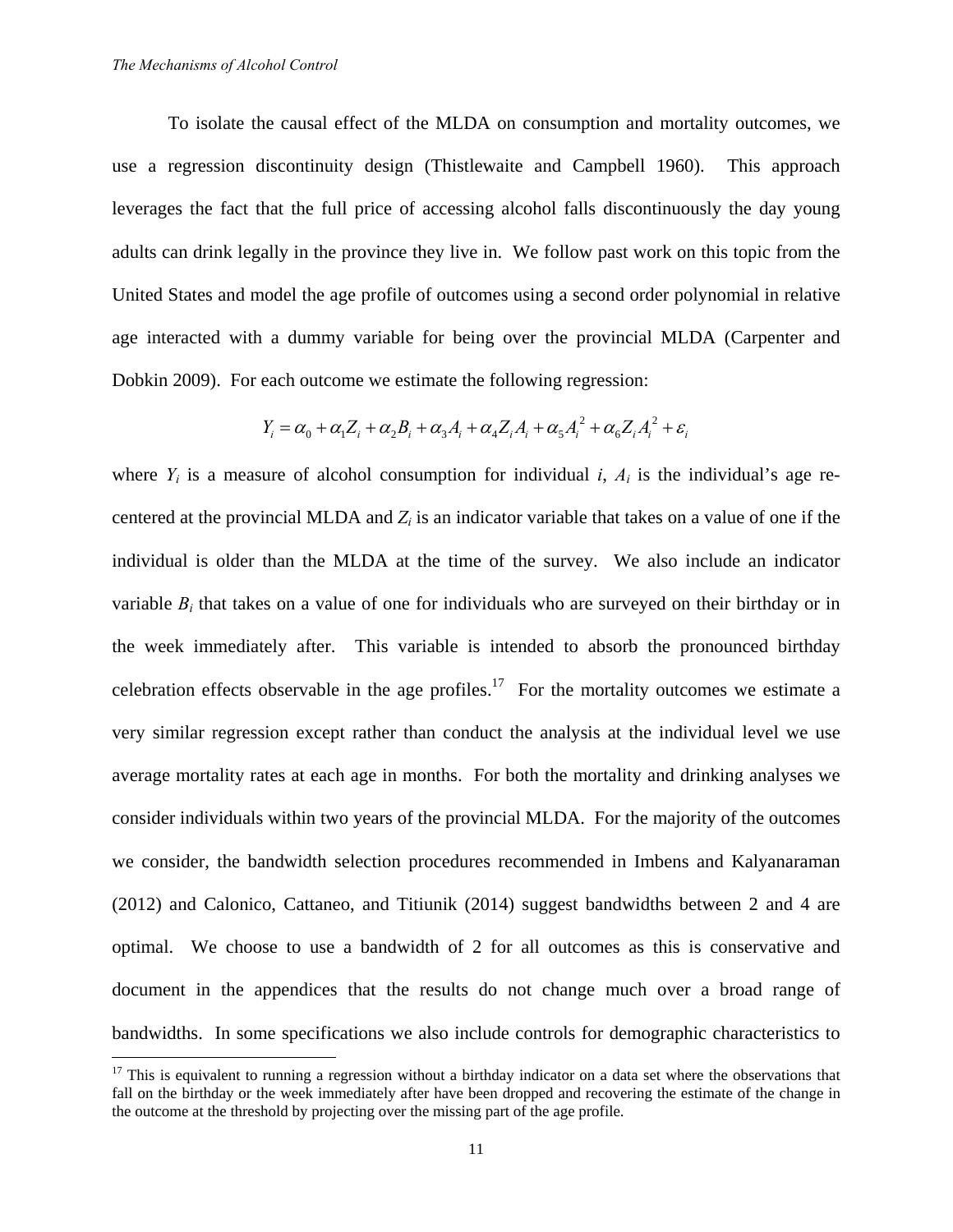To isolate the causal effect of the MLDA on consumption and mortality outcomes, we use a regression discontinuity design (Thistlewaite and Campbell 1960). This approach leverages the fact that the full price of accessing alcohol falls discontinuously the day young adults can drink legally in the province they live in. We follow past work on this topic from the United States and model the age profile of outcomes using a second order polynomial in relative age interacted with a dummy variable for being over the provincial MLDA (Carpenter and Dobkin 2009). For each outcome we estimate the following regression:

$$Y_i = \alpha_0 + \alpha_1 Z_i + \alpha_2 B_i + \alpha_3 A_i + \alpha_4 Z_i A_i + \alpha_5 A_i^2 + \alpha_6 Z_i A_i^2 + \varepsilon_i$$

where $Y_i$ is a measure of alcohol consumption for individual $i$, $A_i$ is the individual's age re-centered at the provincial MLDA and $Z_i$ is an indicator variable that takes on a value of one if the individual is older than the MLDA at the time of the survey. We also include an indicator variable $B_i$ that takes on a value of one for individuals who are surveyed on their birthday or in the week immediately after. This variable is intended to absorb the pronounced birthday celebration effects observable in the age profiles.[17] For the mortality outcomes we estimate a very similar regression except rather than conduct the analysis at the individual level we use average mortality rates at each age in months. For both the mortality and drinking analyses we consider individuals within two years of the provincial MLDA. For the majority of the outcomes we consider, the bandwidth selection procedures recommended in Imbens and Kalyanaraman (2012) and Calonico, Cattaneo, and Titiunik (2014) suggest bandwidths between 2 and 4 are optimal. We choose to use a bandwidth of 2 for all outcomes as this is conservative and document in the appendices that the results do not change much over a broad range of bandwidths. In some specifications we also include controls for demographic characteristics to

[17] This is equivalent to running a regression without a birthday indicator on a data set where the observations that fall on the birthday or the week immediately after have been dropped and recovering the estimate of the change in the outcome at the threshold by projecting over the missing part of the age profile.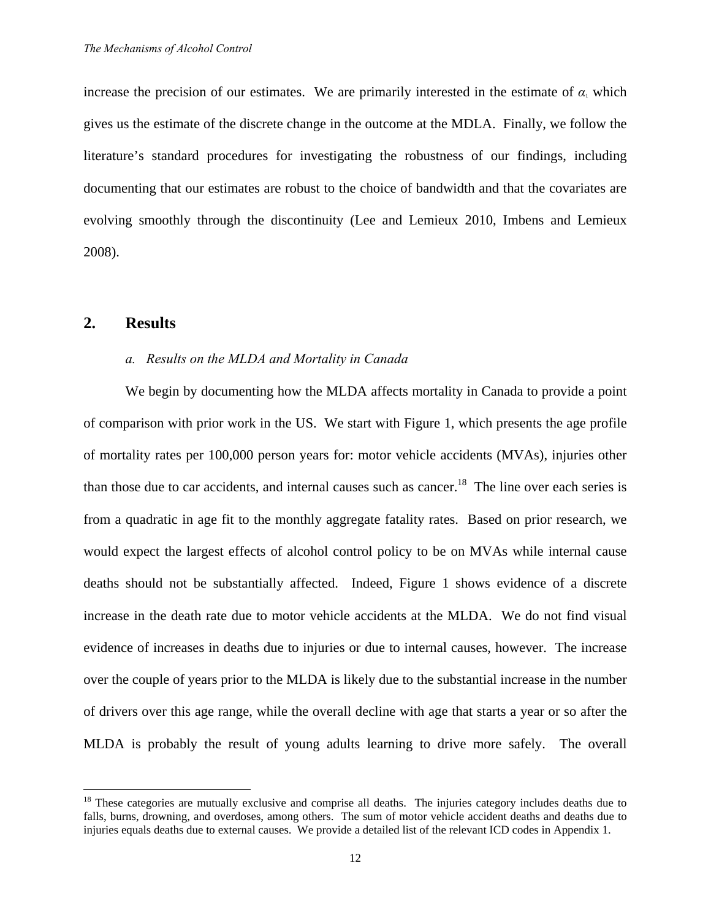increase the precision of our estimates. We are primarily interested in the estimate of $\alpha_1$ which gives us the estimate of the discrete change in the outcome at the MDLA. Finally, we follow the literature's standard procedures for investigating the robustness of our findings, including documenting that our estimates are robust to the choice of bandwidth and that the covariates are evolving smoothly through the discontinuity (Lee and Lemieux 2010, Imbens and Lemieux 2008).

## 2. Results

### *a. Results on the MLDA and Mortality in Canada*

We begin by documenting how the MLDA affects mortality in Canada to provide a point of comparison with prior work in the US. We start with Figure 1, which presents the age profile of mortality rates per 100,000 person years for: motor vehicle accidents (MVAs), injuries other than those due to car accidents, and internal causes such as cancer.[18] The line over each series is from a quadratic in age fit to the monthly aggregate fatality rates. Based on prior research, we would expect the largest effects of alcohol control policy to be on MVAs while internal cause deaths should not be substantially affected. Indeed, Figure 1 shows evidence of a discrete increase in the death rate due to motor vehicle accidents at the MLDA. We do not find visual evidence of increases in deaths due to injuries or due to internal causes, however. The increase over the couple of years prior to the MLDA is likely due to the substantial increase in the number of drivers over this age range, while the overall decline with age that starts a year or so after the MLDA is probably the result of young adults learning to drive more safely. The overall

[18] These categories are mutually exclusive and comprise all deaths. The injuries category includes deaths due to falls, burns, drowning, and overdoses, among others. The sum of motor vehicle accident deaths and deaths due to injuries equals deaths due to external causes. We provide a detailed list of the relevant ICD codes in Appendix 1.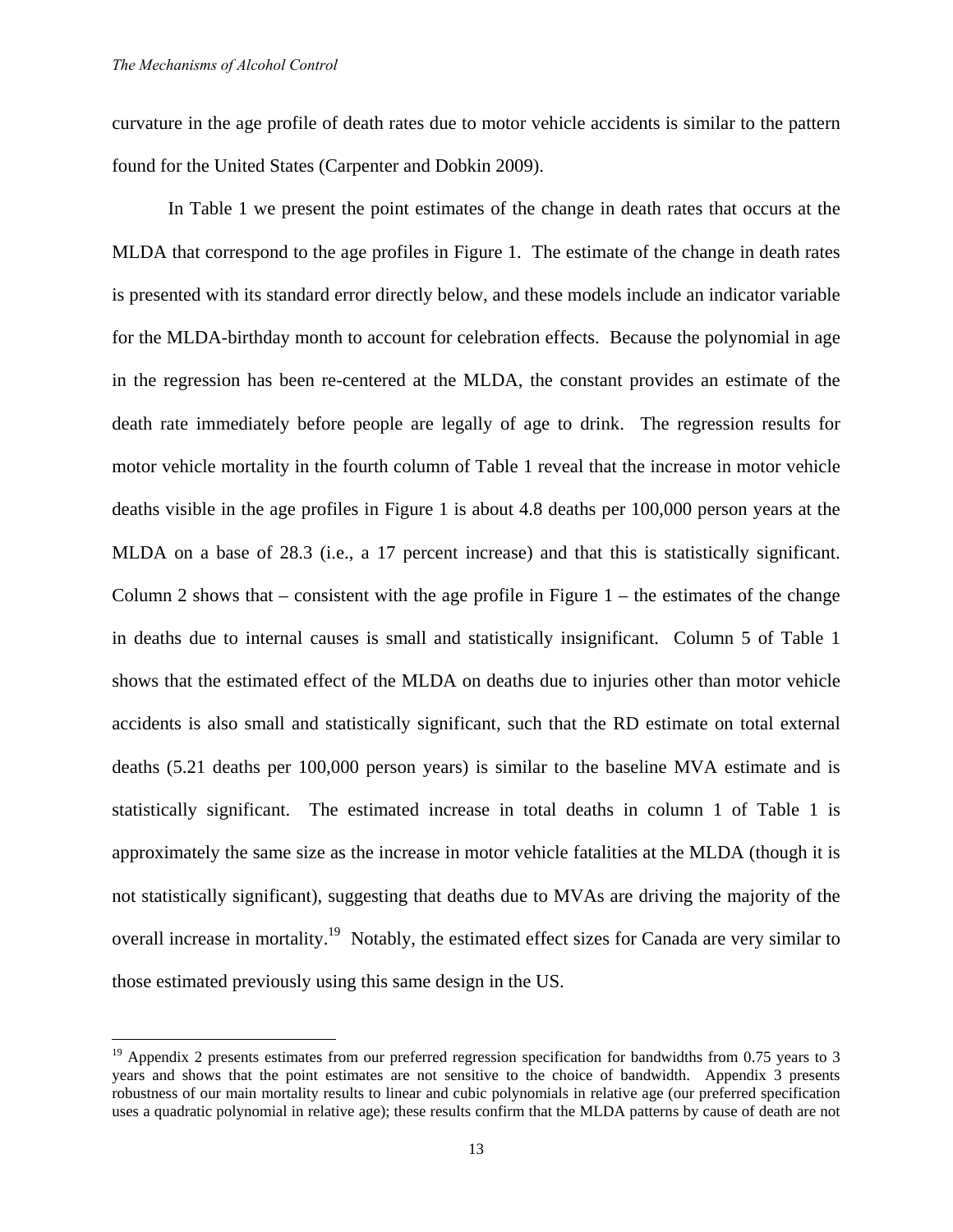curvature in the age profile of death rates due to motor vehicle accidents is similar to the pattern found for the United States (Carpenter and Dobkin 2009).

In Table 1 we present the point estimates of the change in death rates that occurs at the MLDA that correspond to the age profiles in Figure 1. The estimate of the change in death rates is presented with its standard error directly below, and these models include an indicator variable for the MLDA-birthday month to account for celebration effects. Because the polynomial in age in the regression has been re-centered at the MLDA, the constant provides an estimate of the death rate immediately before people are legally of age to drink. The regression results for motor vehicle mortality in the fourth column of Table 1 reveal that the increase in motor vehicle deaths visible in the age profiles in Figure 1 is about 4.8 deaths per 100,000 person years at the MLDA on a base of 28.3 (i.e., a 17 percent increase) and that this is statistically significant. Column 2 shows that – consistent with the age profile in Figure 1 – the estimates of the change in deaths due to internal causes is small and statistically insignificant. Column 5 of Table 1 shows that the estimated effect of the MLDA on deaths due to injuries other than motor vehicle accidents is also small and statistically significant, such that the RD estimate on total external deaths (5.21 deaths per 100,000 person years) is similar to the baseline MVA estimate and is statistically significant. The estimated increase in total deaths in column 1 of Table 1 is approximately the same size as the increase in motor vehicle fatalities at the MLDA (though it is not statistically significant), suggesting that deaths due to MVAs are driving the majority of the overall increase in mortality.[19] Notably, the estimated effect sizes for Canada are very similar to those estimated previously using this same design in the US.

[19] Appendix 2 presents estimates from our preferred regression specification for bandwidths from 0.75 years to 3 years and shows that the point estimates are not sensitive to the choice of bandwidth. Appendix 3 presents robustness of our main mortality results to linear and cubic polynomials in relative age (our preferred specification uses a quadratic polynomial in relative age); these results confirm that the MLDA patterns by cause of death are not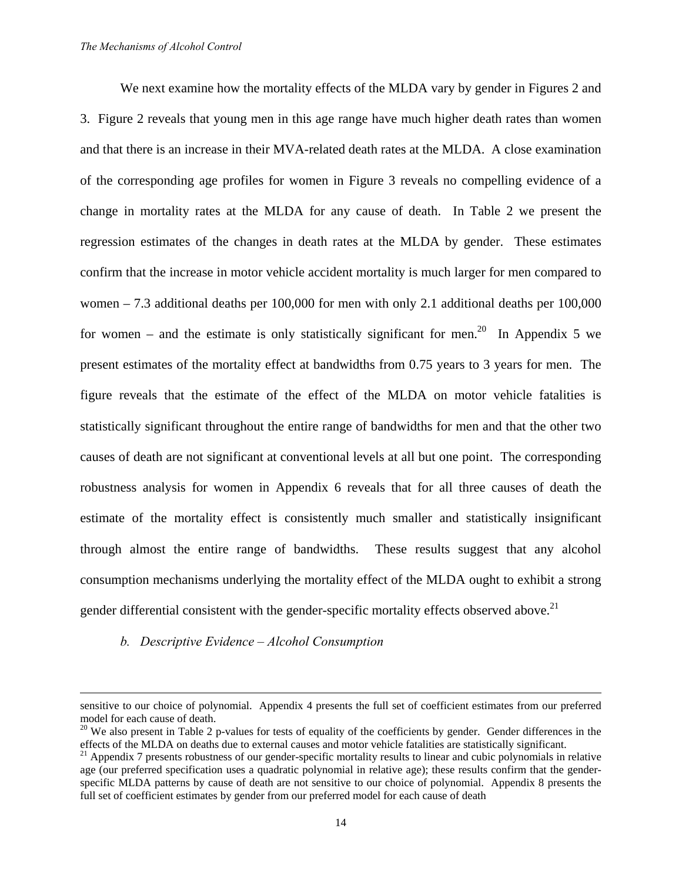We next examine how the mortality effects of the MLDA vary by gender in Figures 2 and 3. Figure 2 reveals that young men in this age range have much higher death rates than women and that there is an increase in their MVA-related death rates at the MLDA. A close examination of the corresponding age profiles for women in Figure 3 reveals no compelling evidence of a change in mortality rates at the MLDA for any cause of death. In Table 2 we present the regression estimates of the changes in death rates at the MLDA by gender. These estimates confirm that the increase in motor vehicle accident mortality is much larger for men compared to women – 7.3 additional deaths per 100,000 for men with only 2.1 additional deaths per 100,000 for women – and the estimate is only statistically significant for men.[20] In Appendix 5 we present estimates of the mortality effect at bandwidths from 0.75 years to 3 years for men. The figure reveals that the estimate of the effect of the MLDA on motor vehicle fatalities is statistically significant throughout the entire range of bandwidths for men and that the other two causes of death are not significant at conventional levels at all but one point. The corresponding robustness analysis for women in Appendix 6 reveals that for all three causes of death the estimate of the mortality effect is consistently much smaller and statistically insignificant through almost the entire range of bandwidths. These results suggest that any alcohol consumption mechanisms underlying the mortality effect of the MLDA ought to exhibit a strong gender differential consistent with the gender-specific mortality effects observed above.[21]

*b. Descriptive Evidence – Alcohol Consumption*

---

sensitive to our choice of polynomial. Appendix 4 presents the full set of coefficient estimates from our preferred model for each cause of death.

[20] We also present in Table 2 p-values for tests of equality of the coefficients by gender. Gender differences in the effects of the MLDA on deaths due to external causes and motor vehicle fatalities are statistically significant.

[21] Appendix 7 presents robustness of our gender-specific mortality results to linear and cubic polynomials in relative age (our preferred specification uses a quadratic polynomial in relative age); these results confirm that the gender-specific MLDA patterns by cause of death are not sensitive to our choice of polynomial. Appendix 8 presents the full set of coefficient estimates by gender from our preferred model for each cause of death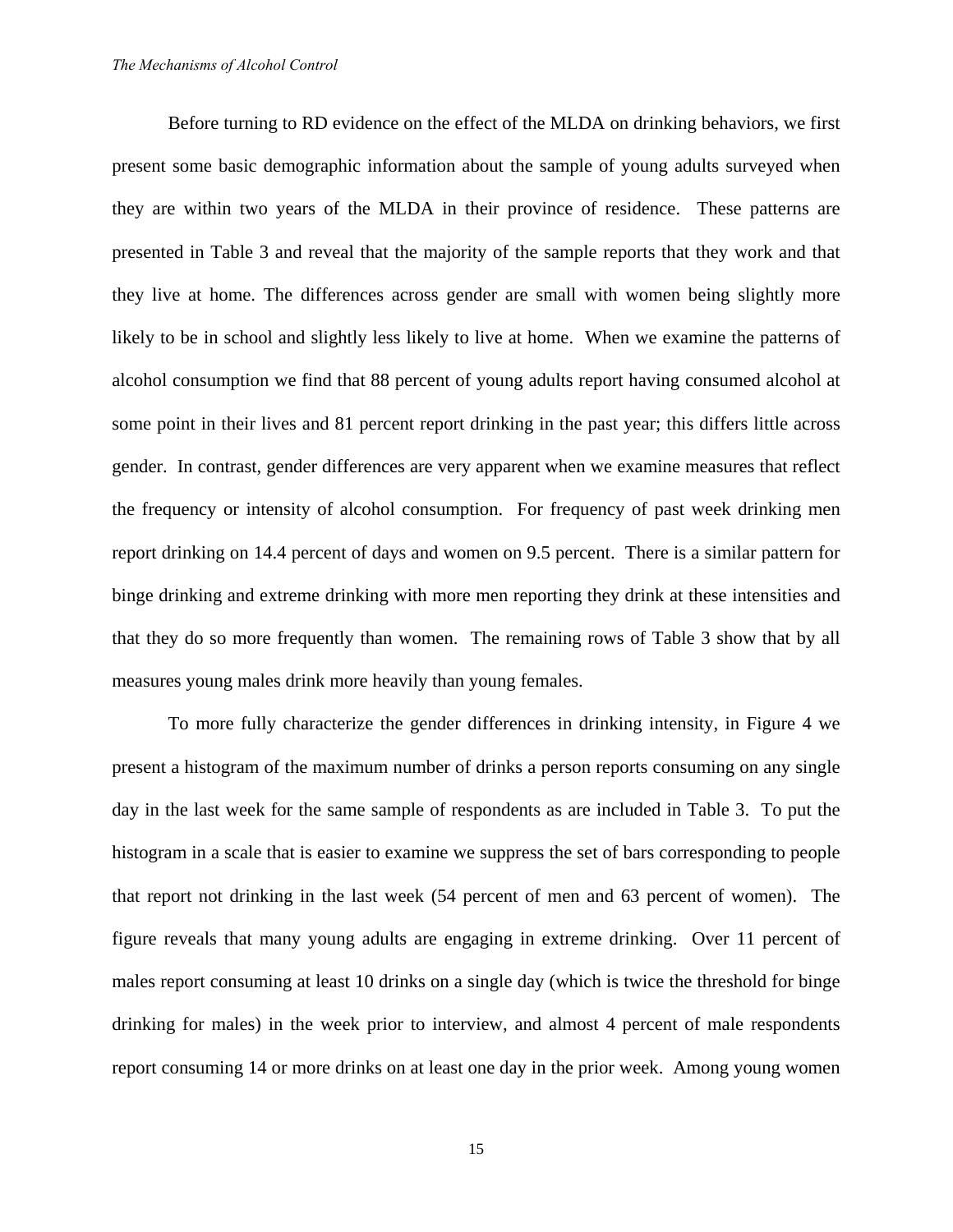Before turning to RD evidence on the effect of the MLDA on drinking behaviors, we first present some basic demographic information about the sample of young adults surveyed when they are within two years of the MLDA in their province of residence. These patterns are presented in Table 3 and reveal that the majority of the sample reports that they work and that they live at home. The differences across gender are small with women being slightly more likely to be in school and slightly less likely to live at home. When we examine the patterns of alcohol consumption we find that 88 percent of young adults report having consumed alcohol at some point in their lives and 81 percent report drinking in the past year; this differs little across gender. In contrast, gender differences are very apparent when we examine measures that reflect the frequency or intensity of alcohol consumption. For frequency of past week drinking men report drinking on 14.4 percent of days and women on 9.5 percent. There is a similar pattern for binge drinking and extreme drinking with more men reporting they drink at these intensities and that they do so more frequently than women. The remaining rows of Table 3 show that by all measures young males drink more heavily than young females.

To more fully characterize the gender differences in drinking intensity, in Figure 4 we present a histogram of the maximum number of drinks a person reports consuming on any single day in the last week for the same sample of respondents as are included in Table 3. To put the histogram in a scale that is easier to examine we suppress the set of bars corresponding to people that report not drinking in the last week (54 percent of men and 63 percent of women). The figure reveals that many young adults are engaging in extreme drinking. Over 11 percent of males report consuming at least 10 drinks on a single day (which is twice the threshold for binge drinking for males) in the week prior to interview, and almost 4 percent of male respondents report consuming 14 or more drinks on at least one day in the prior week. Among young women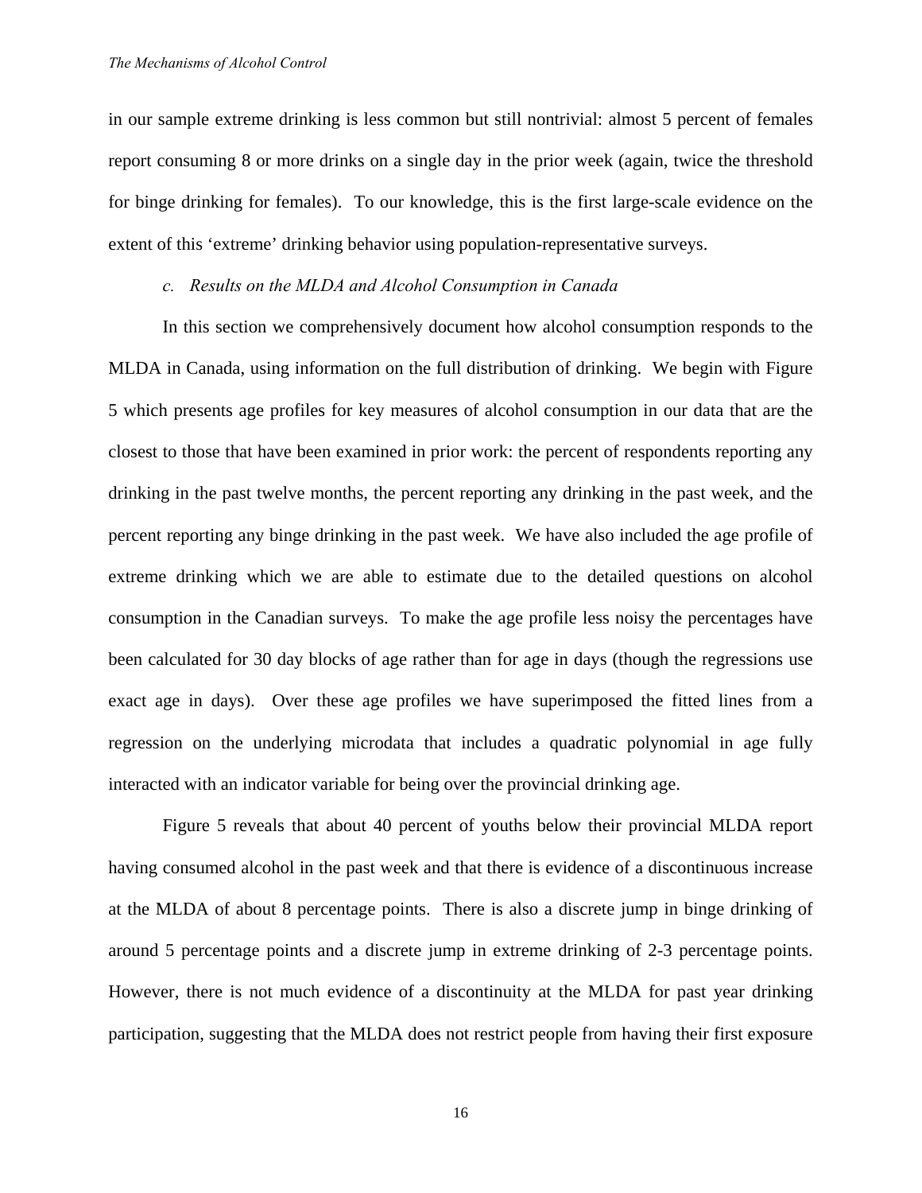in our sample extreme drinking is less common but still nontrivial: almost 5 percent of females report consuming 8 or more drinks on a single day in the prior week (again, twice the threshold for binge drinking for females). To our knowledge, this is the first large-scale evidence on the extent of this 'extreme' drinking behavior using population-representative surveys.

### *c. Results on the MLDA and Alcohol Consumption in Canada*

In this section we comprehensively document how alcohol consumption responds to the MLDA in Canada, using information on the full distribution of drinking. We begin with Figure 5 which presents age profiles for key measures of alcohol consumption in our data that are the closest to those that have been examined in prior work: the percent of respondents reporting any drinking in the past twelve months, the percent reporting any drinking in the past week, and the percent reporting any binge drinking in the past week. We have also included the age profile of extreme drinking which we are able to estimate due to the detailed questions on alcohol consumption in the Canadian surveys. To make the age profile less noisy the percentages have been calculated for 30 day blocks of age rather than for age in days (though the regressions use exact age in days). Over these age profiles we have superimposed the fitted lines from a regression on the underlying microdata that includes a quadratic polynomial in age fully interacted with an indicator variable for being over the provincial drinking age.

Figure 5 reveals that about 40 percent of youths below their provincial MLDA report having consumed alcohol in the past week and that there is evidence of a discontinuous increase at the MLDA of about 8 percentage points. There is also a discrete jump in binge drinking of around 5 percentage points and a discrete jump in extreme drinking of 2-3 percentage points. However, there is not much evidence of a discontinuity at the MLDA for past year drinking participation, suggesting that the MLDA does not restrict people from having their first exposure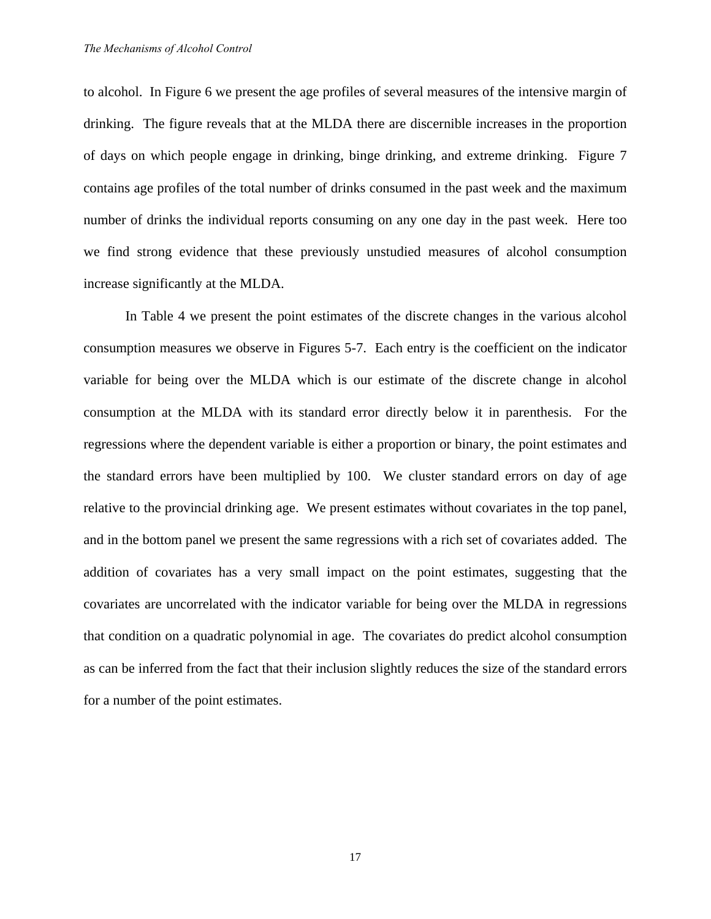to alcohol. In Figure 6 we present the age profiles of several measures of the intensive margin of drinking. The figure reveals that at the MLDA there are discernible increases in the proportion of days on which people engage in drinking, binge drinking, and extreme drinking. Figure 7 contains age profiles of the total number of drinks consumed in the past week and the maximum number of drinks the individual reports consuming on any one day in the past week. Here too we find strong evidence that these previously unstudied measures of alcohol consumption increase significantly at the MLDA.

In Table 4 we present the point estimates of the discrete changes in the various alcohol consumption measures we observe in Figures 5-7. Each entry is the coefficient on the indicator variable for being over the MLDA which is our estimate of the discrete change in alcohol consumption at the MLDA with its standard error directly below it in parenthesis. For the regressions where the dependent variable is either a proportion or binary, the point estimates and the standard errors have been multiplied by 100. We cluster standard errors on day of age relative to the provincial drinking age. We present estimates without covariates in the top panel, and in the bottom panel we present the same regressions with a rich set of covariates added. The addition of covariates has a very small impact on the point estimates, suggesting that the covariates are uncorrelated with the indicator variable for being over the MLDA in regressions that condition on a quadratic polynomial in age. The covariates do predict alcohol consumption as can be inferred from the fact that their inclusion slightly reduces the size of the standard errors for a number of the point estimates.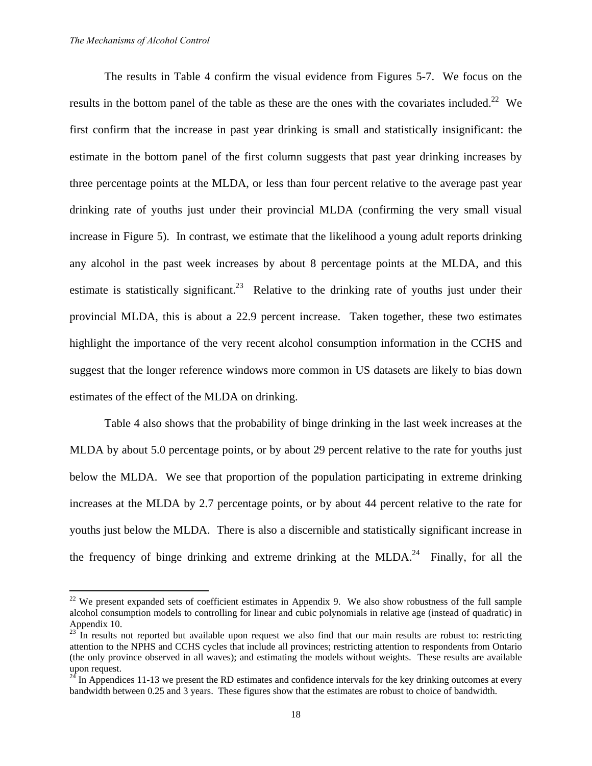The results in Table 4 confirm the visual evidence from Figures 5-7. We focus on the results in the bottom panel of the table as these are the ones with the covariates included.[22] We first confirm that the increase in past year drinking is small and statistically insignificant: the estimate in the bottom panel of the first column suggests that past year drinking increases by three percentage points at the MLDA, or less than four percent relative to the average past year drinking rate of youths just under their provincial MLDA (confirming the very small visual increase in Figure 5). In contrast, we estimate that the likelihood a young adult reports drinking any alcohol in the past week increases by about 8 percentage points at the MLDA, and this estimate is statistically significant.[23] Relative to the drinking rate of youths just under their provincial MLDA, this is about a 22.9 percent increase. Taken together, these two estimates highlight the importance of the very recent alcohol consumption information in the CCHS and suggest that the longer reference windows more common in US datasets are likely to bias down estimates of the effect of the MLDA on drinking.

Table 4 also shows that the probability of binge drinking in the last week increases at the MLDA by about 5.0 percentage points, or by about 29 percent relative to the rate for youths just below the MLDA. We see that proportion of the population participating in extreme drinking increases at the MLDA by 2.7 percentage points, or by about 44 percent relative to the rate for youths just below the MLDA. There is also a discernible and statistically significant increase in the frequency of binge drinking and extreme drinking at the MLDA.[24] Finally, for all the

---

[22] We present expanded sets of coefficient estimates in Appendix 9. We also show robustness of the full sample alcohol consumption models to controlling for linear and cubic polynomials in relative age (instead of quadratic) in Appendix 10.

[23] In results not reported but available upon request we also find that our main results are robust to: restricting attention to the NPHS and CCHS cycles that include all provinces; restricting attention to respondents from Ontario (the only province observed in all waves); and estimating the models without weights. These results are available upon request.

[24] In Appendices 11-13 we present the RD estimates and confidence intervals for the key drinking outcomes at every bandwidth between 0.25 and 3 years. These figures show that the estimates are robust to choice of bandwidth.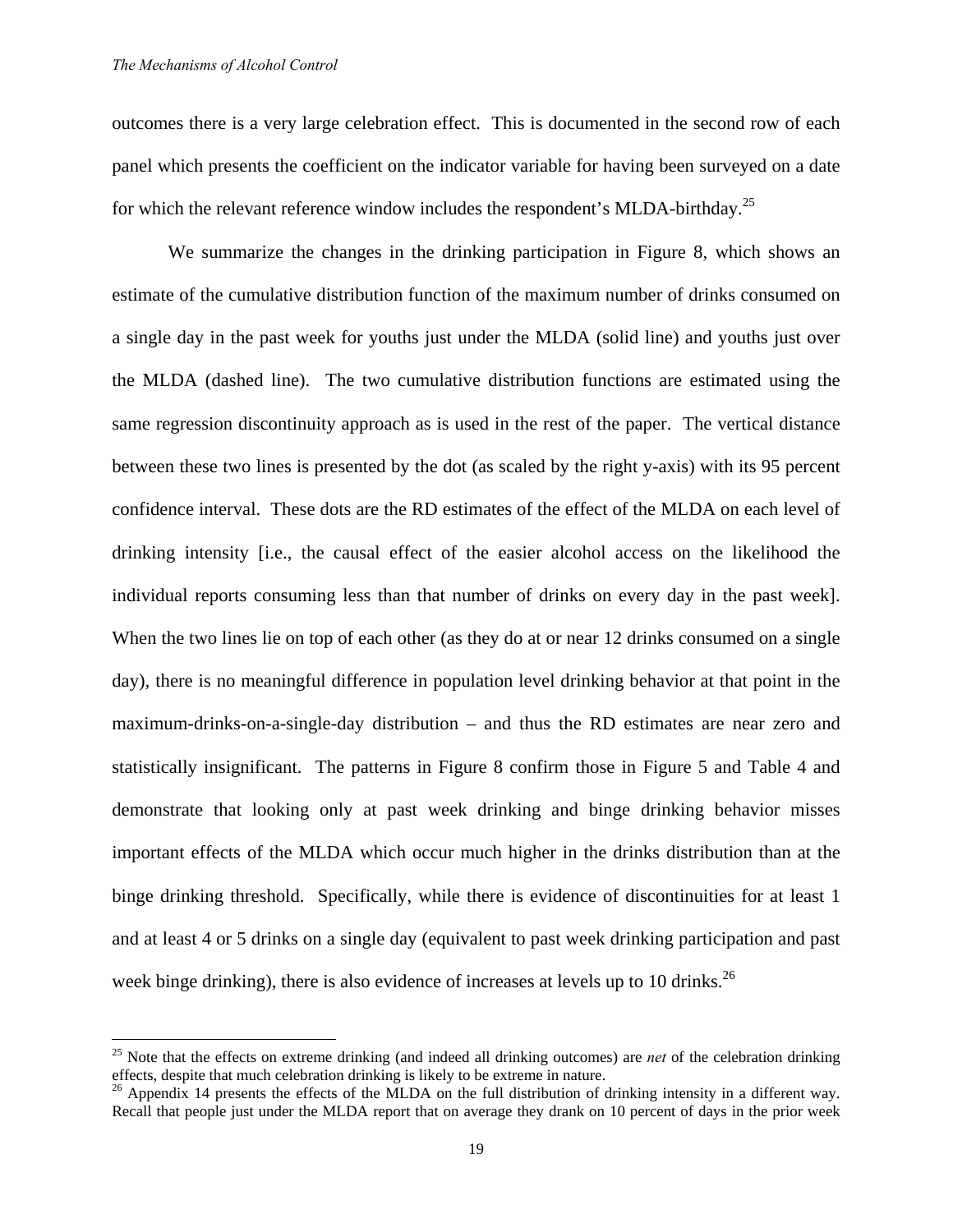outcomes there is a very large celebration effect. This is documented in the second row of each panel which presents the coefficient on the indicator variable for having been surveyed on a date for which the relevant reference window includes the respondent's MLDA-birthday.[25]

We summarize the changes in the drinking participation in Figure 8, which shows an estimate of the cumulative distribution function of the maximum number of drinks consumed on a single day in the past week for youths just under the MLDA (solid line) and youths just over the MLDA (dashed line). The two cumulative distribution functions are estimated using the same regression discontinuity approach as is used in the rest of the paper. The vertical distance between these two lines is presented by the dot (as scaled by the right y-axis) with its 95 percent confidence interval. These dots are the RD estimates of the effect of the MLDA on each level of drinking intensity [i.e., the causal effect of the easier alcohol access on the likelihood the individual reports consuming less than that number of drinks on every day in the past week]. When the two lines lie on top of each other (as they do at or near 12 drinks consumed on a single day), there is no meaningful difference in population level drinking behavior at that point in the maximum-drinks-on-a-single-day distribution – and thus the RD estimates are near zero and statistically insignificant. The patterns in Figure 8 confirm those in Figure 5 and Table 4 and demonstrate that looking only at past week drinking and binge drinking behavior misses important effects of the MLDA which occur much higher in the drinks distribution than at the binge drinking threshold. Specifically, while there is evidence of discontinuities for at least 1 and at least 4 or 5 drinks on a single day (equivalent to past week drinking participation and past week binge drinking), there is also evidence of increases at levels up to 10 drinks.[26]

[25] Note that the effects on extreme drinking (and indeed all drinking outcomes) are *net* of the celebration drinking effects, despite that much celebration drinking is likely to be extreme in nature.

[26] Appendix 14 presents the effects of the MLDA on the full distribution of drinking intensity in a different way. Recall that people just under the MLDA report that on average they drank on 10 percent of days in the prior week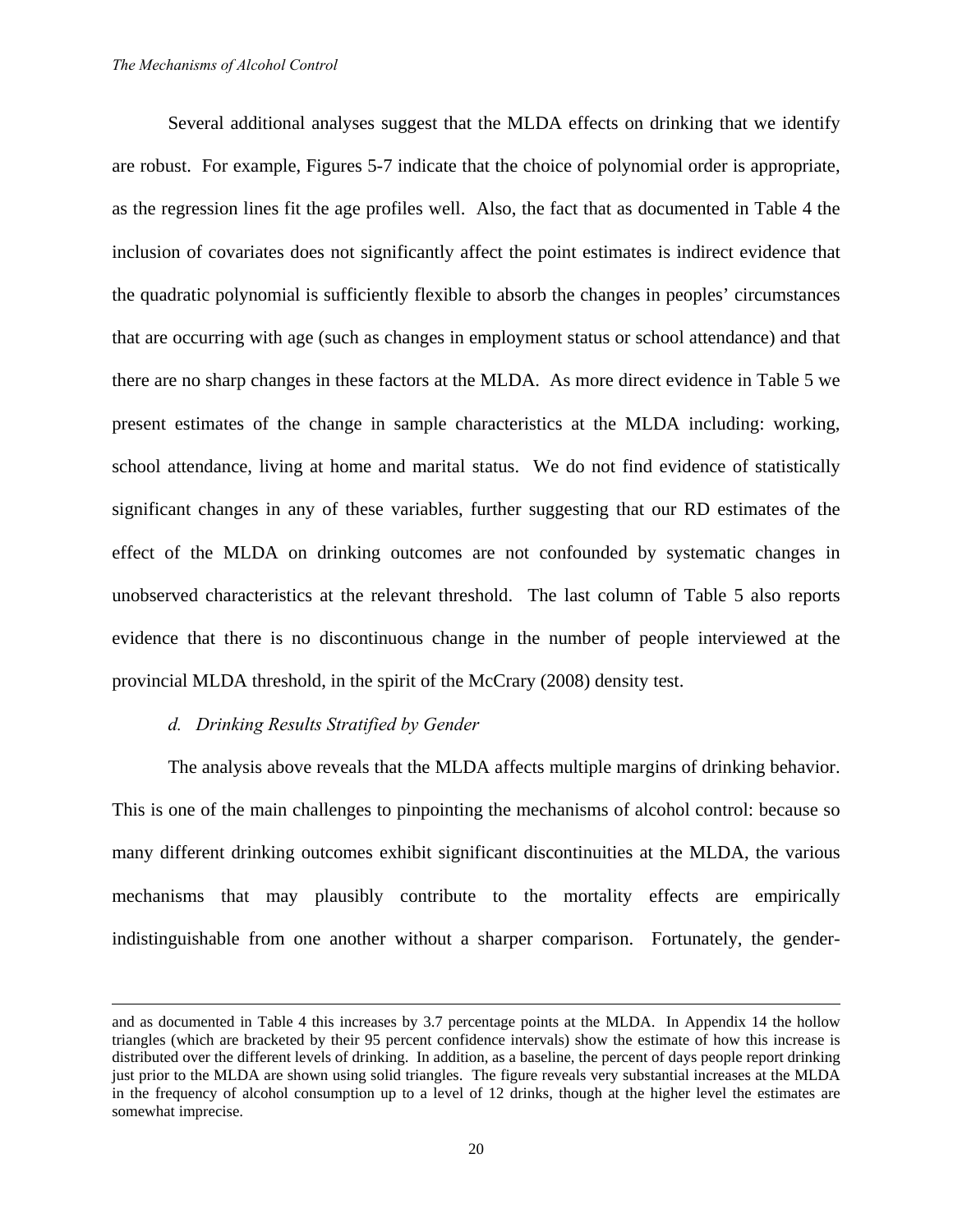Several additional analyses suggest that the MLDA effects on drinking that we identify are robust. For example, Figures 5-7 indicate that the choice of polynomial order is appropriate, as the regression lines fit the age profiles well. Also, the fact that as documented in Table 4 the inclusion of covariates does not significantly affect the point estimates is indirect evidence that the quadratic polynomial is sufficiently flexible to absorb the changes in peoples' circumstances that are occurring with age (such as changes in employment status or school attendance) and that there are no sharp changes in these factors at the MLDA. As more direct evidence in Table 5 we present estimates of the change in sample characteristics at the MLDA including: working, school attendance, living at home and marital status. We do not find evidence of statistically significant changes in any of these variables, further suggesting that our RD estimates of the effect of the MLDA on drinking outcomes are not confounded by systematic changes in unobserved characteristics at the relevant threshold. The last column of Table 5 also reports evidence that there is no discontinuous change in the number of people interviewed at the provincial MLDA threshold, in the spirit of the McCrary (2008) density test.

### *d. Drinking Results Stratified by Gender*

The analysis above reveals that the MLDA affects multiple margins of drinking behavior. This is one of the main challenges to pinpointing the mechanisms of alcohol control: because so many different drinking outcomes exhibit significant discontinuities at the MLDA, the various mechanisms that may plausibly contribute to the mortality effects are empirically indistinguishable from one another without a sharper comparison. Fortunately, the gender-

---

and as documented in Table 4 this increases by 3.7 percentage points at the MLDA. In Appendix 14 the hollow triangles (which are bracketed by their 95 percent confidence intervals) show the estimate of how this increase is distributed over the different levels of drinking. In addition, as a baseline, the percent of days people report drinking just prior to the MLDA are shown using solid triangles. The figure reveals very substantial increases at the MLDA in the frequency of alcohol consumption up to a level of 12 drinks, though at the higher level the estimates are somewhat imprecise.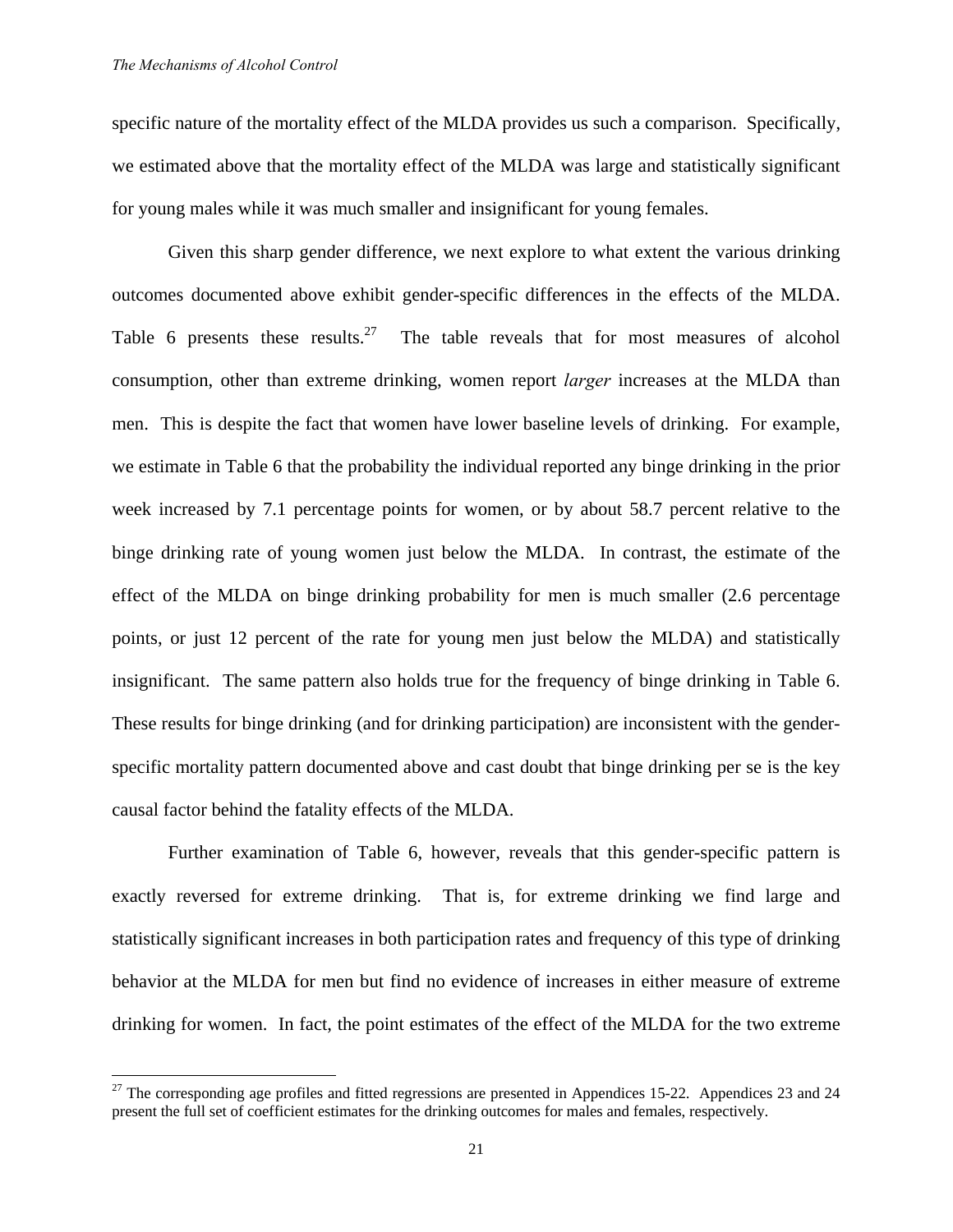specific nature of the mortality effect of the MLDA provides us such a comparison. Specifically, we estimated above that the mortality effect of the MLDA was large and statistically significant for young males while it was much smaller and insignificant for young females.

Given this sharp gender difference, we next explore to what extent the various drinking outcomes documented above exhibit gender-specific differences in the effects of the MLDA. Table 6 presents these results.[27] The table reveals that for most measures of alcohol consumption, other than extreme drinking, women report *larger* increases at the MLDA than men. This is despite the fact that women have lower baseline levels of drinking. For example, we estimate in Table 6 that the probability the individual reported any binge drinking in the prior week increased by 7.1 percentage points for women, or by about 58.7 percent relative to the binge drinking rate of young women just below the MLDA. In contrast, the estimate of the effect of the MLDA on binge drinking probability for men is much smaller (2.6 percentage points, or just 12 percent of the rate for young men just below the MLDA) and statistically insignificant. The same pattern also holds true for the frequency of binge drinking in Table 6. These results for binge drinking (and for drinking participation) are inconsistent with the gender-specific mortality pattern documented above and cast doubt that binge drinking per se is the key causal factor behind the fatality effects of the MLDA.

Further examination of Table 6, however, reveals that this gender-specific pattern is exactly reversed for extreme drinking. That is, for extreme drinking we find large and statistically significant increases in both participation rates and frequency of this type of drinking behavior at the MLDA for men but find no evidence of increases in either measure of extreme drinking for women. In fact, the point estimates of the effect of the MLDA for the two extreme

[27] The corresponding age profiles and fitted regressions are presented in Appendices 15-22. Appendices 23 and 24 present the full set of coefficient estimates for the drinking outcomes for males and females, respectively.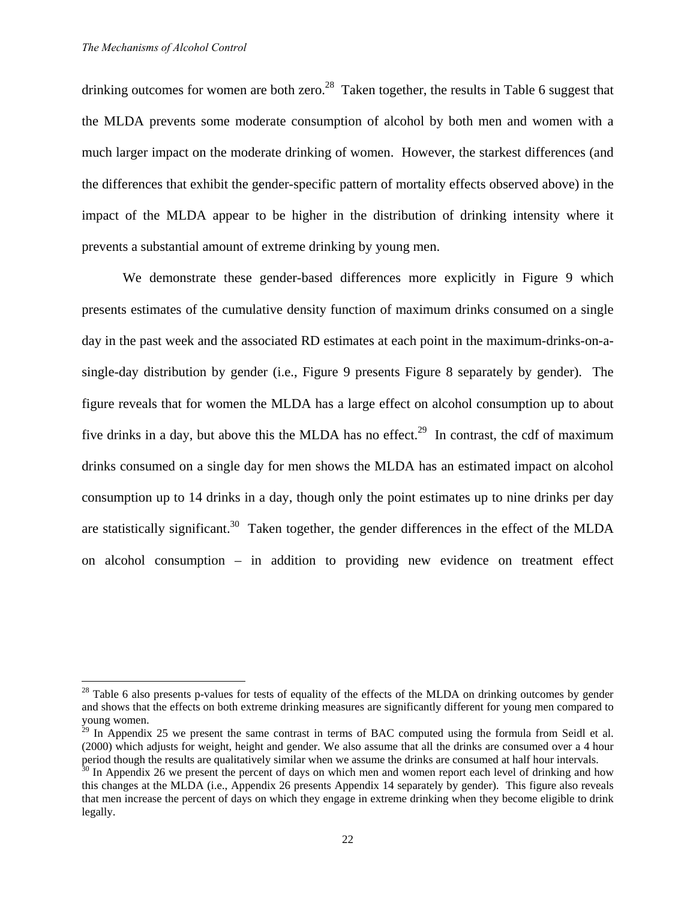drinking outcomes for women are both zero.[28] Taken together, the results in Table 6 suggest that the MLDA prevents some moderate consumption of alcohol by both men and women with a much larger impact on the moderate drinking of women. However, the starkest differences (and the differences that exhibit the gender-specific pattern of mortality effects observed above) in the impact of the MLDA appear to be higher in the distribution of drinking intensity where it prevents a substantial amount of extreme drinking by young men.

We demonstrate these gender-based differences more explicitly in Figure 9 which presents estimates of the cumulative density function of maximum drinks consumed on a single day in the past week and the associated RD estimates at each point in the maximum-drinks-on-a-single-day distribution by gender (i.e., Figure 9 presents Figure 8 separately by gender). The figure reveals that for women the MLDA has a large effect on alcohol consumption up to about five drinks in a day, but above this the MLDA has no effect.[29] In contrast, the cdf of maximum drinks consumed on a single day for men shows the MLDA has an estimated impact on alcohol consumption up to 14 drinks in a day, though only the point estimates up to nine drinks per day are statistically significant.[30] Taken together, the gender differences in the effect of the MLDA on alcohol consumption – in addition to providing new evidence on treatment effect

---

[28] Table 6 also presents p-values for tests of equality of the effects of the MLDA on drinking outcomes by gender and shows that the effects on both extreme drinking measures are significantly different for young men compared to young women.

[29] In Appendix 25 we present the same contrast in terms of BAC computed using the formula from Seidl et al. (2000) which adjusts for weight, height and gender. We also assume that all the drinks are consumed over a 4 hour period though the results are qualitatively similar when we assume the drinks are consumed at half hour intervals.

[30] In Appendix 26 we present the percent of days on which men and women report each level of drinking and how this changes at the MLDA (i.e., Appendix 26 presents Appendix 14 separately by gender). This figure also reveals that men increase the percent of days on which they engage in extreme drinking when they become eligible to drink legally.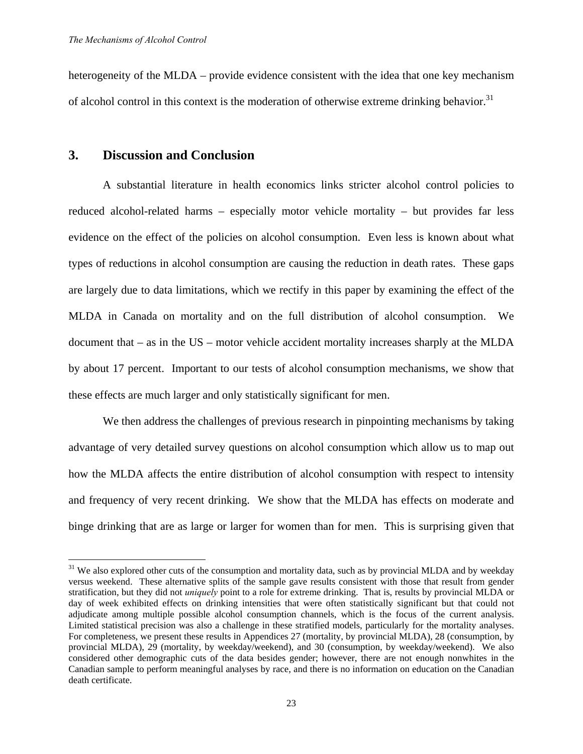heterogeneity of the MLDA – provide evidence consistent with the idea that one key mechanism of alcohol control in this context is the moderation of otherwise extreme drinking behavior.[31]

## 3. Discussion and Conclusion

A substantial literature in health economics links stricter alcohol control policies to reduced alcohol-related harms – especially motor vehicle mortality – but provides far less evidence on the effect of the policies on alcohol consumption. Even less is known about what types of reductions in alcohol consumption are causing the reduction in death rates. These gaps are largely due to data limitations, which we rectify in this paper by examining the effect of the MLDA in Canada on mortality and on the full distribution of alcohol consumption. We document that – as in the US – motor vehicle accident mortality increases sharply at the MLDA by about 17 percent. Important to our tests of alcohol consumption mechanisms, we show that these effects are much larger and only statistically significant for men.

We then address the challenges of previous research in pinpointing mechanisms by taking advantage of very detailed survey questions on alcohol consumption which allow us to map out how the MLDA affects the entire distribution of alcohol consumption with respect to intensity and frequency of very recent drinking. We show that the MLDA has effects on moderate and binge drinking that are as large or larger for women than for men. This is surprising given that

[31] We also explored other cuts of the consumption and mortality data, such as by provincial MLDA and by weekday versus weekend. These alternative splits of the sample gave results consistent with those that result from gender stratification, but they did not *uniquely* point to a role for extreme drinking. That is, results by provincial MLDA or day of week exhibited effects on drinking intensities that were often statistically significant but that could not adjudicate among multiple possible alcohol consumption channels, which is the focus of the current analysis. Limited statistical precision was also a challenge in these stratified models, particularly for the mortality analyses. For completeness, we present these results in Appendices 27 (mortality, by provincial MLDA), 28 (consumption, by provincial MLDA), 29 (mortality, by weekday/weekend), and 30 (consumption, by weekday/weekend). We also considered other demographic cuts of the data besides gender; however, there are not enough nonwhites in the Canadian sample to perform meaningful analyses by race, and there is no information on education on the Canadian death certificate.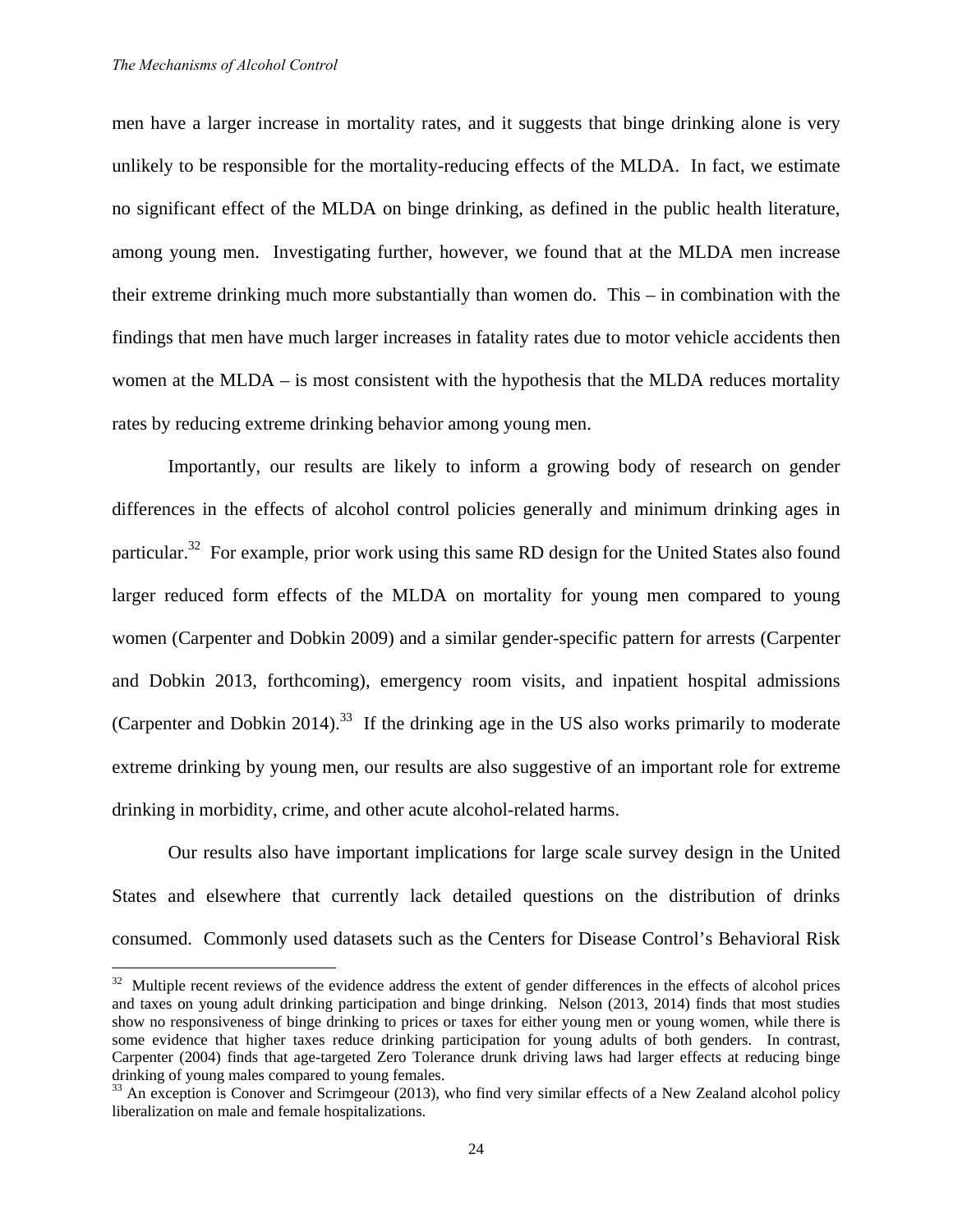men have a larger increase in mortality rates, and it suggests that binge drinking alone is very unlikely to be responsible for the mortality-reducing effects of the MLDA. In fact, we estimate no significant effect of the MLDA on binge drinking, as defined in the public health literature, among young men. Investigating further, however, we found that at the MLDA men increase their extreme drinking much more substantially than women do. This – in combination with the findings that men have much larger increases in fatality rates due to motor vehicle accidents then women at the MLDA – is most consistent with the hypothesis that the MLDA reduces mortality rates by reducing extreme drinking behavior among young men.

Importantly, our results are likely to inform a growing body of research on gender differences in the effects of alcohol control policies generally and minimum drinking ages in particular.[32] For example, prior work using this same RD design for the United States also found larger reduced form effects of the MLDA on mortality for young men compared to young women (Carpenter and Dobkin 2009) and a similar gender-specific pattern for arrests (Carpenter and Dobkin 2013, forthcoming), emergency room visits, and inpatient hospital admissions (Carpenter and Dobkin 2014).[33] If the drinking age in the US also works primarily to moderate extreme drinking by young men, our results are also suggestive of an important role for extreme drinking in morbidity, crime, and other acute alcohol-related harms.

Our results also have important implications for large scale survey design in the United States and elsewhere that currently lack detailed questions on the distribution of drinks consumed. Commonly used datasets such as the Centers for Disease Control's Behavioral Risk

---

[32] Multiple recent reviews of the evidence address the extent of gender differences in the effects of alcohol prices and taxes on young adult drinking participation and binge drinking. Nelson (2013, 2014) finds that most studies show no responsiveness of binge drinking to prices or taxes for either young men or young women, while there is some evidence that higher taxes reduce drinking participation for young adults of both genders. In contrast, Carpenter (2004) finds that age-targeted Zero Tolerance drunk driving laws had larger effects at reducing binge drinking of young males compared to young females.

[33] An exception is Conover and Scrimgeour (2013), who find very similar effects of a New Zealand alcohol policy liberalization on male and female hospitalizations.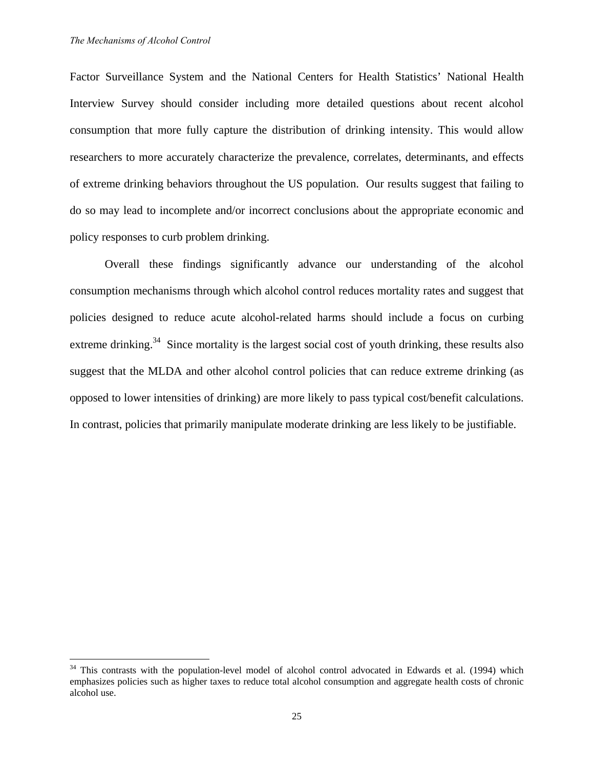Factor Surveillance System and the National Centers for Health Statistics' National Health Interview Survey should consider including more detailed questions about recent alcohol consumption that more fully capture the distribution of drinking intensity. This would allow researchers to more accurately characterize the prevalence, correlates, determinants, and effects of extreme drinking behaviors throughout the US population. Our results suggest that failing to do so may lead to incomplete and/or incorrect conclusions about the appropriate economic and policy responses to curb problem drinking.

Overall these findings significantly advance our understanding of the alcohol consumption mechanisms through which alcohol control reduces mortality rates and suggest that policies designed to reduce acute alcohol-related harms should include a focus on curbing extreme drinking.[34] Since mortality is the largest social cost of youth drinking, these results also suggest that the MLDA and other alcohol control policies that can reduce extreme drinking (as opposed to lower intensities of drinking) are more likely to pass typical cost/benefit calculations. In contrast, policies that primarily manipulate moderate drinking are less likely to be justifiable.

[34] This contrasts with the population-level model of alcohol control advocated in Edwards et al. (1994) which emphasizes policies such as higher taxes to reduce total alcohol consumption and aggregate health costs of chronic alcohol use.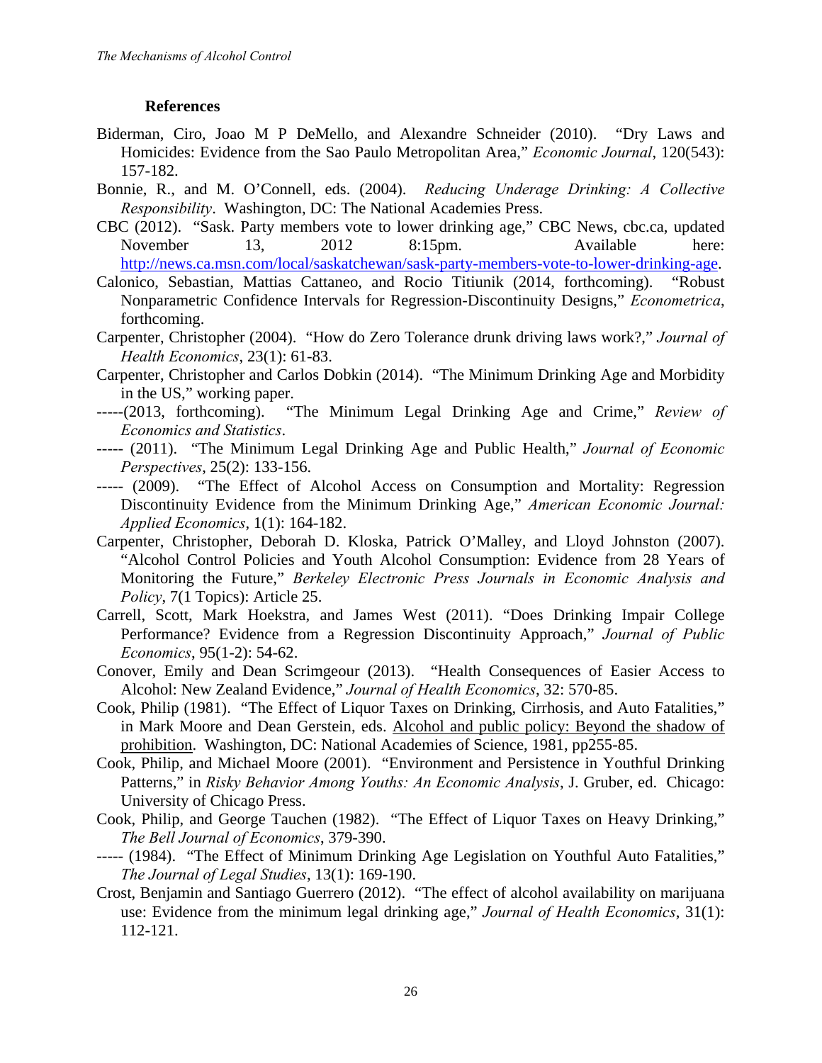## References

Biderman, Ciro, Joao M P DeMello, and Alexandre Schneider (2010). "Dry Laws and Homicides: Evidence from the Sao Paulo Metropolitan Area," *Economic Journal*, 120(543): 157-182.

Bonnie, R., and M. O'Connell, eds. (2004). *Reducing Underage Drinking: A Collective Responsibility*. Washington, DC: The National Academies Press.

CBC (2012). "Sask. Party members vote to lower drinking age," CBC News, cbc.ca, updated November 13, 2012 8:15pm. Available here: http://news.ca.msn.com/local/saskatchewan/sask-party-members-vote-to-lower-drinking-age.

Calonico, Sebastian, Mattias Cattaneo, and Rocio Titiunik (2014, forthcoming). "Robust Nonparametric Confidence Intervals for Regression-Discontinuity Designs," *Econometrica*, forthcoming.

Carpenter, Christopher (2004). "How do Zero Tolerance drunk driving laws work?," *Journal of Health Economics*, 23(1): 61-83.

Carpenter, Christopher and Carlos Dobkin (2014). "The Minimum Drinking Age and Morbidity in the US," working paper.

-----(2013, forthcoming). "The Minimum Legal Drinking Age and Crime," *Review of Economics and Statistics*.

----- (2011). "The Minimum Legal Drinking Age and Public Health," *Journal of Economic Perspectives*, 25(2): 133-156.

----- (2009). "The Effect of Alcohol Access on Consumption and Mortality: Regression Discontinuity Evidence from the Minimum Drinking Age," *American Economic Journal: Applied Economics*, 1(1): 164-182.

Carpenter, Christopher, Deborah D. Kloska, Patrick O'Malley, and Lloyd Johnston (2007). "Alcohol Control Policies and Youth Alcohol Consumption: Evidence from 28 Years of Monitoring the Future," *Berkeley Electronic Press Journals in Economic Analysis and Policy*, 7(1 Topics): Article 25.

Carrell, Scott, Mark Hoekstra, and James West (2011). "Does Drinking Impair College Performance? Evidence from a Regression Discontinuity Approach," *Journal of Public Economics*, 95(1-2): 54-62.

Conover, Emily and Dean Scrimgeour (2013). "Health Consequences of Easier Access to Alcohol: New Zealand Evidence," *Journal of Health Economics*, 32: 570-85.

Cook, Philip (1981). "The Effect of Liquor Taxes on Drinking, Cirrhosis, and Auto Fatalities," in Mark Moore and Dean Gerstein, eds. Alcohol and public policy: Beyond the shadow of prohibition. Washington, DC: National Academies of Science, 1981, pp255-85.

Cook, Philip, and Michael Moore (2001). "Environment and Persistence in Youthful Drinking Patterns," in *Risky Behavior Among Youths: An Economic Analysis*, J. Gruber, ed. Chicago: University of Chicago Press.

Cook, Philip, and George Tauchen (1982). "The Effect of Liquor Taxes on Heavy Drinking," *The Bell Journal of Economics*, 379-390.

----- (1984). "The Effect of Minimum Drinking Age Legislation on Youthful Auto Fatalities," *The Journal of Legal Studies*, 13(1): 169-190.

Crost, Benjamin and Santiago Guerrero (2012). "The effect of alcohol availability on marijuana use: Evidence from the minimum legal drinking age," *Journal of Health Economics*, 31(1): 112-121.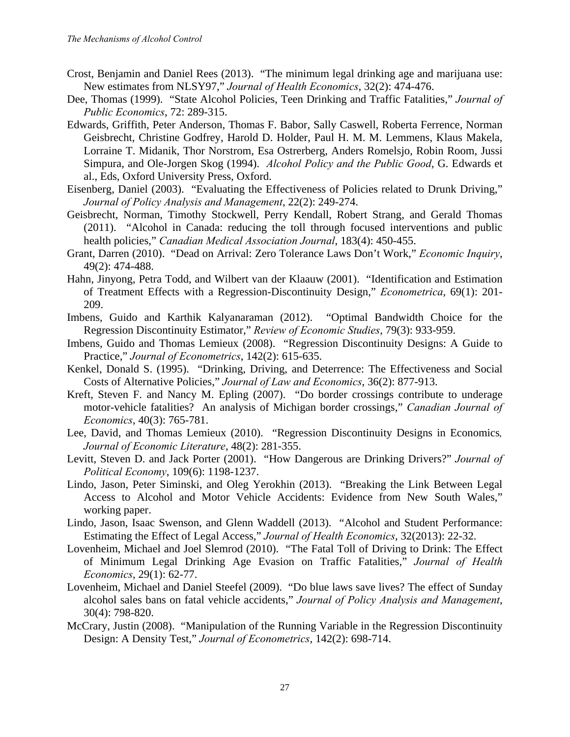Crost, Benjamin and Daniel Rees (2013). "The minimum legal drinking age and marijuana use: New estimates from NLSY97," *Journal of Health Economics*, 32(2): 474-476.

Dee, Thomas (1999). "State Alcohol Policies, Teen Drinking and Traffic Fatalities," *Journal of Public Economics*, 72: 289-315.

Edwards, Griffith, Peter Anderson, Thomas F. Babor, Sally Caswell, Roberta Ferrence, Norman Geisbrecht, Christine Godfrey, Harold D. Holder, Paul H. M. M. Lemmens, Klaus Makela, Lorraine T. Midanik, Thor Norstrom, Esa Ostrerberg, Anders Romelsjo, Robin Room, Jussi Simpura, and Ole-Jorgen Skog (1994). *Alcohol Policy and the Public Good*, G. Edwards et al., Eds, Oxford University Press, Oxford.

Eisenberg, Daniel (2003). "Evaluating the Effectiveness of Policies related to Drunk Driving," *Journal of Policy Analysis and Management*, 22(2): 249-274.

Geisbrecht, Norman, Timothy Stockwell, Perry Kendall, Robert Strang, and Gerald Thomas (2011). "Alcohol in Canada: reducing the toll through focused interventions and public health policies," *Canadian Medical Association Journal*, 183(4): 450-455.

Grant, Darren (2010). "Dead on Arrival: Zero Tolerance Laws Don't Work," *Economic Inquiry*, 49(2): 474-488.

Hahn, Jinyong, Petra Todd, and Wilbert van der Klaauw (2001). "Identification and Estimation of Treatment Effects with a Regression-Discontinuity Design," *Econometrica*, 69(1): 201-209.

Imbens, Guido and Karthik Kalyanaraman (2012). "Optimal Bandwidth Choice for the Regression Discontinuity Estimator," *Review of Economic Studies*, 79(3): 933-959.

Imbens, Guido and Thomas Lemieux (2008). "Regression Discontinuity Designs: A Guide to Practice," *Journal of Econometrics*, 142(2): 615-635.

Kenkel, Donald S. (1995). "Drinking, Driving, and Deterrence: The Effectiveness and Social Costs of Alternative Policies," *Journal of Law and Economics*, 36(2): 877-913.

Kreft, Steven F. and Nancy M. Epling (2007). "Do border crossings contribute to underage motor-vehicle fatalities? An analysis of Michigan border crossings," *Canadian Journal of Economics*, 40(3): 765-781.

Lee, David, and Thomas Lemieux (2010). "Regression Discontinuity Designs in Economics*,* *Journal of Economic Literature*, 48(2): 281-355.

Levitt, Steven D. and Jack Porter (2001). "How Dangerous are Drinking Drivers?" *Journal of Political Economy*, 109(6): 1198-1237.

Lindo, Jason, Peter Siminski, and Oleg Yerokhin (2013). "Breaking the Link Between Legal Access to Alcohol and Motor Vehicle Accidents: Evidence from New South Wales," working paper.

Lindo, Jason, Isaac Swenson, and Glenn Waddell (2013). "Alcohol and Student Performance: Estimating the Effect of Legal Access," *Journal of Health Economics*, 32(2013): 22-32.

Lovenheim, Michael and Joel Slemrod (2010). "The Fatal Toll of Driving to Drink: The Effect of Minimum Legal Drinking Age Evasion on Traffic Fatalities," *Journal of Health Economics*, 29(1): 62-77.

Lovenheim, Michael and Daniel Steefel (2009). "Do blue laws save lives? The effect of Sunday alcohol sales bans on fatal vehicle accidents," *Journal of Policy Analysis and Management*, 30(4): 798-820.

McCrary, Justin (2008). "Manipulation of the Running Variable in the Regression Discontinuity Design: A Density Test," *Journal of Econometrics*, 142(2): 698-714.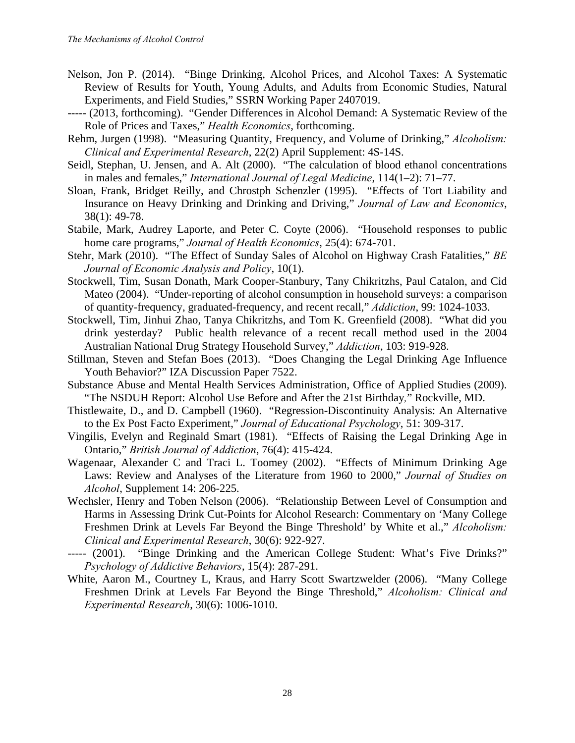Nelson, Jon P. (2014). "Binge Drinking, Alcohol Prices, and Alcohol Taxes: A Systematic Review of Results for Youth, Young Adults, and Adults from Economic Studies, Natural Experiments, and Field Studies," SSRN Working Paper 2407019.

----- (2013, forthcoming). "Gender Differences in Alcohol Demand: A Systematic Review of the Role of Prices and Taxes," *Health Economics*, forthcoming.

Rehm, Jurgen (1998). "Measuring Quantity, Frequency, and Volume of Drinking," *Alcoholism: Clinical and Experimental Research*, 22(2) April Supplement: 4S-14S.

Seidl, Stephan, U. Jensen, and A. Alt (2000). "The calculation of blood ethanol concentrations in males and females," *International Journal of Legal Medicine*, 114(1–2): 71–77.

Sloan, Frank, Bridget Reilly, and Chrostph Schenzler (1995). "Effects of Tort Liability and Insurance on Heavy Drinking and Drinking and Driving," *Journal of Law and Economics*, 38(1): 49-78.

Stabile, Mark, Audrey Laporte, and Peter C. Coyte (2006). "Household responses to public home care programs," *Journal of Health Economics*, 25(4): 674-701.

Stehr, Mark (2010). "The Effect of Sunday Sales of Alcohol on Highway Crash Fatalities," *BE Journal of Economic Analysis and Policy*, 10(1).

Stockwell, Tim, Susan Donath, Mark Cooper-Stanbury, Tany Chikritzhs, Paul Catalon, and Cid Mateo (2004). "Under-reporting of alcohol consumption in household surveys: a comparison of quantity-frequency, graduated-frequency, and recent recall," *Addiction*, 99: 1024-1033.

Stockwell, Tim, Jinhui Zhao, Tanya Chikritzhs, and Tom K. Greenfield (2008). "What did you drink yesterday? Public health relevance of a recent recall method used in the 2004 Australian National Drug Strategy Household Survey," *Addiction*, 103: 919-928.

Stillman, Steven and Stefan Boes (2013). "Does Changing the Legal Drinking Age Influence Youth Behavior?" IZA Discussion Paper 7522.

Substance Abuse and Mental Health Services Administration, Office of Applied Studies (2009). "The NSDUH Report: Alcohol Use Before and After the 21st Birthday," Rockville, MD.

Thistlewaite, D., and D. Campbell (1960). "Regression-Discontinuity Analysis: An Alternative to the Ex Post Facto Experiment," *Journal of Educational Psychology*, 51: 309-317.

Vingilis, Evelyn and Reginald Smart (1981). "Effects of Raising the Legal Drinking Age in Ontario," *British Journal of Addiction*, 76(4): 415-424.

Wagenaar, Alexander C and Traci L. Toomey (2002). "Effects of Minimum Drinking Age Laws: Review and Analyses of the Literature from 1960 to 2000," *Journal of Studies on Alcohol*, Supplement 14: 206-225.

Wechsler, Henry and Toben Nelson (2006). "Relationship Between Level of Consumption and Harms in Assessing Drink Cut-Points for Alcohol Research: Commentary on 'Many College Freshmen Drink at Levels Far Beyond the Binge Threshold' by White et al.," *Alcoholism: Clinical and Experimental Research*, 30(6): 922-927.

----- (2001). "Binge Drinking and the American College Student: What's Five Drinks?" *Psychology of Addictive Behaviors*, 15(4): 287-291.

White, Aaron M., Courtney L, Kraus, and Harry Scott Swartzwelder (2006). "Many College Freshmen Drink at Levels Far Beyond the Binge Threshold," *Alcoholism: Clinical and Experimental Research*, 30(6): 1006-1010.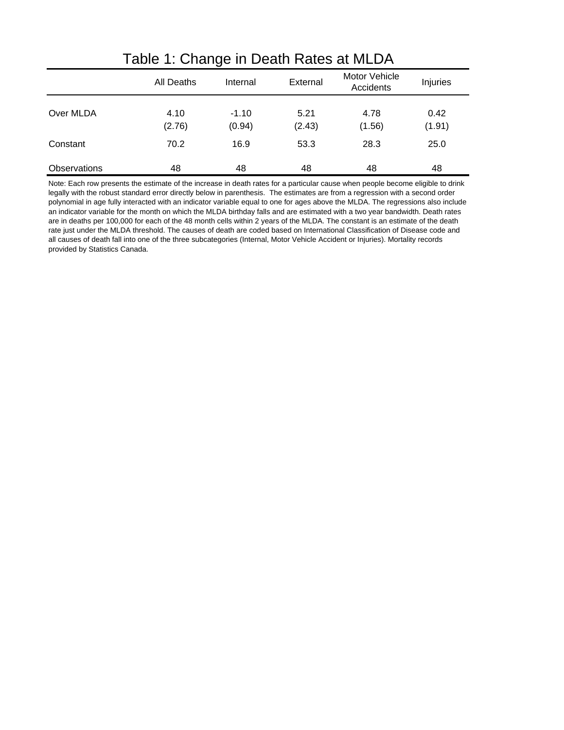## Table 1: Change in Death Rates at MLDA

| | All Deaths | Internal | External | Motor Vehicle Accidents | Injuries |
|---|---|---|---|---|---|
| Over MLDA | 4.10 | -1.10 | 5.21 | 4.78 | 0.42 |
| | (2.76) | (0.94) | (2.43) | (1.56) | (1.91) |
| Constant | 70.2 | 16.9 | 53.3 | 28.3 | 25.0 |
| Observations | 48 | 48 | 48 | 48 | 48 |

Note: Each row presents the estimate of the increase in death rates for a particular cause when people become eligible to drink legally with the robust standard error directly below in parenthesis. The estimates are from a regression with a second order polynomial in age fully interacted with an indicator variable equal to one for ages above the MLDA. The regressions also include an indicator variable for the month on which the MLDA birthday falls and are estimated with a two year bandwidth. Death rates are in deaths per 100,000 for each of the 48 month cells within 2 years of the MLDA. The constant is an estimate of the death rate just under the MLDA threshold. The causes of death are coded based on International Classification of Disease code and all causes of death fall into one of the three subcategories (Internal, Motor Vehicle Accident or Injuries). Mortality records provided by Statistics Canada.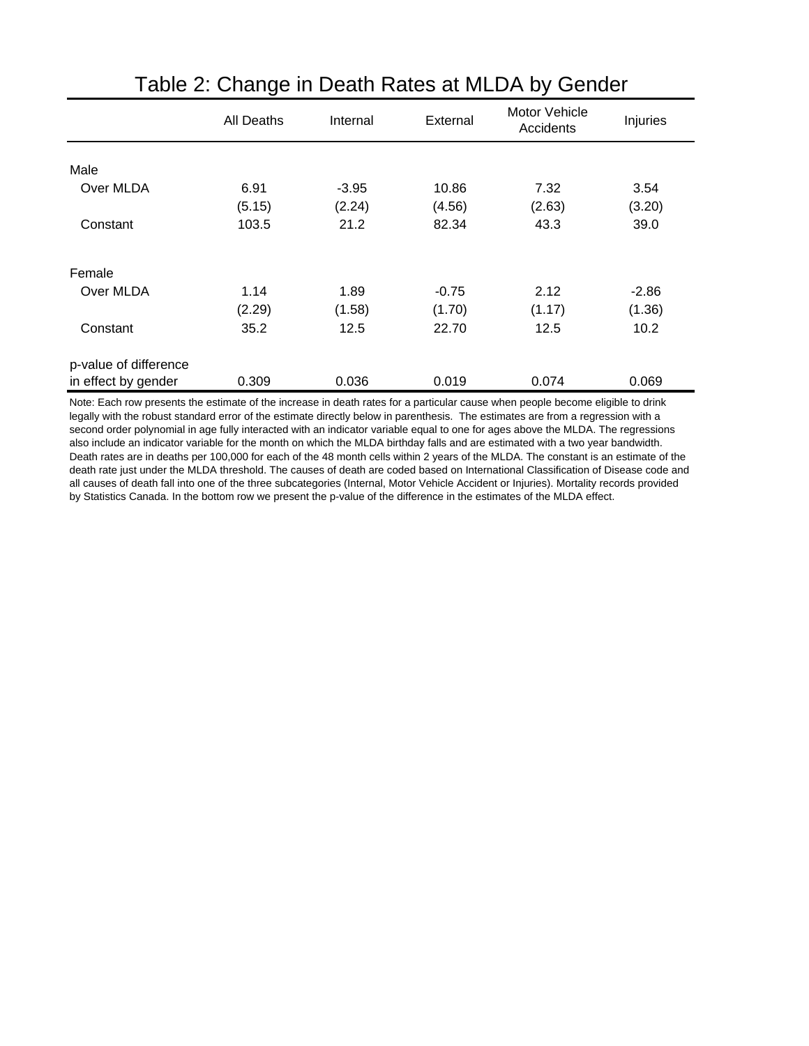# Table 2: Change in Death Rates at MLDA by Gender

| | All Deaths | Internal | External | Motor Vehicle Accidents | Injuries |
|---|---|---|---|---|---|
| Male | | | | | |
| Over MLDA | 6.91 | -3.95 | 10.86 | 7.32 | 3.54 |
| | (5.15) | (2.24) | (4.56) | (2.63) | (3.20) |
| Constant | 103.5 | 21.2 | 82.34 | 43.3 | 39.0 |
| Female | | | | | |
| Over MLDA | 1.14 | 1.89 | -0.75 | 2.12 | -2.86 |
| | (2.29) | (1.58) | (1.70) | (1.17) | (1.36) |
| Constant | 35.2 | 12.5 | 22.70 | 12.5 | 10.2 |
| p-value of difference in effect by gender | 0.309 | 0.036 | 0.019 | 0.074 | 0.069 |

Note: Each row presents the estimate of the increase in death rates for a particular cause when people become eligible to drink legally with the robust standard error of the estimate directly below in parenthesis. The estimates are from a regression with a second order polynomial in age fully interacted with an indicator variable equal to one for ages above the MLDA. The regressions also include an indicator variable for the month on which the MLDA birthday falls and are estimated with a two year bandwidth. Death rates are in deaths per 100,000 for each of the 48 month cells within 2 years of the MLDA. The constant is an estimate of the death rate just under the MLDA threshold. The causes of death are coded based on International Classification of Disease code and all causes of death fall into one of the three subcategories (Internal, Motor Vehicle Accident or Injuries). Mortality records provided by Statistics Canada. In the bottom row we present the p-value of the difference in the estimates of the MLDA effect.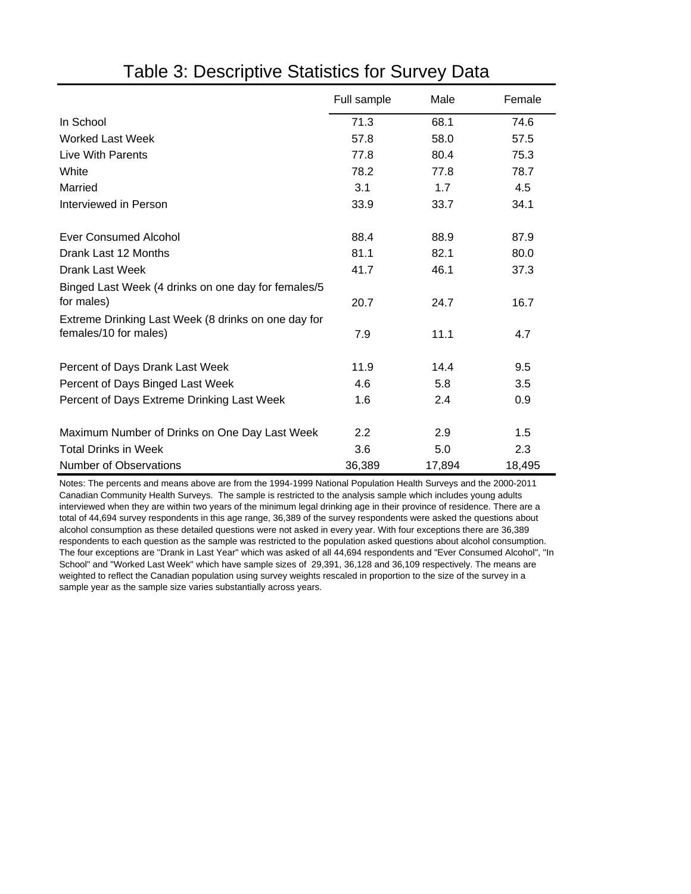# Table 3: Descriptive Statistics for Survey Data

| | Full sample | Male | Female |
|---|---|---|---|
| In School | 71.3 | 68.1 | 74.6 |
| Worked Last Week | 57.8 | 58.0 | 57.5 |
| Live With Parents | 77.8 | 80.4 | 75.3 |
| White | 78.2 | 77.8 | 78.7 |
| Married | 3.1 | 1.7 | 4.5 |
| Interviewed in Person | 33.9 | 33.7 | 34.1 |
| | | | |
| Ever Consumed Alcohol | 88.4 | 88.9 | 87.9 |
| Drank Last 12 Months | 81.1 | 82.1 | 80.0 |
| Drank Last Week | 41.7 | 46.1 | 37.3 |
| Binged Last Week (4 drinks on one day for females/5 for males) | 20.7 | 24.7 | 16.7 |
| Extreme Drinking Last Week (8 drinks on one day for females/10 for males) | 7.9 | 11.1 | 4.7 |
| | | | |
| Percent of Days Drank Last Week | 11.9 | 14.4 | 9.5 |
| Percent of Days Binged Last Week | 4.6 | 5.8 | 3.5 |
| Percent of Days Extreme Drinking Last Week | 1.6 | 2.4 | 0.9 |
| | | | |
| Maximum Number of Drinks on One Day Last Week | 2.2 | 2.9 | 1.5 |
| Total Drinks in Week | 3.6 | 5.0 | 2.3 |
| Number of Observations | 36,389 | 17,894 | 18,495 |

Notes: The percents and means above are from the 1994-1999 National Population Health Surveys and the 2000-2011 Canadian Community Health Surveys. The sample is restricted to the analysis sample which includes young adults interviewed when they are within two years of the minimum legal drinking age in their province of residence. There are a total of 44,694 survey respondents in this age range, 36,389 of the survey respondents were asked the questions about alcohol consumption as these detailed questions were not asked in every year. With four exceptions there are 36,389 respondents to each question as the sample was restricted to the population asked questions about alcohol consumption. The four exceptions are "Drank in Last Year" which was asked of all 44,694 respondents and "Ever Consumed Alcohol", "In School" and "Worked Last Week" which have sample sizes of 29,391, 36,128 and 36,109 respectively. The means are weighted to reflect the Canadian population using survey weights rescaled in proportion to the size of the survey in a sample year as the sample size varies substantially across years.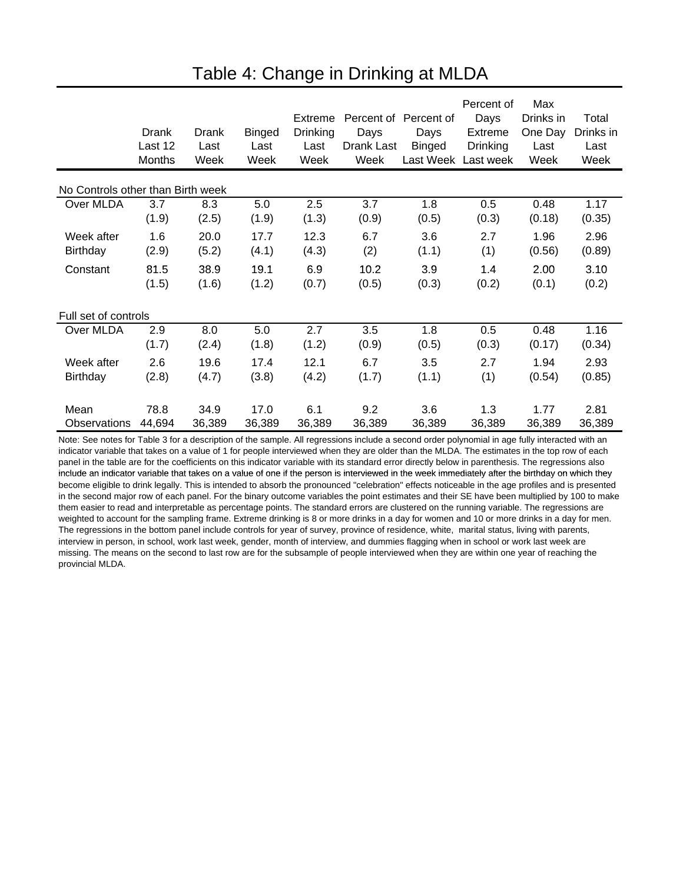# Table 4: Change in Drinking at MLDA

| | Drank Last 12 Months | Drank Last Week | Binged Last Week | Extreme Drinking Last Week | Percent of Days Drank Last Week | Percent of Days Binged Last Week | Percent of Days Extreme Drinking Last week | Max Drinks in One Day Last Week | Total Drinks in Last Week |
|---|---|---|---|---|---|---|---|---|---|
| No Controls other than Birth week | | | | | | | | | |
| Over MLDA | 3.7 | 8.3 | 5.0 | 2.5 | 3.7 | 1.8 | 0.5 | 0.48 | 1.17 |
| | (1.9) | (2.5) | (1.9) | (1.3) | (0.9) | (0.5) | (0.3) | (0.18) | (0.35) |
| Week after Birthday | 1.6 | 20.0 | 17.7 | 12.3 | 6.7 | 3.6 | 2.7 | 1.96 | 2.96 |
| | (2.9) | (5.2) | (4.1) | (4.3) | (2) | (1.1) | (1) | (0.56) | (0.89) |
| Constant | 81.5 | 38.9 | 19.1 | 6.9 | 10.2 | 3.9 | 1.4 | 2.00 | 3.10 |
| | (1.5) | (1.6) | (1.2) | (0.7) | (0.5) | (0.3) | (0.2) | (0.1) | (0.2) |
| Full set of controls | | | | | | | | | |
| Over MLDA | 2.9 | 8.0 | 5.0 | 2.7 | 3.5 | 1.8 | 0.5 | 0.48 | 1.16 |
| | (1.7) | (2.4) | (1.8) | (1.2) | (0.9) | (0.5) | (0.3) | (0.17) | (0.34) |
| Week after Birthday | 2.6 | 19.6 | 17.4 | 12.1 | 6.7 | 3.5 | 2.7 | 1.94 | 2.93 |
| | (2.8) | (4.7) | (3.8) | (4.2) | (1.7) | (1.1) | (1) | (0.54) | (0.85) |
| Mean | 78.8 | 34.9 | 17.0 | 6.1 | 9.2 | 3.6 | 1.3 | 1.77 | 2.81 |
| Observations | 44,694 | 36,389 | 36,389 | 36,389 | 36,389 | 36,389 | 36,389 | 36,389 | 36,389 |

Note: See notes for Table 3 for a description of the sample. All regressions include a second order polynomial in age fully interacted with an indicator variable that takes on a value of 1 for people interviewed when they are older than the MLDA. The estimates in the top row of each panel in the table are for the coefficients on this indicator variable with its standard error directly below in parenthesis. The regressions also include an indicator variable that takes on a value of one if the person is interviewed in the week immediately after the birthday on which they become eligible to drink legally. This is intended to absorb the pronounced "celebration" effects noticeable in the age profiles and is presented in the second major row of each panel. For the binary outcome variables the point estimates and their SE have been multiplied by 100 to make them easier to read and interpretable as percentage points. The standard errors are clustered on the running variable. The regressions are weighted to account for the sampling frame. Extreme drinking is 8 or more drinks in a day for women and 10 or more drinks in a day for men. The regressions in the bottom panel include controls for year of survey, province of residence, white, marital status, living with parents, interview in person, in school, work last week, gender, month of interview, and dummies flagging when in school or work last week are missing. The means on the second to last row are for the subsample of people interviewed when they are within one year of reaching the provincial MLDA.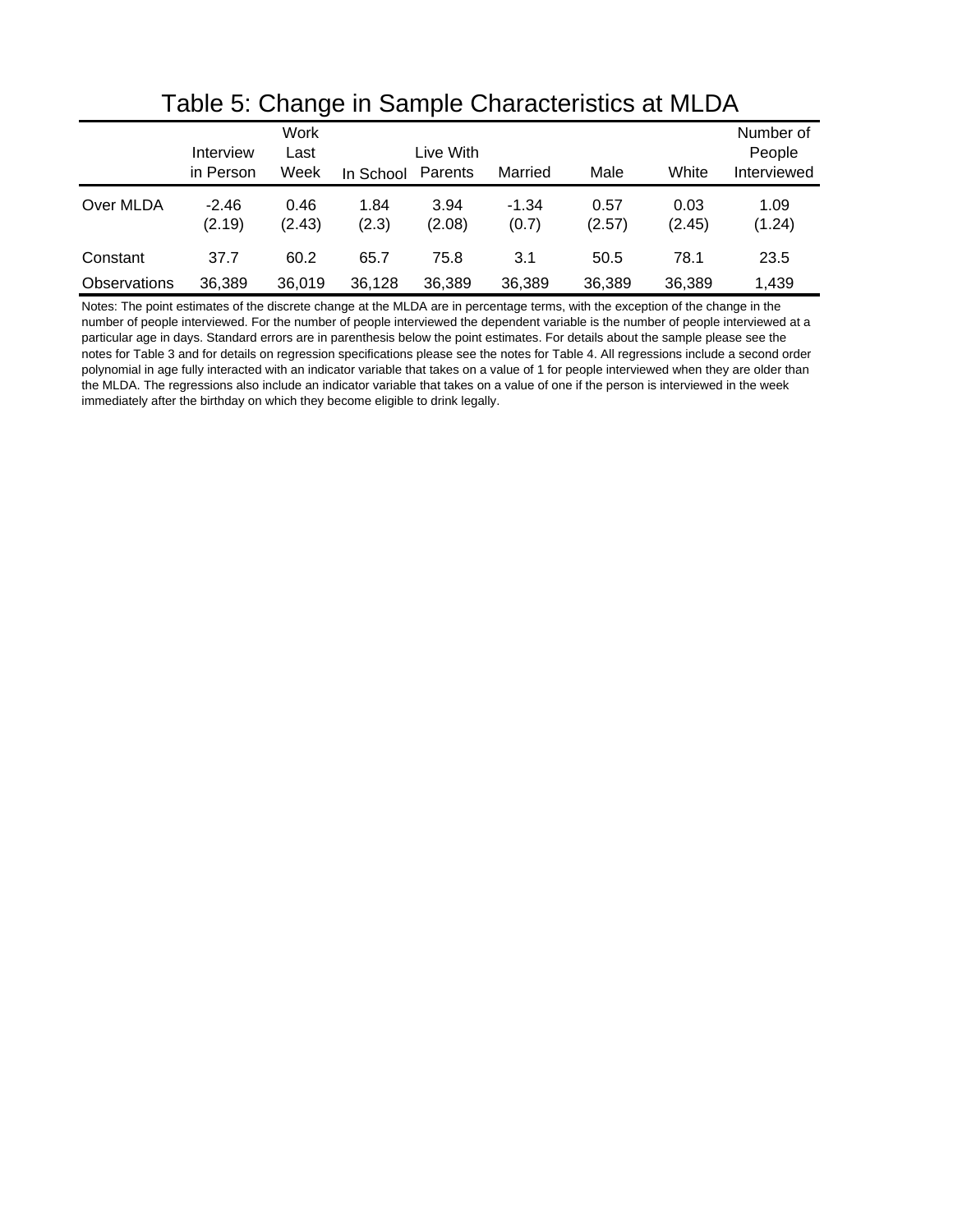# Table 5: Change in Sample Characteristics at MLDA

| | Interview in Person | Work Last Week | In School | Live With Parents | Married | Male | White | Number of People Interviewed |
|---|---|---|---|---|---|---|---|---|
| Over MLDA | -2.46 | 0.46 | 1.84 | 3.94 | -1.34 | 0.57 | 0.03 | 1.09 |
| | (2.19) | (2.43) | (2.3) | (2.08) | (0.7) | (2.57) | (2.45) | (1.24) |
| Constant | 37.7 | 60.2 | 65.7 | 75.8 | 3.1 | 50.5 | 78.1 | 23.5 |
| Observations | 36,389 | 36,019 | 36,128 | 36,389 | 36,389 | 36,389 | 36,389 | 1,439 |

Notes: The point estimates of the discrete change at the MLDA are in percentage terms, with the exception of the change in the number of people interviewed. For the number of people interviewed the dependent variable is the number of people interviewed at a particular age in days. Standard errors are in parenthesis below the point estimates. For details about the sample please see the notes for Table 3 and for details on regression specifications please see the notes for Table 4. All regressions include a second order polynomial in age fully interacted with an indicator variable that takes on a value of 1 for people interviewed when they are older than the MLDA. The regressions also include an indicator variable that takes on a value of one if the person is interviewed in the week immediately after the birthday on which they become eligible to drink legally.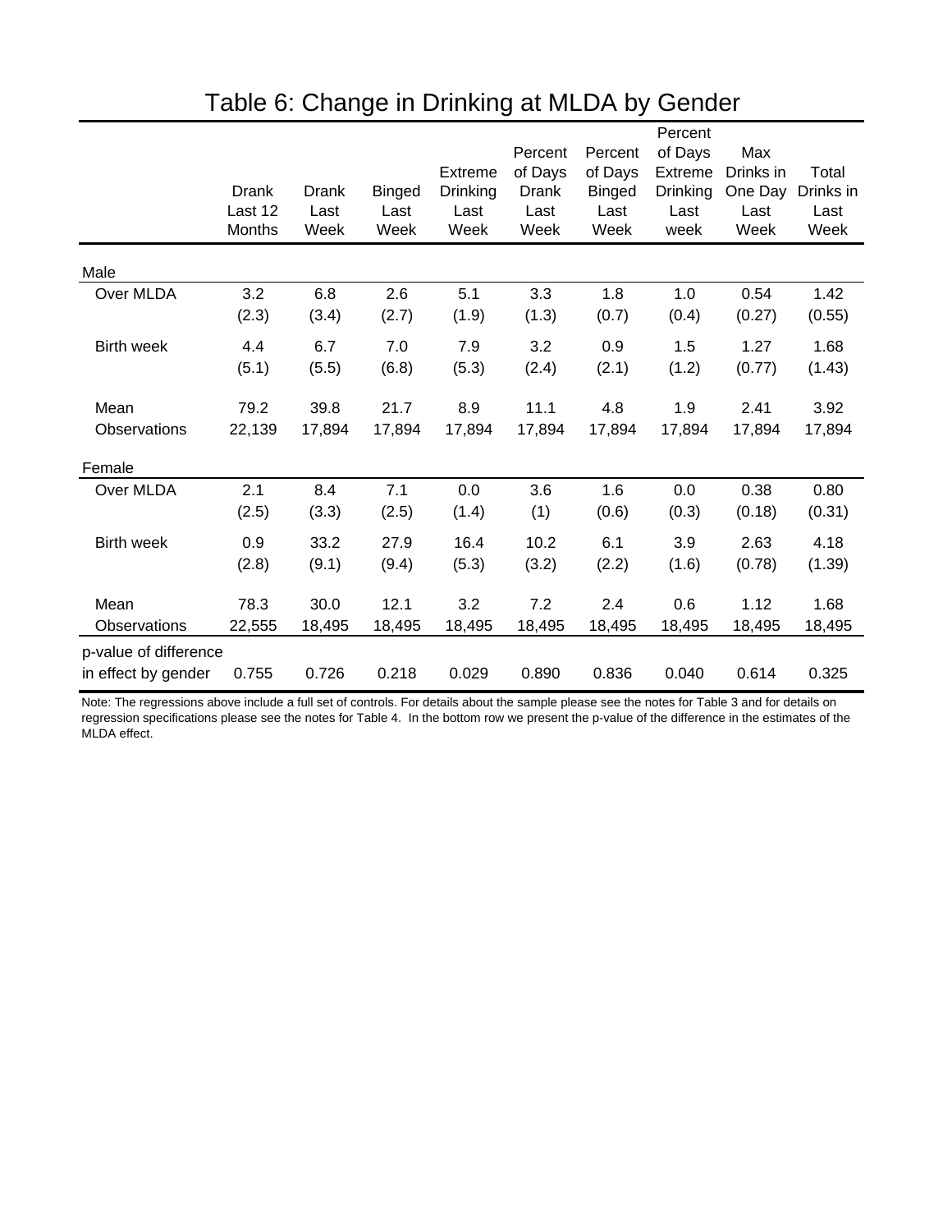# Table 6: Change in Drinking at MLDA by Gender

| | Drank Last 12 Months | Drank Last Week | Binged Last Week | Extreme Drinking Last Week | Percent of Days Drank Last Week | Percent of Days Binged Last Week | Percent of Days Extreme Drinking Last week | Max Drinks in One Day Last Week | Total Drinks in Last Week |
|---|---|---|---|---|---|---|---|---|---|
| Male | | | | | | | | | |
| Over MLDA | 3.2 | 6.8 | 2.6 | 5.1 | 3.3 | 1.8 | 1.0 | 0.54 | 1.42 |
| | (2.3) | (3.4) | (2.7) | (1.9) | (1.3) | (0.7) | (0.4) | (0.27) | (0.55) |
| Birth week | 4.4 | 6.7 | 7.0 | 7.9 | 3.2 | 0.9 | 1.5 | 1.27 | 1.68 |
| | (5.1) | (5.5) | (6.8) | (5.3) | (2.4) | (2.1) | (1.2) | (0.77) | (1.43) |
| Mean | 79.2 | 39.8 | 21.7 | 8.9 | 11.1 | 4.8 | 1.9 | 2.41 | 3.92 |
| Observations | 22,139 | 17,894 | 17,894 | 17,894 | 17,894 | 17,894 | 17,894 | 17,894 | 17,894 |
| Female | | | | | | | | | |
| Over MLDA | 2.1 | 8.4 | 7.1 | 0.0 | 3.6 | 1.6 | 0.0 | 0.38 | 0.80 |
| | (2.5) | (3.3) | (2.5) | (1.4) | (1) | (0.6) | (0.3) | (0.18) | (0.31) |
| Birth week | 0.9 | 33.2 | 27.9 | 16.4 | 10.2 | 6.1 | 3.9 | 2.63 | 4.18 |
| | (2.8) | (9.1) | (9.4) | (5.3) | (3.2) | (2.2) | (1.6) | (0.78) | (1.39) |
| Mean | 78.3 | 30.0 | 12.1 | 3.2 | 7.2 | 2.4 | 0.6 | 1.12 | 1.68 |
| Observations | 22,555 | 18,495 | 18,495 | 18,495 | 18,495 | 18,495 | 18,495 | 18,495 | 18,495 |
| p-value of difference in effect by gender | 0.755 | 0.726 | 0.218 | 0.029 | 0.890 | 0.836 | 0.040 | 0.614 | 0.325 |

Note: The regressions above include a full set of controls. For details about the sample please see the notes for Table 3 and for details on regression specifications please see the notes for Table 4. In the bottom row we present the p-value of the difference in the estimates of the MLDA effect.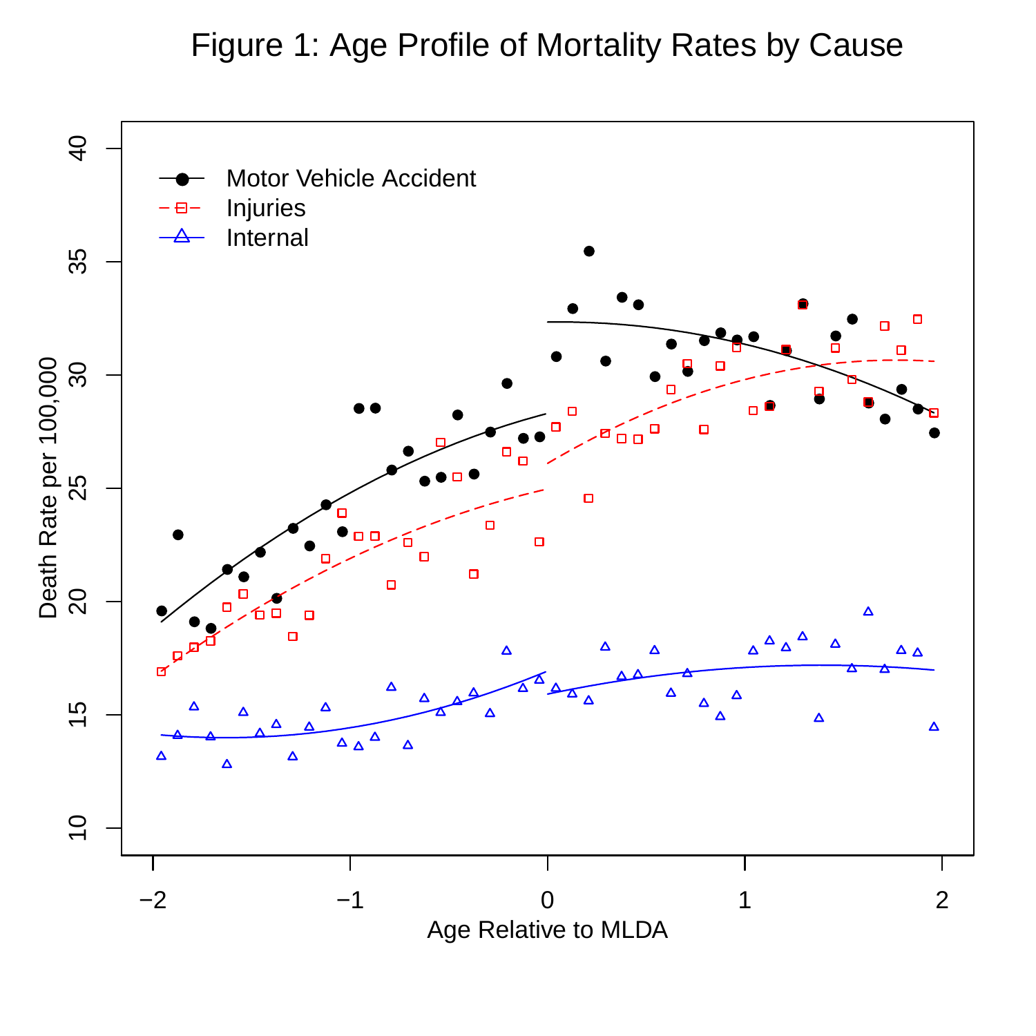# Figure 1: Age Profile of Mortality Rates by Cause

Motor Vehicle Accident
Injuries
Internal

Death Rate per 100,000

40
35
30
25
20
15
10

−2
−1
0
1
2

Age Relative to MLDA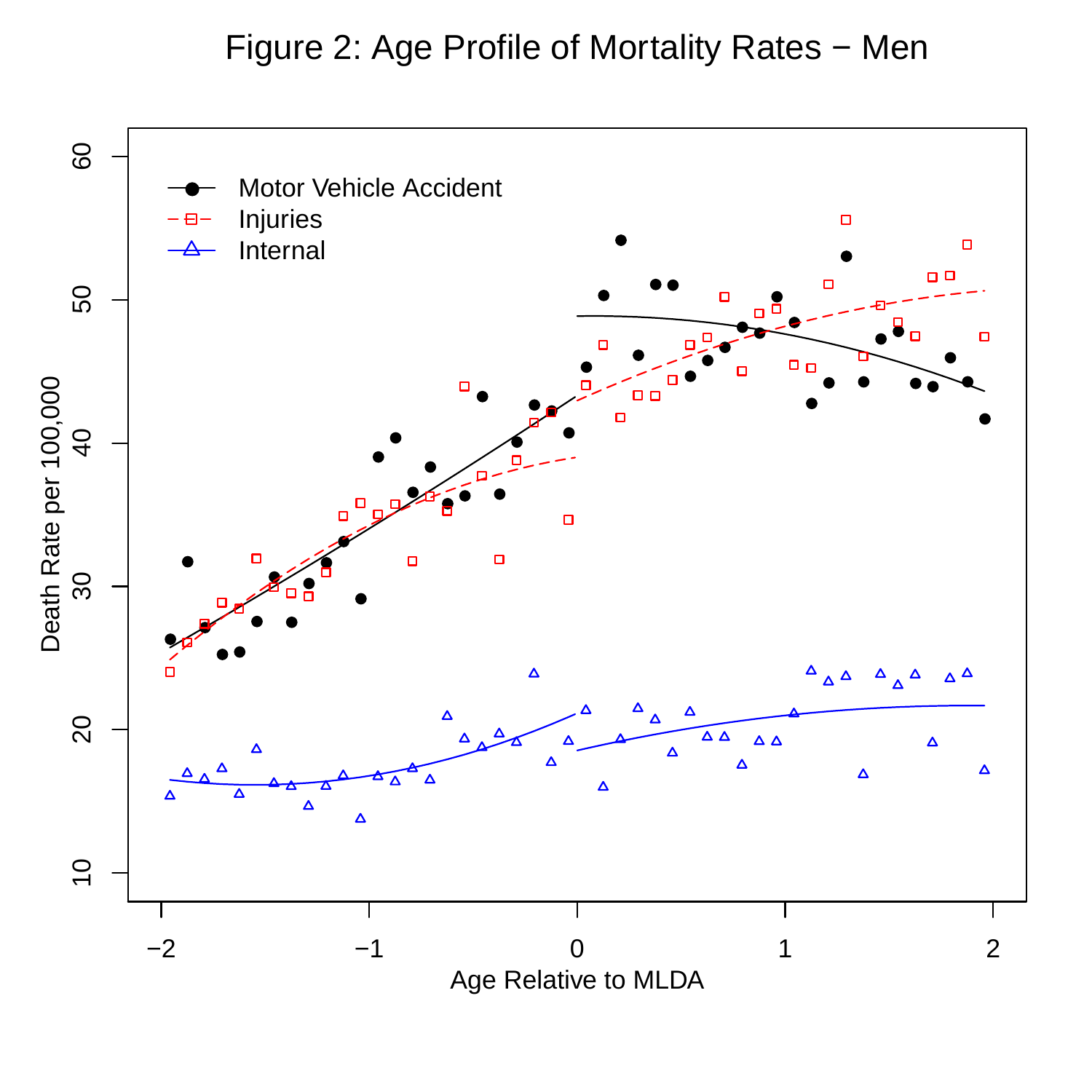Figure 2: Age Profile of Mortality Rates − Men

Motor Vehicle Accident

Injuries

Internal

Death Rate per 100,000

10

20

30

40

50

60

Age Relative to MLDA

−2

−1

0

1

2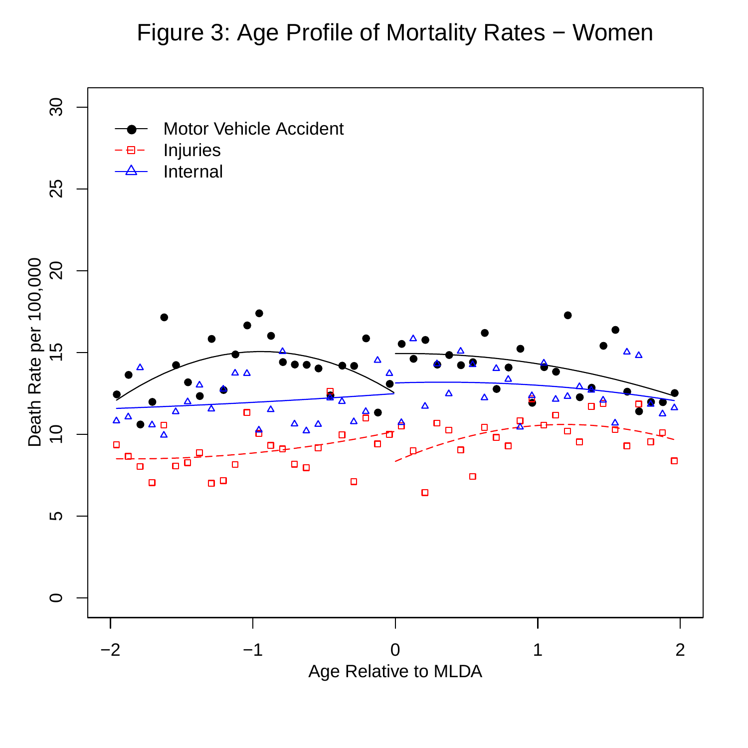Figure 3: Age Profile of Mortality Rates − Women

Motor Vehicle Accident
Injuries
Internal

Death Rate per 100,000

0
5
10
15
20
25
30

Age Relative to MLDA

−2
−1
0
1
2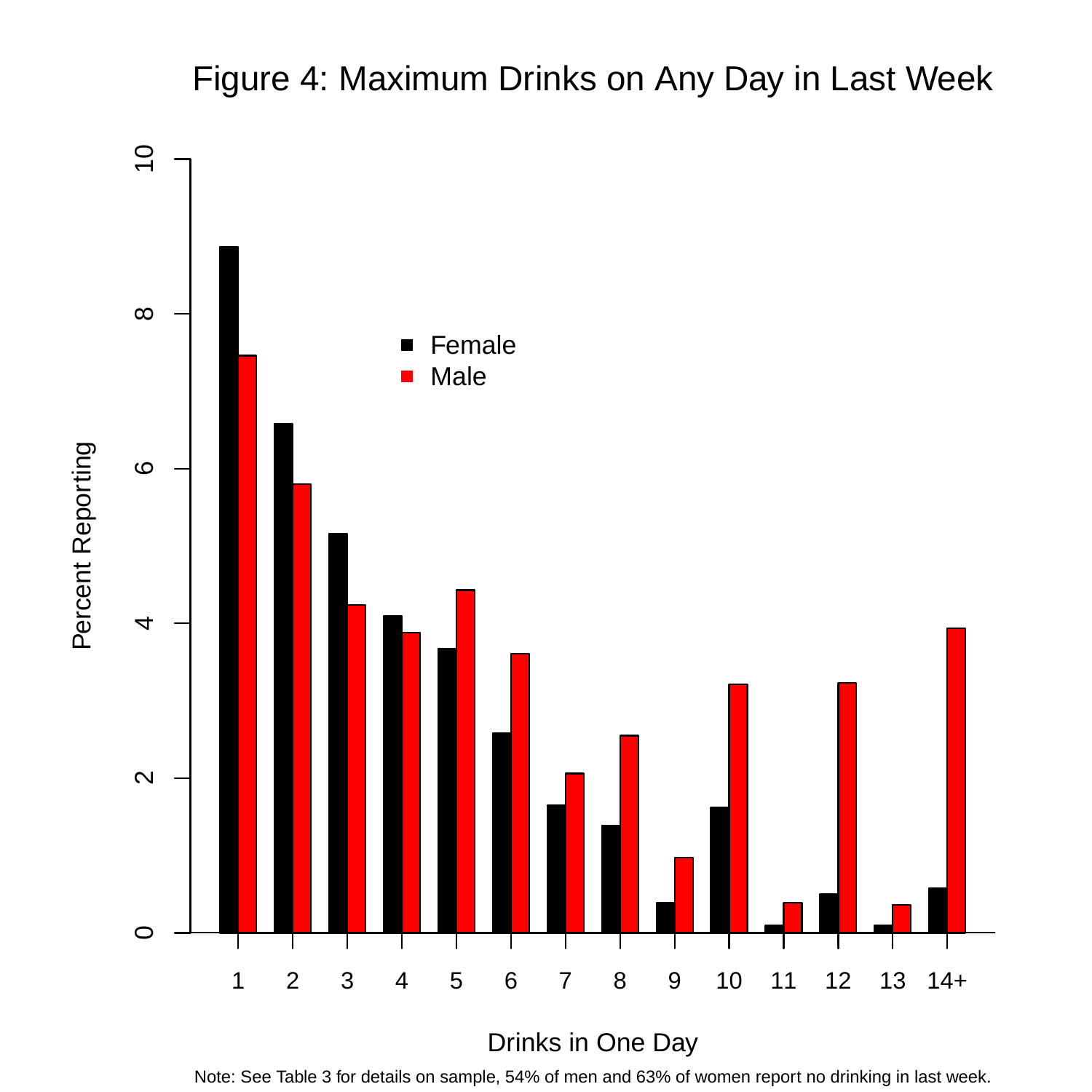# Figure 4: Maximum Drinks on Any Day in Last Week

Percent Reporting

0
2
4
6
8
10

Female
Male

1 2 3 4 5 6 7 8 9 10 11 12 13 14+

Drinks in One Day

Note: See Table 3 for details on sample, 54% of men and 63% of women report no drinking in last week.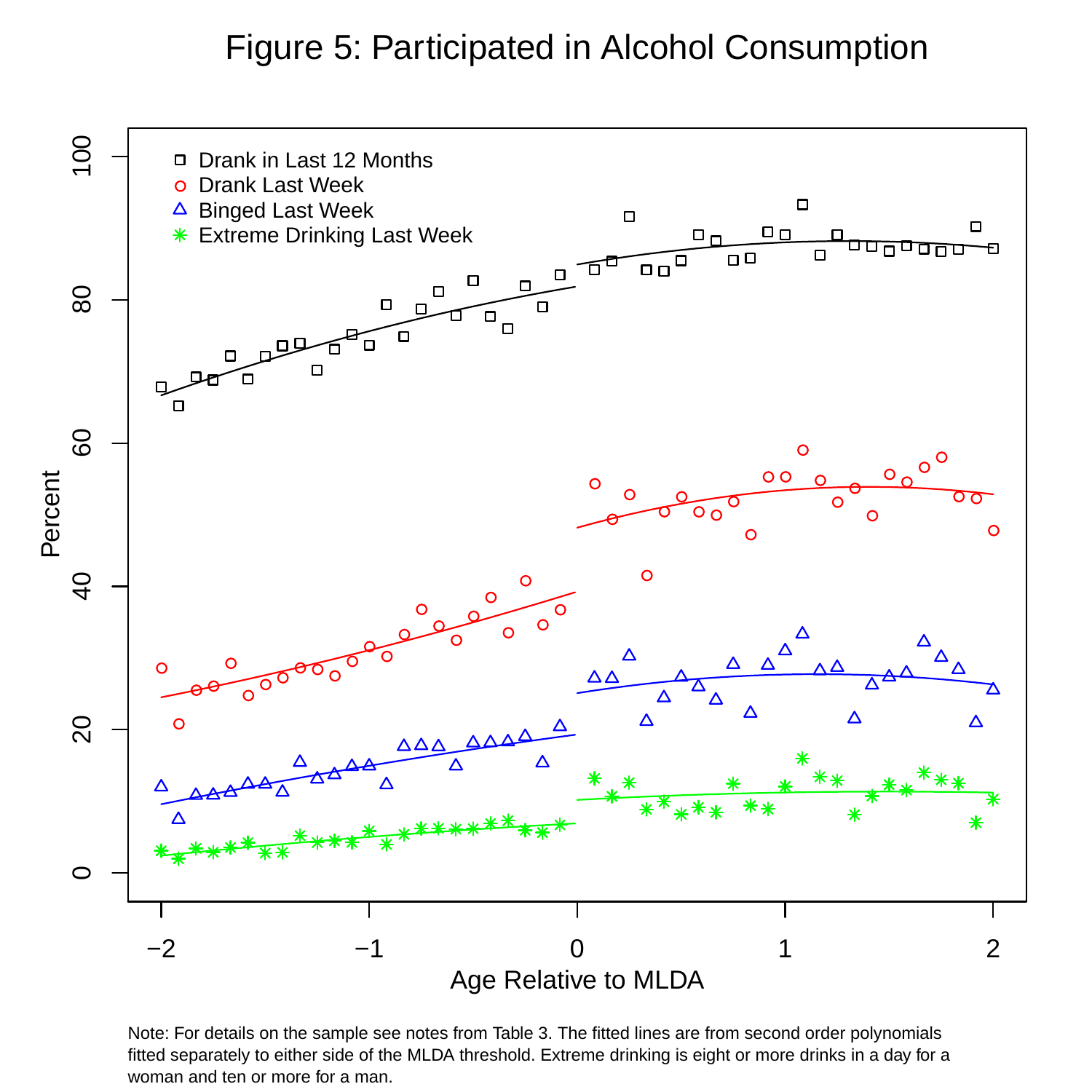# Figure 5: Participated in Alcohol Consumption

Drank in Last 12 Months
Drank Last Week
Binged Last Week
Extreme Drinking Last Week

Percent

0
20
40
60
80
100

−2
−1
0
1
2

Age Relative to MLDA

Note: For details on the sample see notes from Table 3. The fitted lines are from second order polynomials fitted separately to either side of the MLDA threshold. Extreme drinking is eight or more drinks in a day for a woman and ten or more for a man.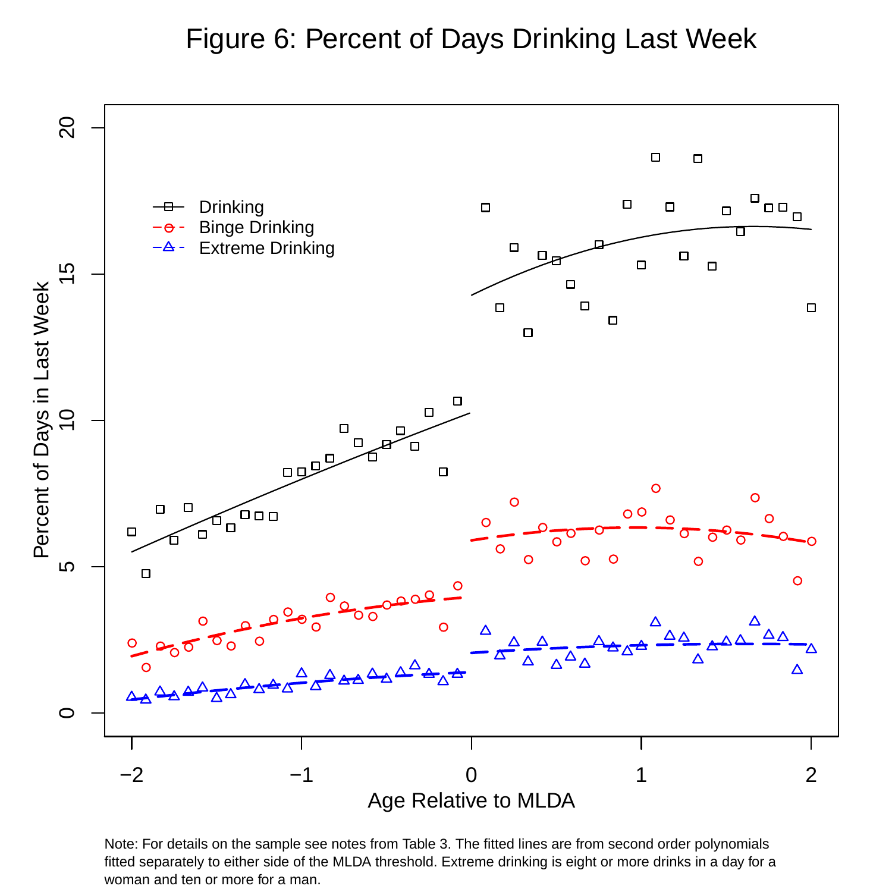# Figure 6: Percent of Days Drinking Last Week

Drinking
Binge Drinking
Extreme Drinking

Percent of Days in Last Week

0
5
10
15
20

−2
−1
0
1
2

Age Relative to MLDA

Note: For details on the sample see notes from Table 3. The fitted lines are from second order polynomials fitted separately to either side of the MLDA threshold. Extreme drinking is eight or more drinks in a day for a woman and ten or more for a man.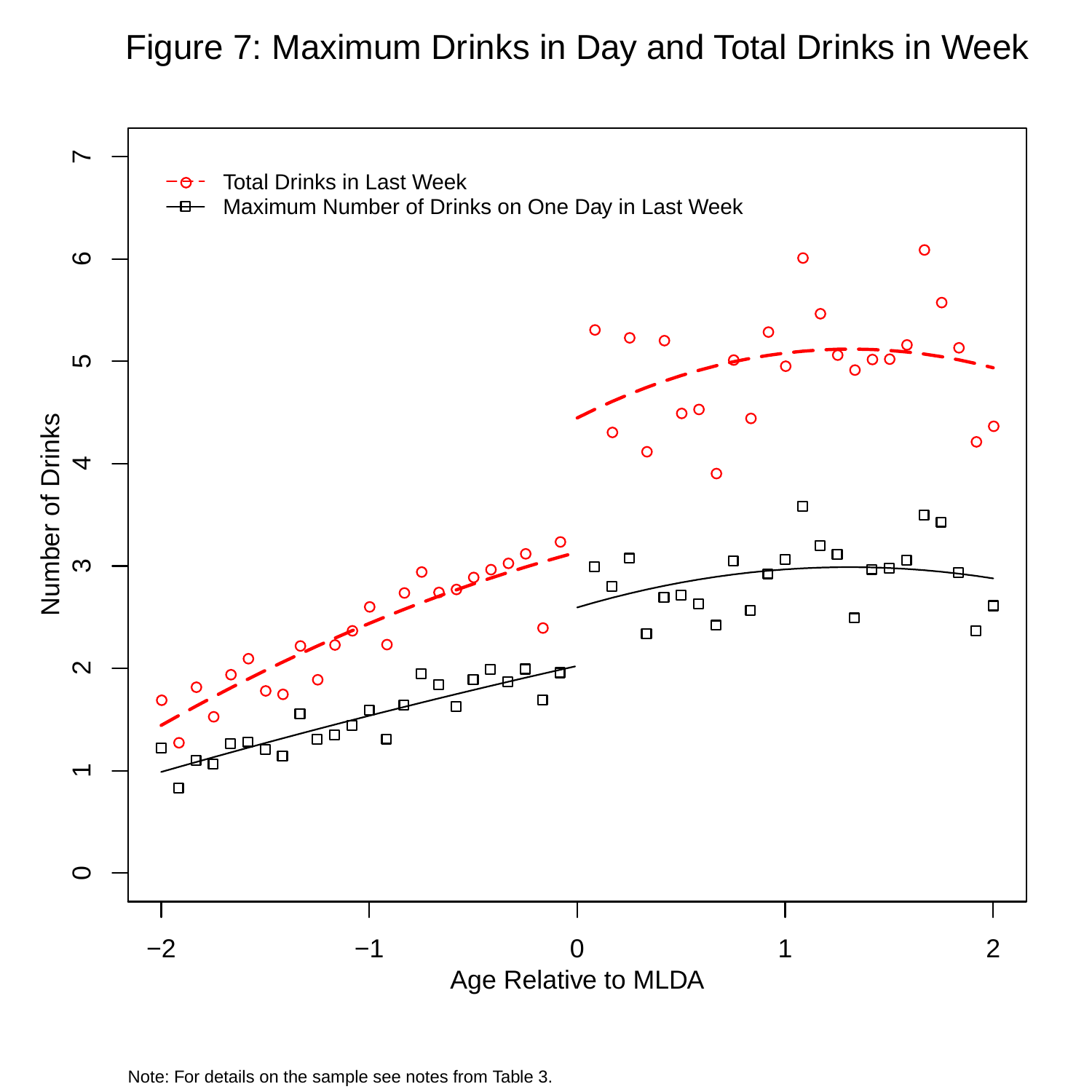Figure 7: Maximum Drinks in Day and Total Drinks in Week

Note: For details on the sample see notes from Table 3.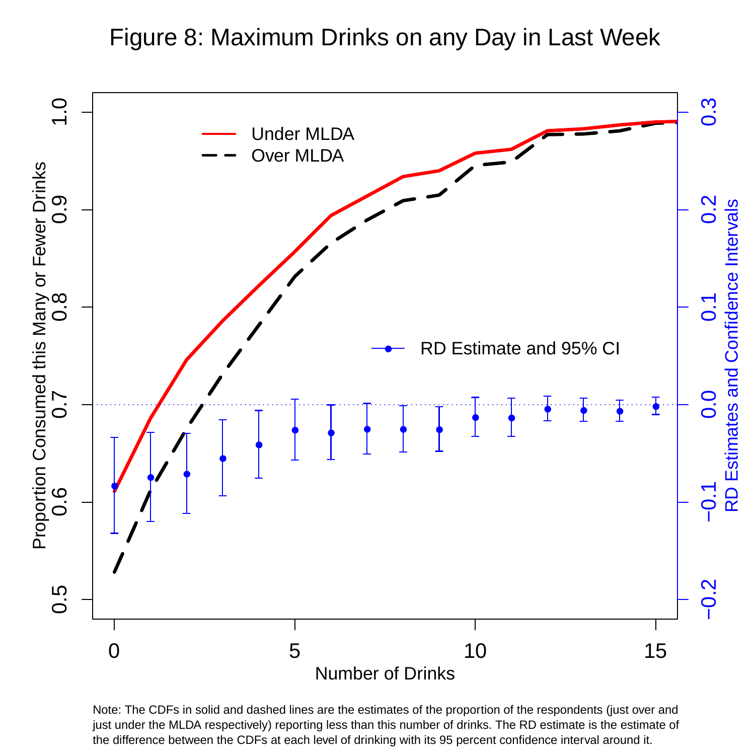# Figure 8: Maximum Drinks on any Day in Last Week

Under MLDA

Over MLDA

RD Estimate and 95% CI

Proportion Consumed this Many or Fewer Drinks

0.5
0.6
0.7
0.8
0.9
1.0

RD Estimates and Confidence Intervals

−0.2
−0.1
0.0
0.1
0.2
0.3

Number of Drinks

0
5
10
15

Note: The CDFs in solid and dashed lines are the estimates of the proportion of the respondents (just over and just under the MLDA respectively) reporting less than this number of drinks. The RD estimate is the estimate of the difference between the CDFs at each level of drinking with its 95 percent confidence interval around it.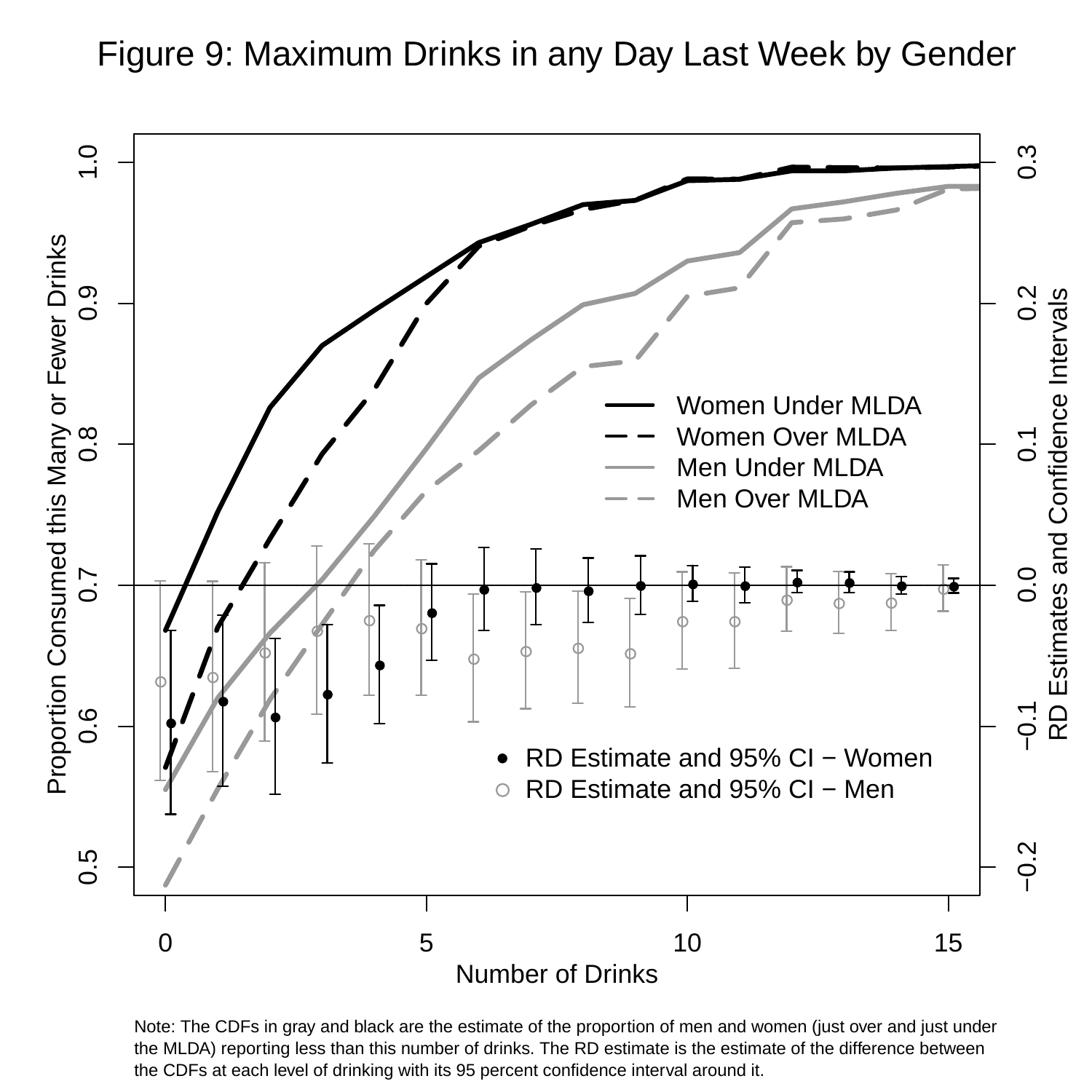# Figure 9: Maximum Drinks in any Day Last Week by Gender

Proportion Consumed this Many or Fewer Drinks

1.0
0.9
0.8
0.7
0.6
0.5

RD Estimates and Confidence Intervals

0.3
0.2
0.1
0.0
−0.1
−0.2

Number of Drinks

0
5
10
15

Women Under MLDA
Women Over MLDA
Men Under MLDA
Men Over MLDA

RD Estimate and 95% CI − Women
RD Estimate and 95% CI − Men

Note: The CDFs in gray and black are the estimate of the proportion of men and women (just over and just under the MLDA) reporting less than this number of drinks. The RD estimate is the estimate of the difference between the CDFs at each level of drinking with its 95 percent confidence interval around it.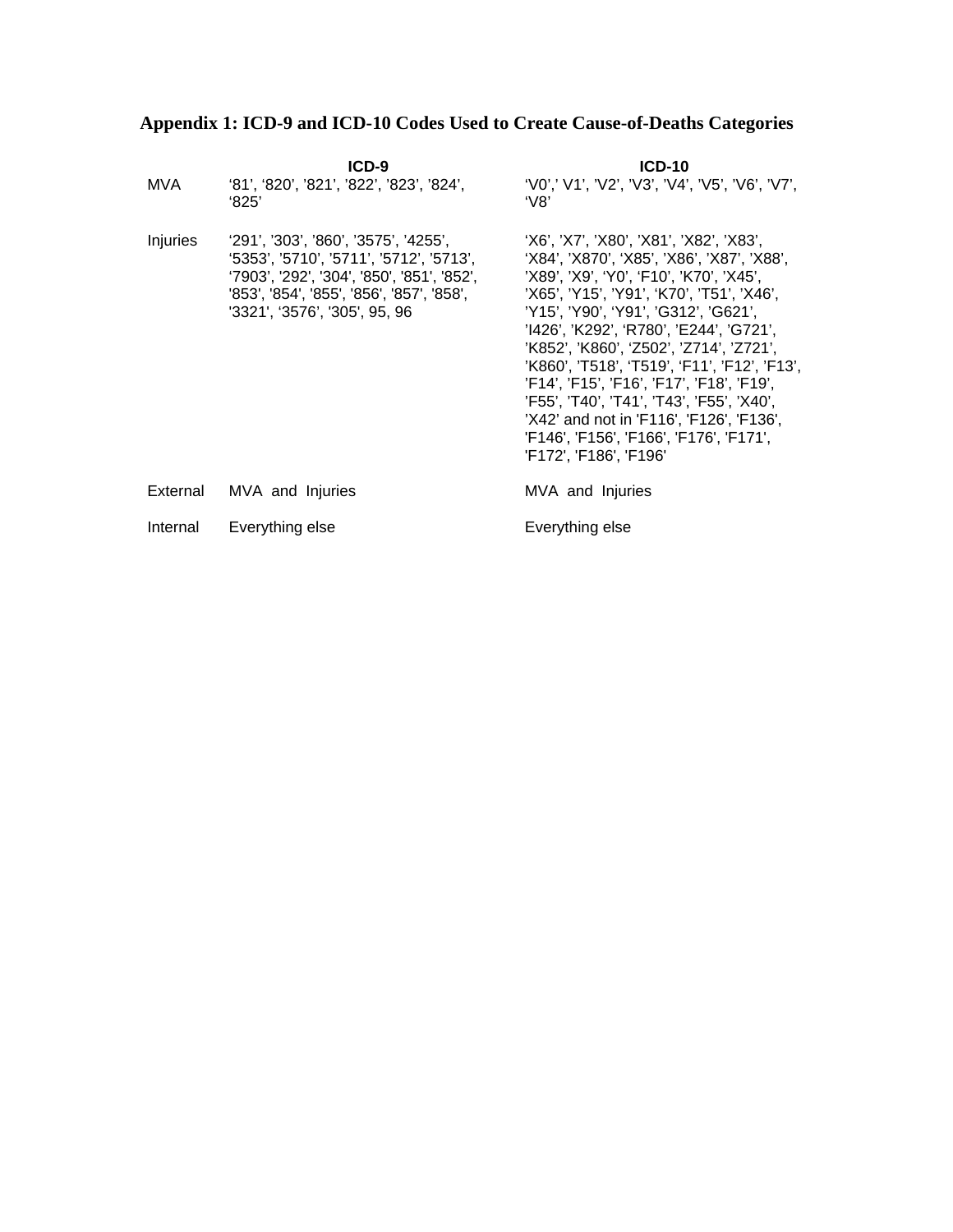## Appendix 1: ICD-9 and ICD-10 Codes Used to Create Cause-of-Deaths Categories

| | ICD-9 | ICD-10 |
|---|---|---|
| MVA | ‘81’, ‘820’, ’821’, ’822’, ’823’, ’824’, ‘825’ | ‘V0’,’ V1’, ’V2’, ’V3’, ’V4’, ’V5’, ’V6’, ’V7’, ‘V8’ |
| Injuries | ‘291’, ’303’, ’860’, ’3575’, ’4255’, ‘5353’, ’5710’, ’5711’, ’5712’, ’5713’, ‘7903’, '292', '304', '850', '851', '852', '853', '854', '855', '856', '857', '858', '3321', ‘3576’, '305', 95, 96 | ‘X6’, ’X7’, ’X80’, ’X81’, ’X82’, ’X83’, ‘X84’, ’X870’, ‘X85’, ’X86’, ’X87’, ’X88’, ’X89’, ’X9’, ‘Y0’, ‘F10’, ’K70’, ’X45’, ’X65’, ’Y15’, ’Y91’, ‘K70’, ’T51’, ’X46’, ’Y15’, ’Y90’, ‘Y91’, ’G312’, ’G621’, ’I426’, ’K292’, ‘R780’, ’E244’, ’G721’, ’K852’, ’K860’, ’Z502’, ’Z714’, ’Z721’, ’K860’, ’T518’, ‘T519’, ‘F11’, ’F12’, ’F13’, ’F14’, ’F15’, ’F16’, ’F17’, ’F18’, ’F19’, ’F55’, ’T40’, ’T41’, ’T43’, ’F55’, ’X40’, ’X42’ and not in 'F116', 'F126', 'F136', 'F146', 'F156', 'F166', 'F176', 'F171', 'F172', 'F186', 'F196' |
| External | MVA and Injuries | MVA and Injuries |
| Internal | Everything else | Everything else |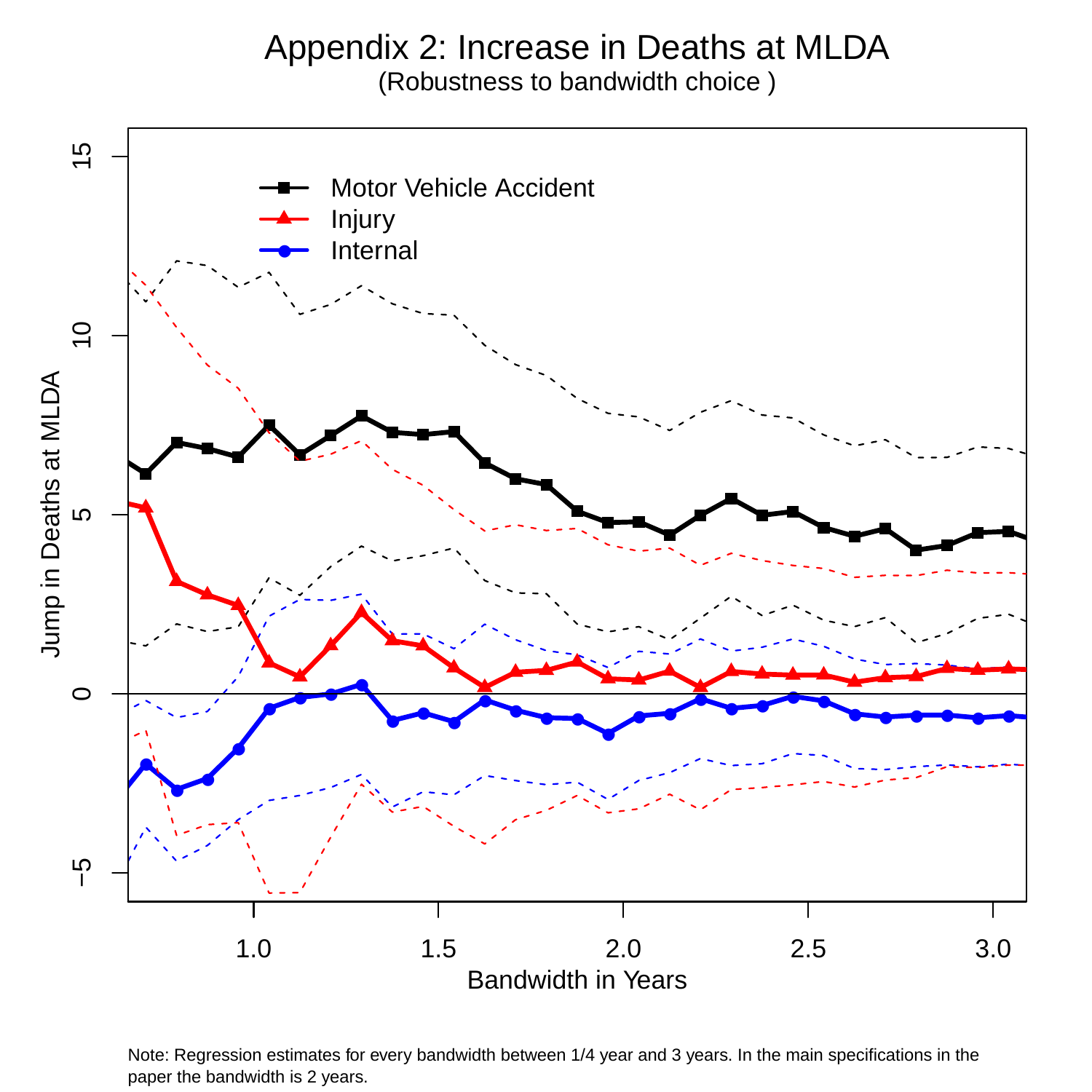Appendix 2: Increase in Deaths at MLDA
(Robustness to bandwidth choice )

Motor Vehicle Accident
Injury
Internal

Jump in Deaths at MLDA

15
10
5
0
−5

1.0
1.5
2.0
2.5
3.0

Bandwidth in Years

Note: Regression estimates for every bandwidth between 1/4 year and 3 years. In the main specifications in the paper the bandwidth is 2 years.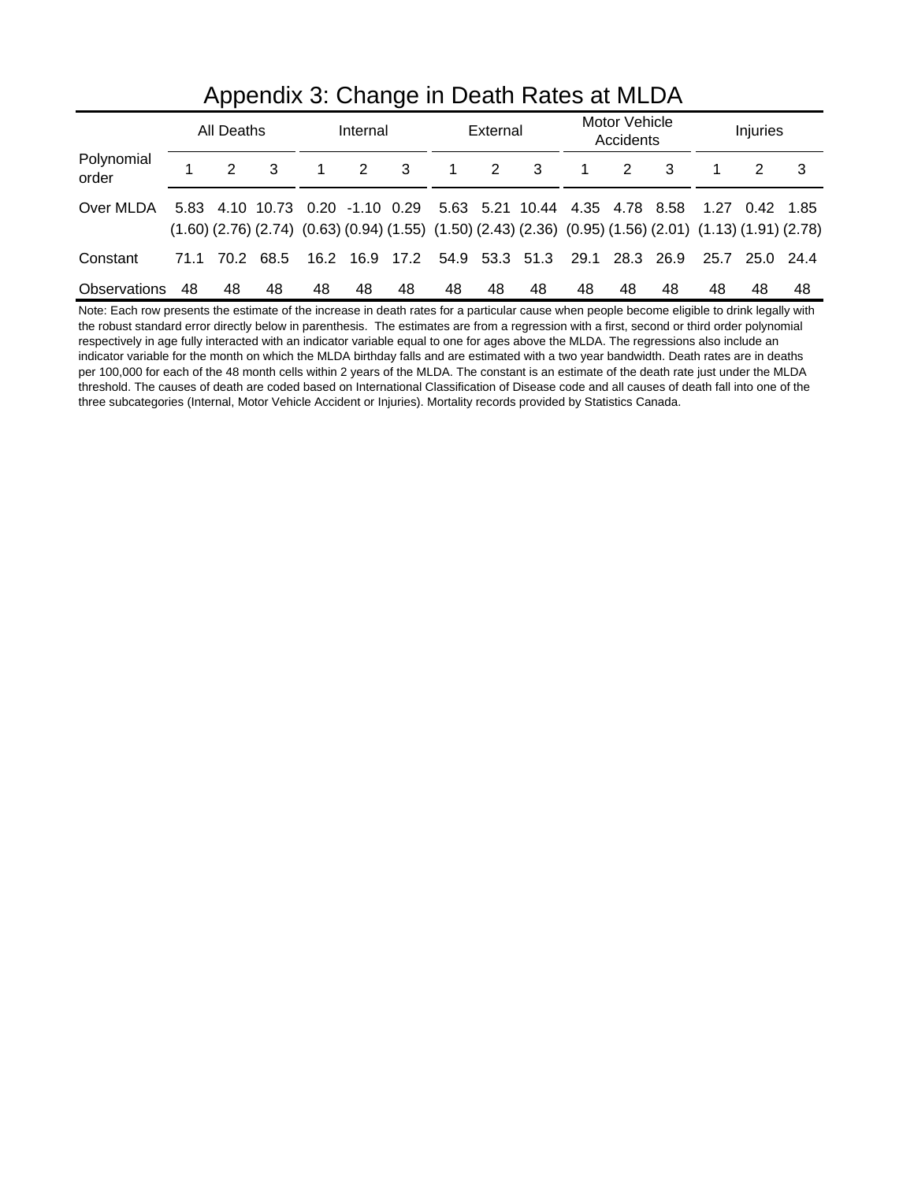## Appendix 3: Change in Death Rates at MLDA

| | All Deaths | | | Internal | | | External | | | Motor Vehicle Accidents | | | Injuries | | |
|---|---|---|---|---|---|---|---|---|---|---|---|---|---|---|---|
| Polynomial order | 1 | 2 | 3 | 1 | 2 | 3 | 1 | 2 | 3 | 1 | 2 | 3 | 1 | 2 | 3 |
| Over MLDA | 5.83 | 4.10 | 10.73 | 0.20 | -1.10 | 0.29 | 5.63 | 5.21 | 10.44 | 4.35 | 4.78 | 8.58 | 1.27 | 0.42 | 1.85 |
| | (1.60) | (2.76) | (2.74) | (0.63) | (0.94) | (1.55) | (1.50) | (2.43) | (2.36) | (0.95) | (1.56) | (2.01) | (1.13) | (1.91) | (2.78) |
| Constant | 71.1 | 70.2 | 68.5 | 16.2 | 16.9 | 17.2 | 54.9 | 53.3 | 51.3 | 29.1 | 28.3 | 26.9 | 25.7 | 25.0 | 24.4 |
| Observations | 48 | 48 | 48 | 48 | 48 | 48 | 48 | 48 | 48 | 48 | 48 | 48 | 48 | 48 | 48 |

Note: Each row presents the estimate of the increase in death rates for a particular cause when people become eligible to drink legally with the robust standard error directly below in parenthesis. The estimates are from a regression with a first, second or third order polynomial respectively in age fully interacted with an indicator variable equal to one for ages above the MLDA. The regressions also include an indicator variable for the month on which the MLDA birthday falls and are estimated with a two year bandwidth. Death rates are in deaths per 100,000 for each of the 48 month cells within 2 years of the MLDA. The constant is an estimate of the death rate just under the MLDA threshold. The causes of death are coded based on International Classification of Disease code and all causes of death fall into one of the three subcategories (Internal, Motor Vehicle Accident or Injuries). Mortality records provided by Statistics Canada.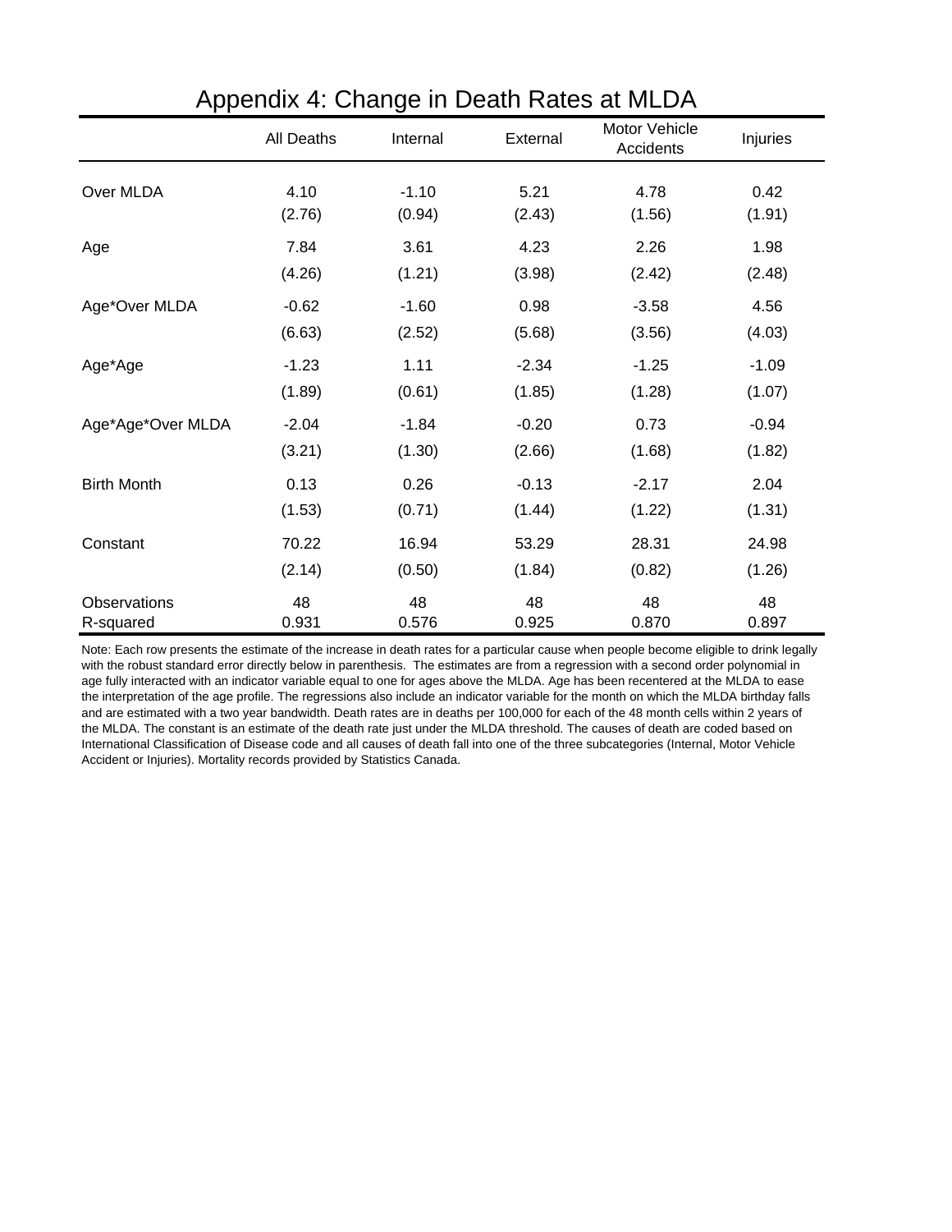# Appendix 4: Change in Death Rates at MLDA

| | All Deaths | Internal | External | Motor Vehicle Accidents | Injuries |
|---|---|---|---|---|---|
| Over MLDA | 4.10 | -1.10 | 5.21 | 4.78 | 0.42 |
| | (2.76) | (0.94) | (2.43) | (1.56) | (1.91) |
| Age | 7.84 | 3.61 | 4.23 | 2.26 | 1.98 |
| | (4.26) | (1.21) | (3.98) | (2.42) | (2.48) |
| Age*Over MLDA | -0.62 | -1.60 | 0.98 | -3.58 | 4.56 |
| | (6.63) | (2.52) | (5.68) | (3.56) | (4.03) |
| Age*Age | -1.23 | 1.11 | -2.34 | -1.25 | -1.09 |
| | (1.89) | (0.61) | (1.85) | (1.28) | (1.07) |
| Age*Age*Over MLDA | -2.04 | -1.84 | -0.20 | 0.73 | -0.94 |
| | (3.21) | (1.30) | (2.66) | (1.68) | (1.82) |
| Birth Month | 0.13 | 0.26 | -0.13 | -2.17 | 2.04 |
| | (1.53) | (0.71) | (1.44) | (1.22) | (1.31) |
| Constant | 70.22 | 16.94 | 53.29 | 28.31 | 24.98 |
| | (2.14) | (0.50) | (1.84) | (0.82) | (1.26) |
| Observations | 48 | 48 | 48 | 48 | 48 |
| R-squared | 0.931 | 0.576 | 0.925 | 0.870 | 0.897 |

Note: Each row presents the estimate of the increase in death rates for a particular cause when people become eligible to drink legally with the robust standard error directly below in parenthesis. The estimates are from a regression with a second order polynomial in age fully interacted with an indicator variable equal to one for ages above the MLDA. Age has been recentered at the MLDA to ease the interpretation of the age profile. The regressions also include an indicator variable for the month on which the MLDA birthday falls and are estimated with a two year bandwidth. Death rates are in deaths per 100,000 for each of the 48 month cells within 2 years of the MLDA. The constant is an estimate of the death rate just under the MLDA threshold. The causes of death are coded based on International Classification of Disease code and all causes of death fall into one of the three subcategories (Internal, Motor Vehicle Accident or Injuries). Mortality records provided by Statistics Canada.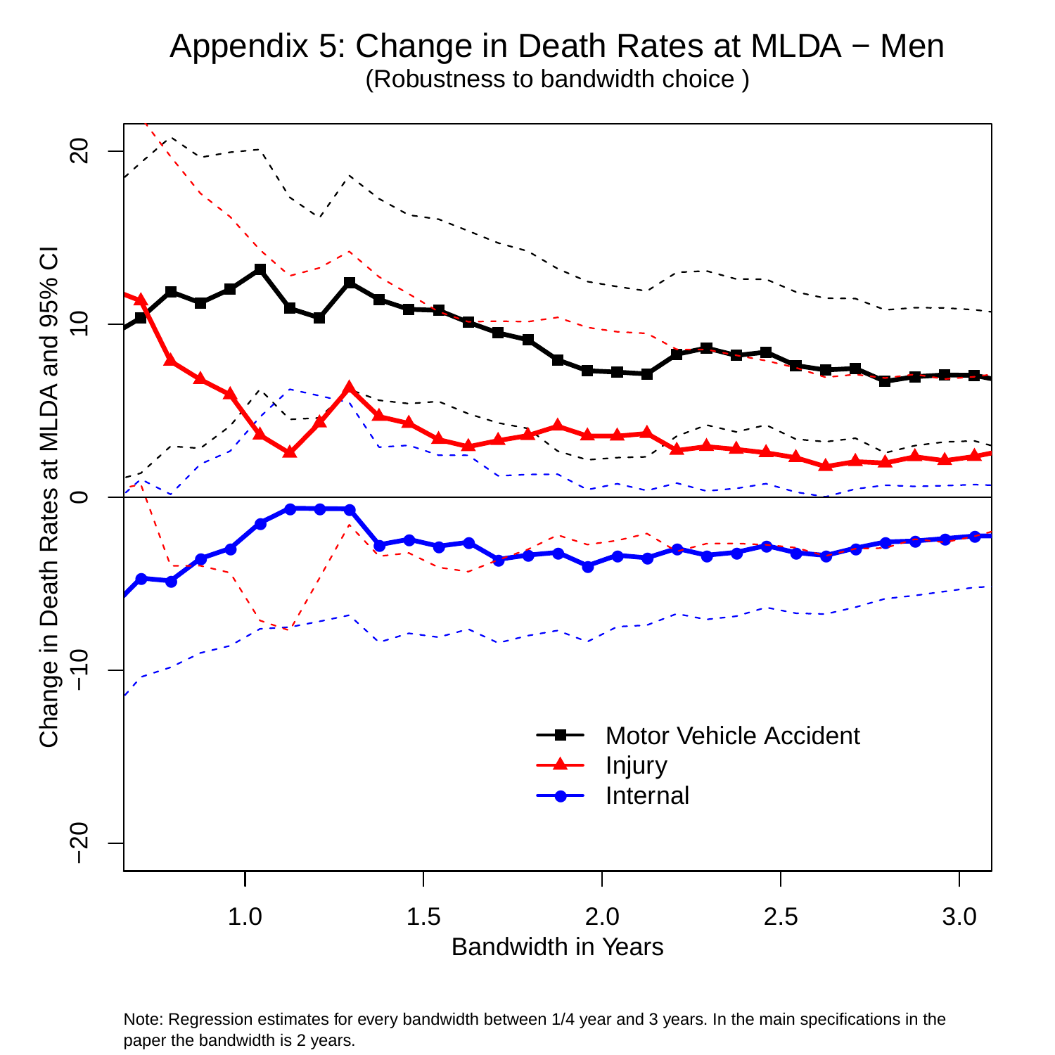Appendix 5: Change in Death Rates at MLDA − Men

(Robustness to bandwidth choice )

Change in Death Rates at MLDA and 95% CI

20

10

0

−10

−20

1.0

1.5

2.0

2.5

3.0

Bandwidth in Years

Motor Vehicle Accident

Injury

Internal

Note: Regression estimates for every bandwidth between 1/4 year and 3 years. In the main specifications in the paper the bandwidth is 2 years.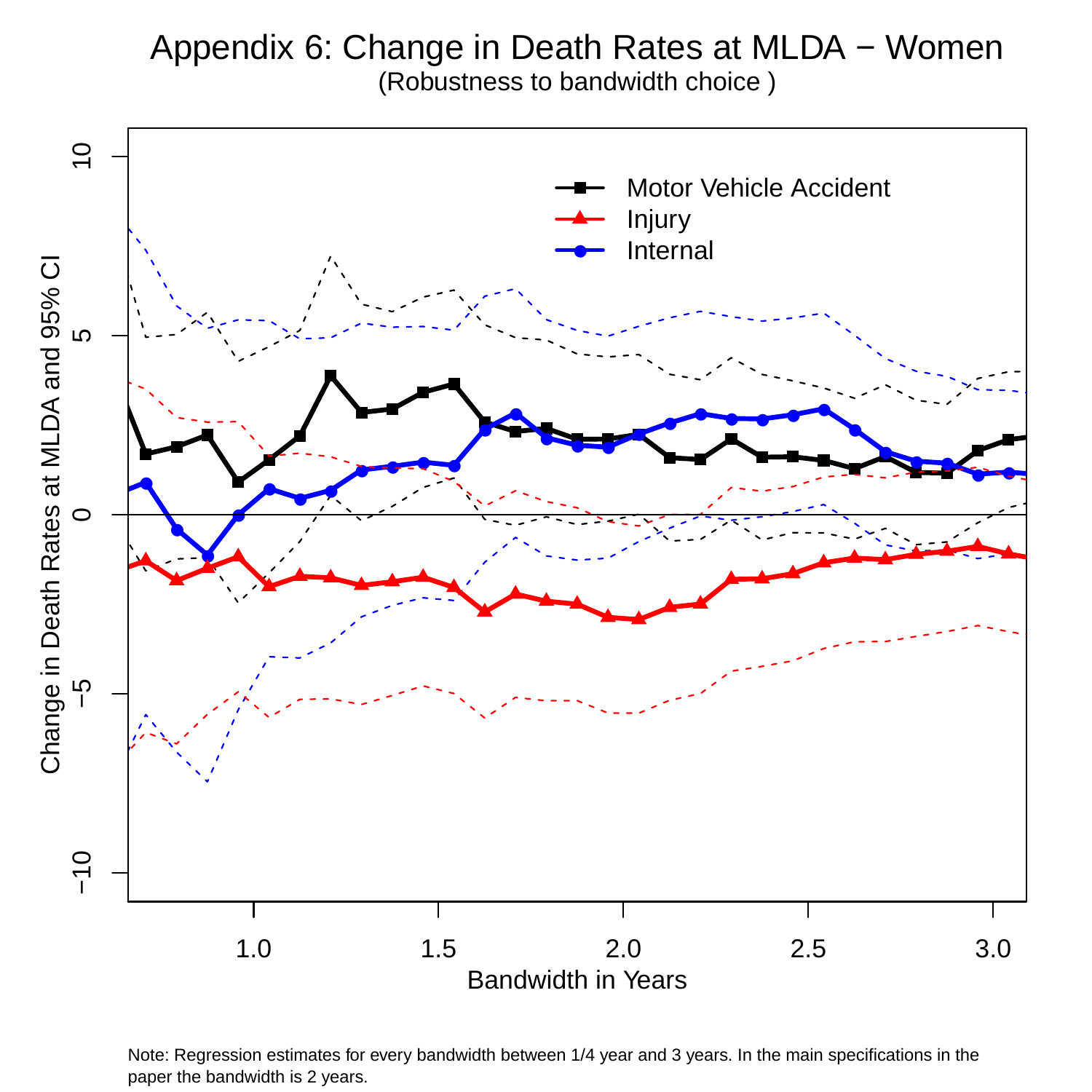# Appendix 6: Change in Death Rates at MLDA − Women

(Robustness to bandwidth choice )

Motor Vehicle Accident

Injury

Internal

Change in Death Rates at MLDA and 95% CI

10

5

0

−5

−10

1.0

1.5

2.0

2.5

3.0

Bandwidth in Years

Note: Regression estimates for every bandwidth between 1/4 year and 3 years. In the main specifications in the paper the bandwidth is 2 years.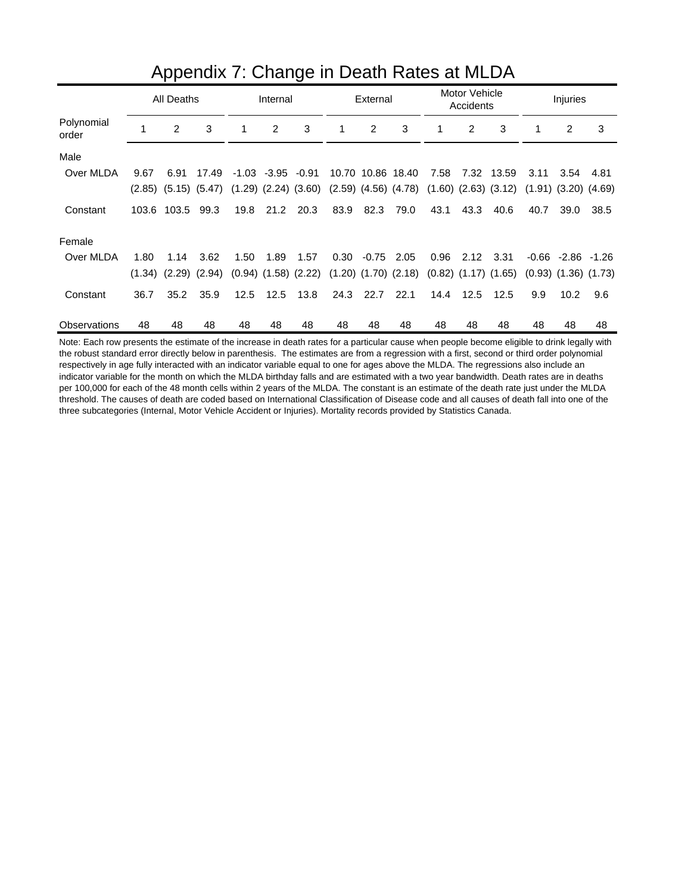# Appendix 7: Change in Death Rates at MLDA

| | All Deaths | | | Internal | | | External | | | Motor Vehicle Accidents | | | Injuries | | |
|---|---|---|---|---|---|---|---|---|---|---|---|---|---|---|---|
| Polynomial order | 1 | 2 | 3 | 1 | 2 | 3 | 1 | 2 | 3 | 1 | 2 | 3 | 1 | 2 | 3 |
| Male | | | | | | | | | | | | | | | |
| Over MLDA | 9.67 | 6.91 | 17.49 | -1.03 | -3.95 | -0.91 | 10.70 | 10.86 | 18.40 | 7.58 | 7.32 | 13.59 | 3.11 | 3.54 | 4.81 |
| | (2.85) | (5.15) | (5.47) | (1.29) | (2.24) | (3.60) | (2.59) | (4.56) | (4.78) | (1.60) | (2.63) | (3.12) | (1.91) | (3.20) | (4.69) |
| Constant | 103.6 | 103.5 | 99.3 | 19.8 | 21.2 | 20.3 | 83.9 | 82.3 | 79.0 | 43.1 | 43.3 | 40.6 | 40.7 | 39.0 | 38.5 |
| Female | | | | | | | | | | | | | | | |
| Over MLDA | 1.80 | 1.14 | 3.62 | 1.50 | 1.89 | 1.57 | 0.30 | -0.75 | 2.05 | 0.96 | 2.12 | 3.31 | -0.66 | -2.86 | -1.26 |
| | (1.34) | (2.29) | (2.94) | (0.94) | (1.58) | (2.22) | (1.20) | (1.70) | (2.18) | (0.82) | (1.17) | (1.65) | (0.93) | (1.36) | (1.73) |
| Constant | 36.7 | 35.2 | 35.9 | 12.5 | 12.5 | 13.8 | 24.3 | 22.7 | 22.1 | 14.4 | 12.5 | 12.5 | 9.9 | 10.2 | 9.6 |
| Observations | 48 | 48 | 48 | 48 | 48 | 48 | 48 | 48 | 48 | 48 | 48 | 48 | 48 | 48 | 48 |

Note: Each row presents the estimate of the increase in death rates for a particular cause when people become eligible to drink legally with the robust standard error directly below in parenthesis. The estimates are from a regression with a first, second or third order polynomial respectively in age fully interacted with an indicator variable equal to one for ages above the MLDA. The regressions also include an indicator variable for the month on which the MLDA birthday falls and are estimated with a two year bandwidth. Death rates are in deaths per 100,000 for each of the 48 month cells within 2 years of the MLDA. The constant is an estimate of the death rate just under the MLDA threshold. The causes of death are coded based on International Classification of Disease code and all causes of death fall into one of the three subcategories (Internal, Motor Vehicle Accident or Injuries). Mortality records provided by Statistics Canada.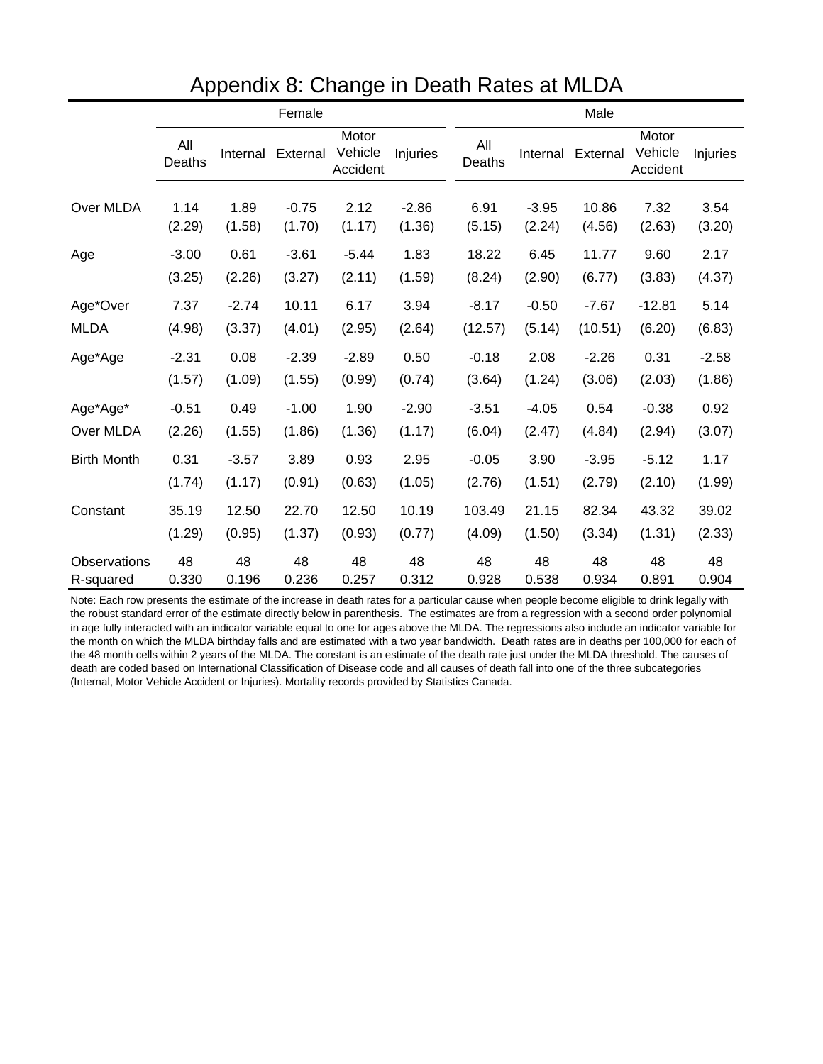# Appendix 8: Change in Death Rates at MLDA

| | Female | | | | | Male | | | | |
|---|---|---|---|---|---|---|---|---|---|---|
| | All Deaths | Internal | External | Motor Vehicle Accident | Injuries | All Deaths | Internal | External | Motor Vehicle Accident | Injuries |
| Over MLDA | 1.14 | 1.89 | -0.75 | 2.12 | -2.86 | 6.91 | -3.95 | 10.86 | 7.32 | 3.54 |
| | (2.29) | (1.58) | (1.70) | (1.17) | (1.36) | (5.15) | (2.24) | (4.56) | (2.63) | (3.20) |
| Age | -3.00 | 0.61 | -3.61 | -5.44 | 1.83 | 18.22 | 6.45 | 11.77 | 9.60 | 2.17 |
| | (3.25) | (2.26) | (3.27) | (2.11) | (1.59) | (8.24) | (2.90) | (6.77) | (3.83) | (4.37) |
| Age*Over MLDA | 7.37 | -2.74 | 10.11 | 6.17 | 3.94 | -8.17 | -0.50 | -7.67 | -12.81 | 5.14 |
| | (4.98) | (3.37) | (4.01) | (2.95) | (2.64) | (12.57) | (5.14) | (10.51) | (6.20) | (6.83) |
| Age*Age | -2.31 | 0.08 | -2.39 | -2.89 | 0.50 | -0.18 | 2.08 | -2.26 | 0.31 | -2.58 |
| | (1.57) | (1.09) | (1.55) | (0.99) | (0.74) | (3.64) | (1.24) | (3.06) | (2.03) | (1.86) |
| Age*Age* Over MLDA | -0.51 | 0.49 | -1.00 | 1.90 | -2.90 | -3.51 | -4.05 | 0.54 | -0.38 | 0.92 |
| | (2.26) | (1.55) | (1.86) | (1.36) | (1.17) | (6.04) | (2.47) | (4.84) | (2.94) | (3.07) |
| Birth Month | 0.31 | -3.57 | 3.89 | 0.93 | 2.95 | -0.05 | 3.90 | -3.95 | -5.12 | 1.17 |
| | (1.74) | (1.17) | (0.91) | (0.63) | (1.05) | (2.76) | (1.51) | (2.79) | (2.10) | (1.99) |
| Constant | 35.19 | 12.50 | 22.70 | 12.50 | 10.19 | 103.49 | 21.15 | 82.34 | 43.32 | 39.02 |
| | (1.29) | (0.95) | (1.37) | (0.93) | (0.77) | (4.09) | (1.50) | (3.34) | (1.31) | (2.33) |
| Observations | 48 | 48 | 48 | 48 | 48 | 48 | 48 | 48 | 48 | 48 |
| R-squared | 0.330 | 0.196 | 0.236 | 0.257 | 0.312 | 0.928 | 0.538 | 0.934 | 0.891 | 0.904 |

Note: Each row presents the estimate of the increase in death rates for a particular cause when people become eligible to drink legally with the robust standard error of the estimate directly below in parenthesis. The estimates are from a regression with a second order polynomial in age fully interacted with an indicator variable equal to one for ages above the MLDA. The regressions also include an indicator variable for the month on which the MLDA birthday falls and are estimated with a two year bandwidth. Death rates are in deaths per 100,000 for each of the 48 month cells within 2 years of the MLDA. The constant is an estimate of the death rate just under the MLDA threshold. The causes of death are coded based on International Classification of Disease code and all causes of death fall into one of the three subcategories (Internal, Motor Vehicle Accident or Injuries). Mortality records provided by Statistics Canada.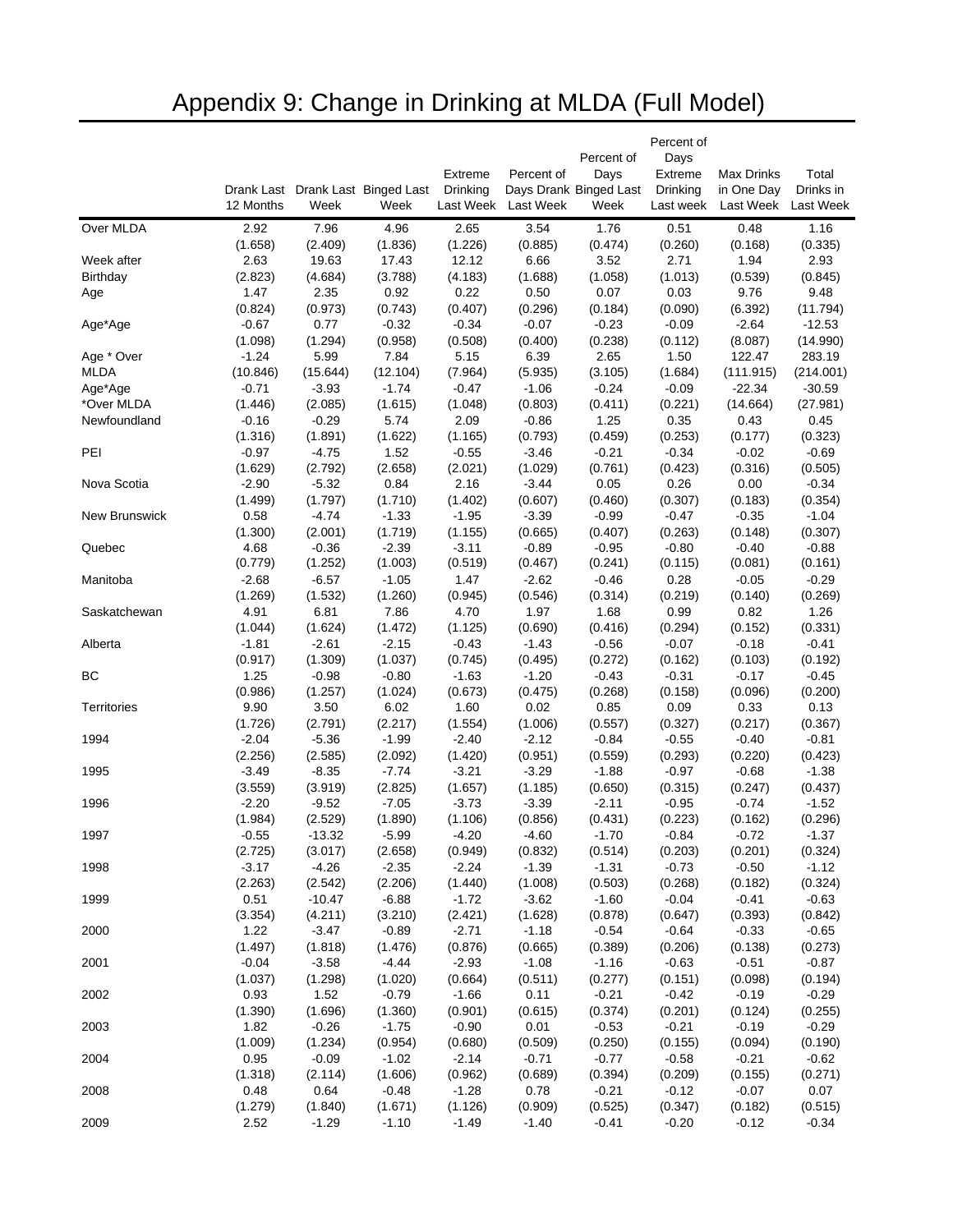# Appendix 9: Change in Drinking at MLDA (Full Model)

| | Drank Last 12 Months | Drank Last Week | Binged Last Week | Extreme Drinking Last Week | Percent of Days Drank Last Week | Percent of Days Binged Last Week | Percent of Days Extreme Drinking Last week | Max Drinks in One Day Last Week | Total Drinks in Last Week |
|---|---|---|---|---|---|---|---|---|---|
| Over MLDA | 2.92 | 7.96 | 4.96 | 2.65 | 3.54 | 1.76 | 0.51 | 0.48 | 1.16 |
| | (1.658) | (2.409) | (1.836) | (1.226) | (0.885) | (0.474) | (0.260) | (0.168) | (0.335) |
| Week after Birthday | 2.63 | 19.63 | 17.43 | 12.12 | 6.66 | 3.52 | 2.71 | 1.94 | 2.93 |
| | (2.823) | (4.684) | (3.788) | (4.183) | (1.688) | (1.058) | (1.013) | (0.539) | (0.845) |
| Age | 1.47 | 2.35 | 0.92 | 0.22 | 0.50 | 0.07 | 0.03 | 9.76 | 9.48 |
| | (0.824) | (0.973) | (0.743) | (0.407) | (0.296) | (0.184) | (0.090) | (6.392) | (11.794) |
| Age*Age | -0.67 | 0.77 | -0.32 | -0.34 | -0.07 | -0.23 | -0.09 | -2.64 | -12.53 |
| | (1.098) | (1.294) | (0.958) | (0.508) | (0.400) | (0.238) | (0.112) | (8.087) | (14.990) |
| Age * Over MLDA | -1.24 | 5.99 | 7.84 | 5.15 | 6.39 | 2.65 | 1.50 | 122.47 | 283.19 |
| | (10.846) | (15.644) | (12.104) | (7.964) | (5.935) | (3.105) | (1.684) | (111.915) | (214.001) |
| Age*Age *Over MLDA | -0.71 | -3.93 | -1.74 | -0.47 | -1.06 | -0.24 | -0.09 | -22.34 | -30.59 |
| | (1.446) | (2.085) | (1.615) | (1.048) | (0.803) | (0.411) | (0.221) | (14.664) | (27.981) |
| Newfoundland | -0.16 | -0.29 | 5.74 | 2.09 | -0.86 | 1.25 | 0.35 | 0.43 | 0.45 |
| | (1.316) | (1.891) | (1.622) | (1.165) | (0.793) | (0.459) | (0.253) | (0.177) | (0.323) |
| PEI | -0.97 | -4.75 | 1.52 | -0.55 | -3.46 | -0.21 | -0.34 | -0.02 | -0.69 |
| | (1.629) | (2.792) | (2.658) | (2.021) | (1.029) | (0.761) | (0.423) | (0.316) | (0.505) |
| Nova Scotia | -2.90 | -5.32 | 0.84 | 2.16 | -3.44 | 0.05 | 0.26 | 0.00 | -0.34 |
| | (1.499) | (1.797) | (1.710) | (1.402) | (0.607) | (0.460) | (0.307) | (0.183) | (0.354) |
| New Brunswick | 0.58 | -4.74 | -1.33 | -1.95 | -3.39 | -0.99 | -0.47 | -0.35 | -1.04 |
| | (1.300) | (2.001) | (1.719) | (1.155) | (0.665) | (0.407) | (0.263) | (0.148) | (0.307) |
| Quebec | 4.68 | -0.36 | -2.39 | -3.11 | -0.89 | -0.95 | -0.80 | -0.40 | -0.88 |
| | (0.779) | (1.252) | (1.003) | (0.519) | (0.467) | (0.241) | (0.115) | (0.081) | (0.161) |
| Manitoba | -2.68 | -6.57 | -1.05 | 1.47 | -2.62 | -0.46 | 0.28 | -0.05 | -0.29 |
| | (1.269) | (1.532) | (1.260) | (0.945) | (0.546) | (0.314) | (0.219) | (0.140) | (0.269) |
| Saskatchewan | 4.91 | 6.81 | 7.86 | 4.70 | 1.97 | 1.68 | 0.99 | 0.82 | 1.26 |
| | (1.044) | (1.624) | (1.472) | (1.125) | (0.690) | (0.416) | (0.294) | (0.152) | (0.331) |
| Alberta | -1.81 | -2.61 | -2.15 | -0.43 | -1.43 | -0.56 | -0.07 | -0.18 | -0.41 |
| | (0.917) | (1.309) | (1.037) | (0.745) | (0.495) | (0.272) | (0.162) | (0.103) | (0.192) |
| BC | 1.25 | -0.98 | -0.80 | -1.63 | -1.20 | -0.43 | -0.31 | -0.17 | -0.45 |
| | (0.986) | (1.257) | (1.024) | (0.673) | (0.475) | (0.268) | (0.158) | (0.096) | (0.200) |
| Territories | 9.90 | 3.50 | 6.02 | 1.60 | 0.02 | 0.85 | 0.09 | 0.33 | 0.13 |
| | (1.726) | (2.791) | (2.217) | (1.554) | (1.006) | (0.557) | (0.327) | (0.217) | (0.367) |
| 1994 | -2.04 | -5.36 | -1.99 | -2.40 | -2.12 | -0.84 | -0.55 | -0.40 | -0.81 |
| | (2.256) | (2.585) | (2.092) | (1.420) | (0.951) | (0.559) | (0.293) | (0.220) | (0.423) |
| 1995 | -3.49 | -8.35 | -7.74 | -3.21 | -3.29 | -1.88 | -0.97 | -0.68 | -1.38 |
| | (3.559) | (3.919) | (2.825) | (1.657) | (1.185) | (0.650) | (0.315) | (0.247) | (0.437) |
| 1996 | -2.20 | -9.52 | -7.05 | -3.73 | -3.39 | -2.11 | -0.95 | -0.74 | -1.52 |
| | (1.984) | (2.529) | (1.890) | (1.106) | (0.856) | (0.431) | (0.223) | (0.162) | (0.296) |
| 1997 | -0.55 | -13.32 | -5.99 | -4.20 | -4.60 | -1.70 | -0.84 | -0.72 | -1.37 |
| | (2.725) | (3.017) | (2.658) | (0.949) | (0.832) | (0.514) | (0.203) | (0.201) | (0.324) |
| 1998 | -3.17 | -4.26 | -2.35 | -2.24 | -1.39 | -1.31 | -0.73 | -0.50 | -1.12 |
| | (2.263) | (2.542) | (2.206) | (1.440) | (1.008) | (0.503) | (0.268) | (0.182) | (0.324) |
| 1999 | 0.51 | -10.47 | -6.88 | -1.72 | -3.62 | -1.60 | -0.04 | -0.41 | -0.63 |
| | (3.354) | (4.211) | (3.210) | (2.421) | (1.628) | (0.878) | (0.647) | (0.393) | (0.842) |
| 2000 | 1.22 | -3.47 | -0.89 | -2.71 | -1.18 | -0.54 | -0.64 | -0.33 | -0.65 |
| | (1.497) | (1.818) | (1.476) | (0.876) | (0.665) | (0.389) | (0.206) | (0.138) | (0.273) |
| 2001 | -0.04 | -3.58 | -4.44 | -2.93 | -1.08 | -1.16 | -0.63 | -0.51 | -0.87 |
| | (1.037) | (1.298) | (1.020) | (0.664) | (0.511) | (0.277) | (0.151) | (0.098) | (0.194) |
| 2002 | 0.93 | 1.52 | -0.79 | -1.66 | 0.11 | -0.21 | -0.42 | -0.19 | -0.29 |
| | (1.390) | (1.696) | (1.360) | (0.901) | (0.615) | (0.374) | (0.201) | (0.124) | (0.255) |
| 2003 | 1.82 | -0.26 | -1.75 | -0.90 | 0.01 | -0.53 | -0.21 | -0.19 | -0.29 |
| | (1.009) | (1.234) | (0.954) | (0.680) | (0.509) | (0.250) | (0.155) | (0.094) | (0.190) |
| 2004 | 0.95 | -0.09 | -1.02 | -2.14 | -0.71 | -0.77 | -0.58 | -0.21 | -0.62 |
| | (1.318) | (2.114) | (1.606) | (0.962) | (0.689) | (0.394) | (0.209) | (0.155) | (0.271) |
| 2008 | 0.48 | 0.64 | -0.48 | -1.28 | 0.78 | -0.21 | -0.12 | -0.07 | 0.07 |
| | (1.279) | (1.840) | (1.671) | (1.126) | (0.909) | (0.525) | (0.347) | (0.182) | (0.515) |
| 2009 | 2.52 | -1.29 | -1.10 | -1.49 | -1.40 | -0.41 | -0.20 | -0.12 | -0.34 |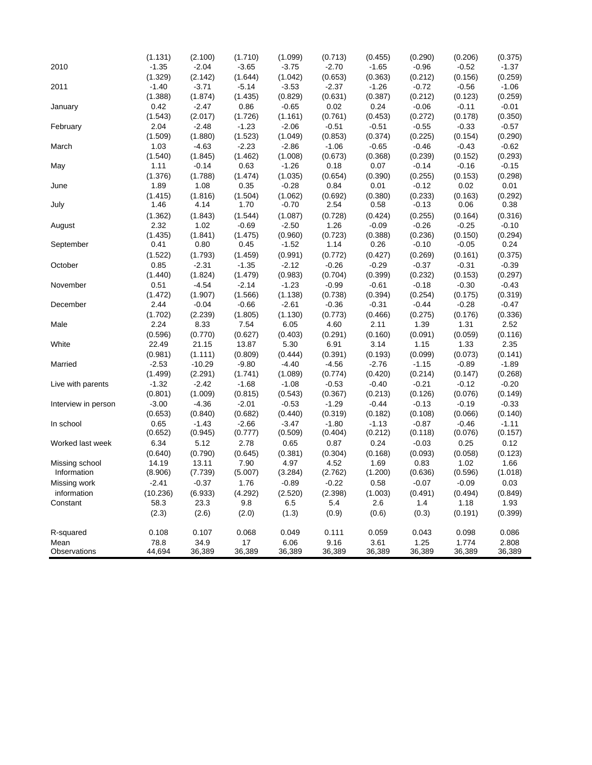| | | | | | | | | | |
|---|---|---|---|---|---|---|---|---|---|
| | (1.131) | (2.100) | (1.710) | (1.099) | (0.713) | (0.455) | (0.290) | (0.206) | (0.375) |
| 2010 | -1.35 | -2.04 | -3.65 | -3.75 | -2.70 | -1.65 | -0.96 | -0.52 | -1.37 |
| | (1.329) | (2.142) | (1.644) | (1.042) | (0.653) | (0.363) | (0.212) | (0.156) | (0.259) |
| 2011 | -1.40 | -3.71 | -5.14 | -3.53 | -2.37 | -1.26 | -0.72 | -0.56 | -1.06 |
| | (1.388) | (1.874) | (1.435) | (0.829) | (0.631) | (0.387) | (0.212) | (0.123) | (0.259) |
| January | 0.42 | -2.47 | 0.86 | -0.65 | 0.02 | 0.24 | -0.06 | -0.11 | -0.01 |
| | (1.543) | (2.017) | (1.726) | (1.161) | (0.761) | (0.453) | (0.272) | (0.178) | (0.350) |
| February | 2.04 | -2.48 | -1.23 | -2.06 | -0.51 | -0.51 | -0.55 | -0.33 | -0.57 |
| | (1.509) | (1.880) | (1.523) | (1.049) | (0.853) | (0.374) | (0.225) | (0.154) | (0.290) |
| March | 1.03 | -4.63 | -2.23 | -2.86 | -1.06 | -0.65 | -0.46 | -0.43 | -0.62 |
| | (1.540) | (1.845) | (1.462) | (1.008) | (0.673) | (0.368) | (0.239) | (0.152) | (0.293) |
| May | 1.11 | -0.14 | 0.63 | -1.26 | 0.18 | 0.07 | -0.14 | -0.16 | -0.15 |
| | (1.376) | (1.788) | (1.474) | (1.035) | (0.654) | (0.390) | (0.255) | (0.153) | (0.298) |
| June | 1.89 | 1.08 | 0.35 | -0.28 | 0.84 | 0.01 | -0.12 | 0.02 | 0.01 |
| | (1.415) | (1.816) | (1.504) | (1.062) | (0.692) | (0.380) | (0.233) | (0.163) | (0.292) |
| July | 1.46 | 4.14 | 1.70 | -0.70 | 2.54 | 0.58 | -0.13 | 0.06 | 0.38 |
| | (1.362) | (1.843) | (1.544) | (1.087) | (0.728) | (0.424) | (0.255) | (0.164) | (0.316) |
| August | 2.32 | 1.02 | -0.69 | -2.50 | 1.26 | -0.09 | -0.26 | -0.25 | -0.10 |
| | (1.435) | (1.841) | (1.475) | (0.960) | (0.723) | (0.388) | (0.236) | (0.150) | (0.294) |
| September | 0.41 | 0.80 | 0.45 | -1.52 | 1.14 | 0.26 | -0.10 | -0.05 | 0.24 |
| | (1.522) | (1.793) | (1.459) | (0.991) | (0.772) | (0.427) | (0.269) | (0.161) | (0.375) |
| October | 0.85 | -2.31 | -1.35 | -2.12 | -0.26 | -0.29 | -0.37 | -0.31 | -0.39 |
| | (1.440) | (1.824) | (1.479) | (0.983) | (0.704) | (0.399) | (0.232) | (0.153) | (0.297) |
| November | 0.51 | -4.54 | -2.14 | -1.23 | -0.99 | -0.61 | -0.18 | -0.30 | -0.43 |
| | (1.472) | (1.907) | (1.566) | (1.138) | (0.738) | (0.394) | (0.254) | (0.175) | (0.319) |
| December | 2.44 | -0.04 | -0.66 | -2.61 | -0.36 | -0.31 | -0.44 | -0.28 | -0.47 |
| | (1.702) | (2.239) | (1.805) | (1.130) | (0.773) | (0.466) | (0.275) | (0.176) | (0.336) |
| Male | 2.24 | 8.33 | 7.54 | 6.05 | 4.60 | 2.11 | 1.39 | 1.31 | 2.52 |
| | (0.596) | (0.770) | (0.627) | (0.403) | (0.291) | (0.160) | (0.091) | (0.059) | (0.116) |
| White | 22.49 | 21.15 | 13.87 | 5.30 | 6.91 | 3.14 | 1.15 | 1.33 | 2.35 |
| | (0.981) | (1.111) | (0.809) | (0.444) | (0.391) | (0.193) | (0.099) | (0.073) | (0.141) |
| Married | -2.53 | -10.29 | -9.80 | -4.40 | -4.56 | -2.76 | -1.15 | -0.89 | -1.89 |
| | (1.499) | (2.291) | (1.741) | (1.089) | (0.774) | (0.420) | (0.214) | (0.147) | (0.268) |
| Live with parents | -1.32 | -2.42 | -1.68 | -1.08 | -0.53 | -0.40 | -0.21 | -0.12 | -0.20 |
| | (0.801) | (1.009) | (0.815) | (0.543) | (0.367) | (0.213) | (0.126) | (0.076) | (0.149) |
| Interview in person | -3.00 | -4.36 | -2.01 | -0.53 | -1.29 | -0.44 | -0.13 | -0.19 | -0.33 |
| | (0.653) | (0.840) | (0.682) | (0.440) | (0.319) | (0.182) | (0.108) | (0.066) | (0.140) |
| In school | 0.65 | -1.43 | -2.66 | -3.47 | -1.80 | -1.13 | -0.87 | -0.46 | -1.11 |
| | (0.652) | (0.945) | (0.777) | (0.509) | (0.404) | (0.212) | (0.118) | (0.076) | (0.157) |
| Worked last week | 6.34 | 5.12 | 2.78 | 0.65 | 0.87 | 0.24 | -0.03 | 0.25 | 0.12 |
| | (0.640) | (0.790) | (0.645) | (0.381) | (0.304) | (0.168) | (0.093) | (0.058) | (0.123) |
| Missing school Information | 14.19 | 13.11 | 7.90 | 4.97 | 4.52 | 1.69 | 0.83 | 1.02 | 1.66 |
| | (8.906) | (7.739) | (5.007) | (3.284) | (2.762) | (1.200) | (0.636) | (0.596) | (1.018) |
| Missing work information | -2.41 | -0.37 | 1.76 | -0.89 | -0.22 | 0.58 | -0.07 | -0.09 | 0.03 |
| | (10.236) | (6.933) | (4.292) | (2.520) | (2.398) | (1.003) | (0.491) | (0.494) | (0.849) |
| Constant | 58.3 | 23.3 | 9.8 | 6.5 | 5.4 | 2.6 | 1.4 | 1.18 | 1.93 |
| | (2.3) | (2.6) | (2.0) | (1.3) | (0.9) | (0.6) | (0.3) | (0.191) | (0.399) |
| R-squared | 0.108 | 0.107 | 0.068 | 0.049 | 0.111 | 0.059 | 0.043 | 0.098 | 0.086 |
| Mean | 78.8 | 34.9 | 17 | 6.06 | 9.16 | 3.61 | 1.25 | 1.774 | 2.808 |
| Observations | 44,694 | 36,389 | 36,389 | 36,389 | 36,389 | 36,389 | 36,389 | 36,389 | 36,389 |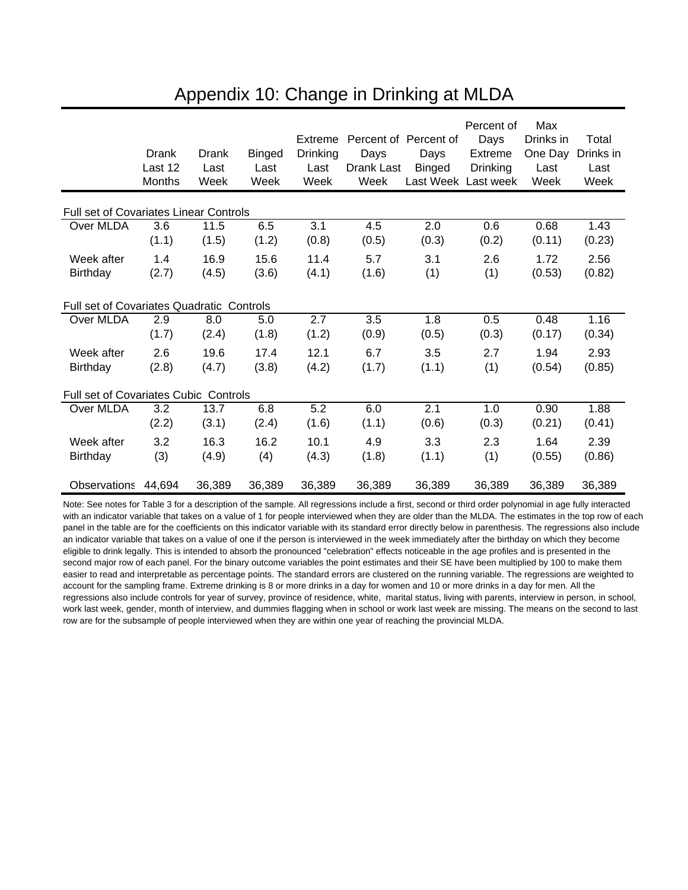# Appendix 10: Change in Drinking at MLDA

| | Drank Last 12 Months | Drank Last Week | Binged Last Week | Extreme Drinking Last Week | Percent of Days Drank Last Week | Percent of Days Binged Last Week | Percent of Days Extreme Drinking Last week | Max Drinks in One Day Last Week | Total Drinks in Last Week |
|---|---|---|---|---|---|---|---|---|---|
| **Full set of Covariates Linear Controls** | | | | | | | | | |
| Over MLDA | 3.6 | 11.5 | 6.5 | 3.1 | 4.5 | 2.0 | 0.6 | 0.68 | 1.43 |
| | (1.1) | (1.5) | (1.2) | (0.8) | (0.5) | (0.3) | (0.2) | (0.11) | (0.23) |
| Week after Birthday | 1.4 | 16.9 | 15.6 | 11.4 | 5.7 | 3.1 | 2.6 | 1.72 | 2.56 |
| | (2.7) | (4.5) | (3.6) | (4.1) | (1.6) | (1) | (1) | (0.53) | (0.82) |
| **Full set of Covariates Quadratic Controls** | | | | | | | | | |
| Over MLDA | 2.9 | 8.0 | 5.0 | 2.7 | 3.5 | 1.8 | 0.5 | 0.48 | 1.16 |
| | (1.7) | (2.4) | (1.8) | (1.2) | (0.9) | (0.5) | (0.3) | (0.17) | (0.34) |
| Week after Birthday | 2.6 | 19.6 | 17.4 | 12.1 | 6.7 | 3.5 | 2.7 | 1.94 | 2.93 |
| | (2.8) | (4.7) | (3.8) | (4.2) | (1.7) | (1.1) | (1) | (0.54) | (0.85) |
| **Full set of Covariates Cubic Controls** | | | | | | | | | |
| Over MLDA | 3.2 | 13.7 | 6.8 | 5.2 | 6.0 | 2.1 | 1.0 | 0.90 | 1.88 |
| | (2.2) | (3.1) | (2.4) | (1.6) | (1.1) | (0.6) | (0.3) | (0.21) | (0.41) |
| Week after Birthday | 3.2 | 16.3 | 16.2 | 10.1 | 4.9 | 3.3 | 2.3 | 1.64 | 2.39 |
| | (3) | (4.9) | (4) | (4.3) | (1.8) | (1.1) | (1) | (0.55) | (0.86) |
| Observations | 44,694 | 36,389 | 36,389 | 36,389 | 36,389 | 36,389 | 36,389 | 36,389 | 36,389 |

Note: See notes for Table 3 for a description of the sample. All regressions include a first, second or third order polynomial in age fully interacted with an indicator variable that takes on a value of 1 for people interviewed when they are older than the MLDA. The estimates in the top row of each panel in the table are for the coefficients on this indicator variable with its standard error directly below in parenthesis. The regressions also include an indicator variable that takes on a value of one if the person is interviewed in the week immediately after the birthday on which they become eligible to drink legally. This is intended to absorb the pronounced "celebration" effects noticeable in the age profiles and is presented in the second major row of each panel. For the binary outcome variables the point estimates and their SE have been multiplied by 100 to make them easier to read and interpretable as percentage points. The standard errors are clustered on the running variable. The regressions are weighted to account for the sampling frame. Extreme drinking is 8 or more drinks in a day for women and 10 or more drinks in a day for men. All the regressions also include controls for year of survey, province of residence, white, marital status, living with parents, interview in person, in school, work last week, gender, month of interview, and dummies flagging when in school or work last week are missing. The means on the second to last row are for the subsample of people interviewed when they are within one year of reaching the provincial MLDA.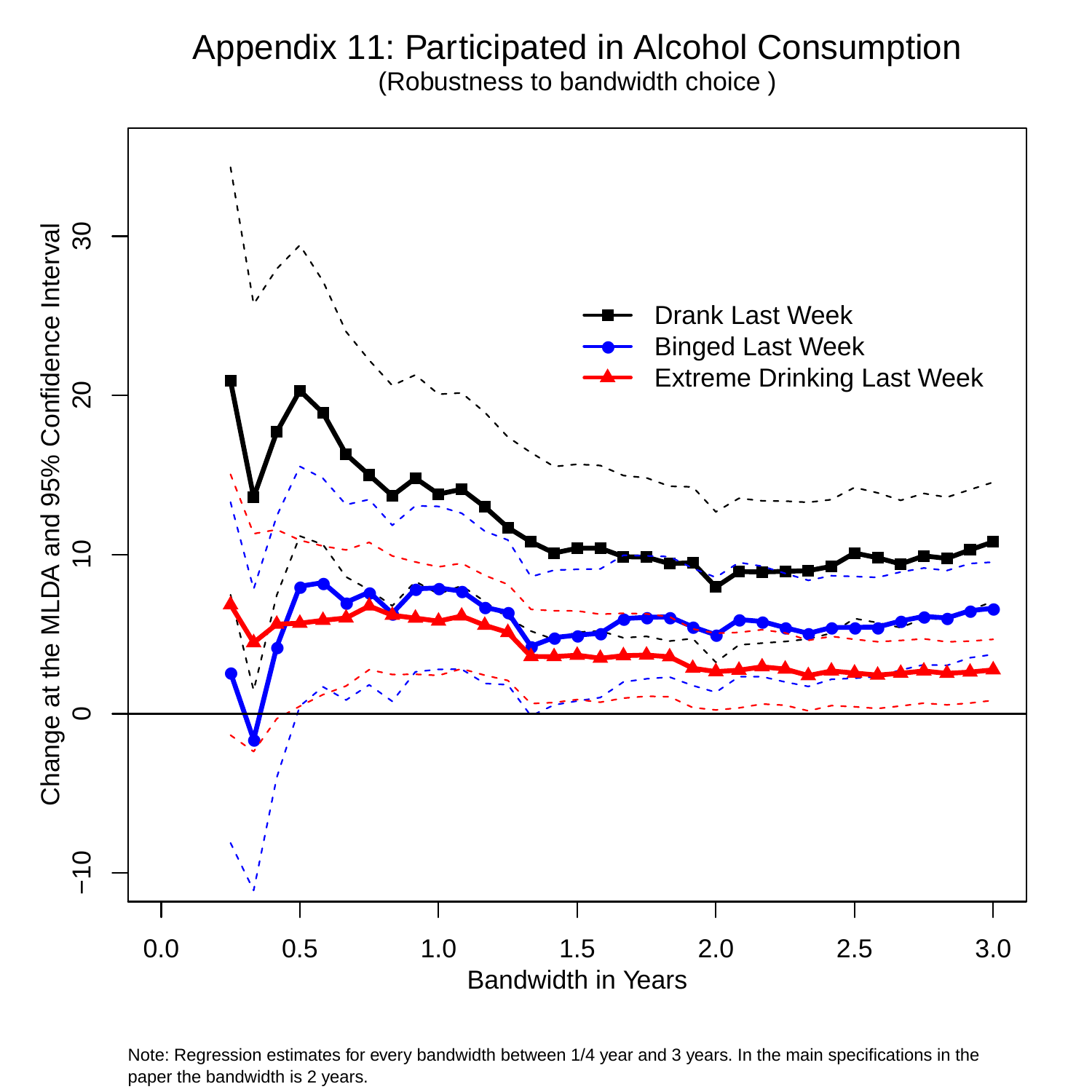# Appendix 11: Participated in Alcohol Consumption

(Robustness to bandwidth choice )

Change at the MLDA and 95% Confidence Interval

−10
0
10
20
30

Bandwidth in Years

0.0
0.5
1.0
1.5
2.0
2.5
3.0

Drank Last Week
Binged Last Week
Extreme Drinking Last Week

Note: Regression estimates for every bandwidth between 1/4 year and 3 years. In the main specifications in the paper the bandwidth is 2 years.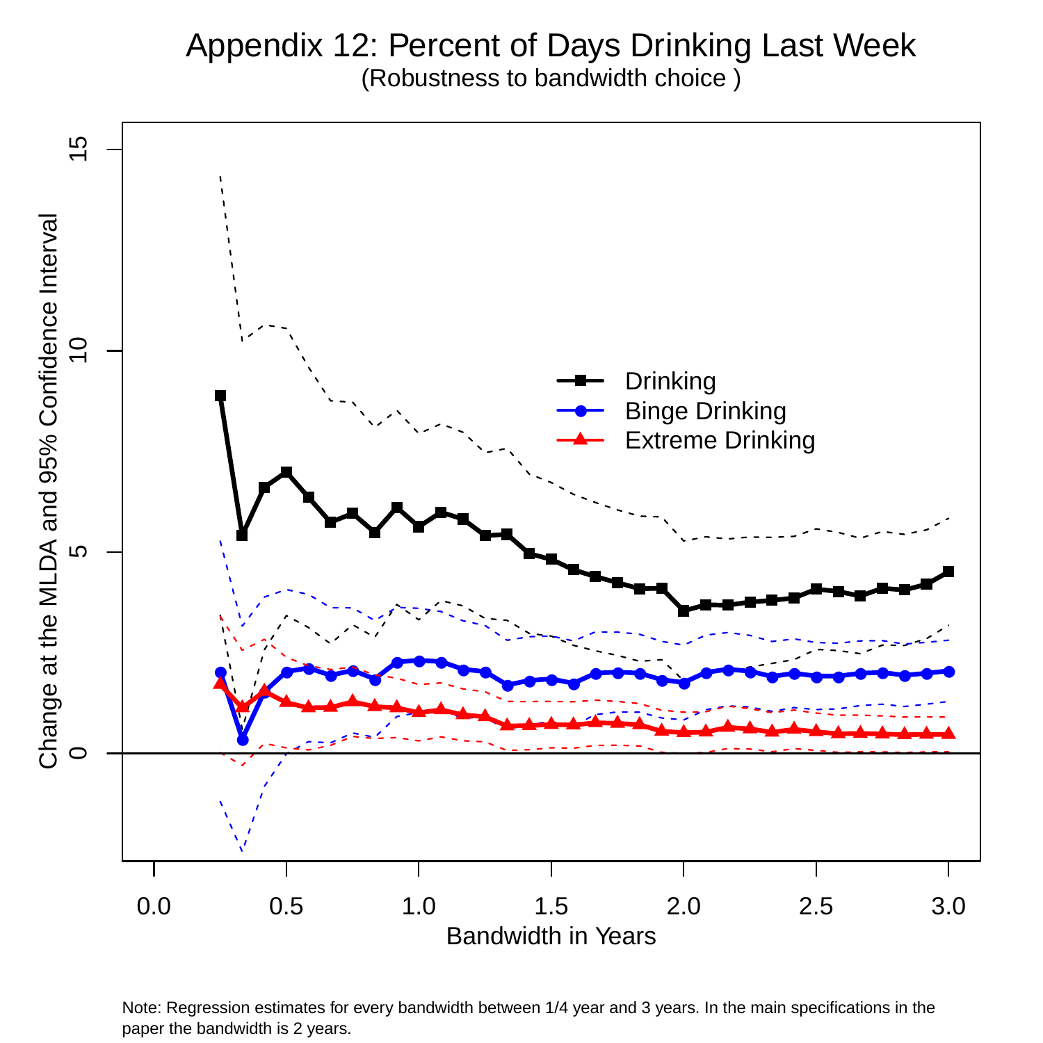# Appendix 12: Percent of Days Drinking Last Week

(Robustness to bandwidth choice )

Change at the MLDA and 95% Confidence Interval

15

10

5

0

0.0

0.5

1.0

1.5

2.0

2.5

3.0

Bandwidth in Years

Drinking

Binge Drinking

Extreme Drinking

Note: Regression estimates for every bandwidth between 1/4 year and 3 years. In the main specifications in the paper the bandwidth is 2 years.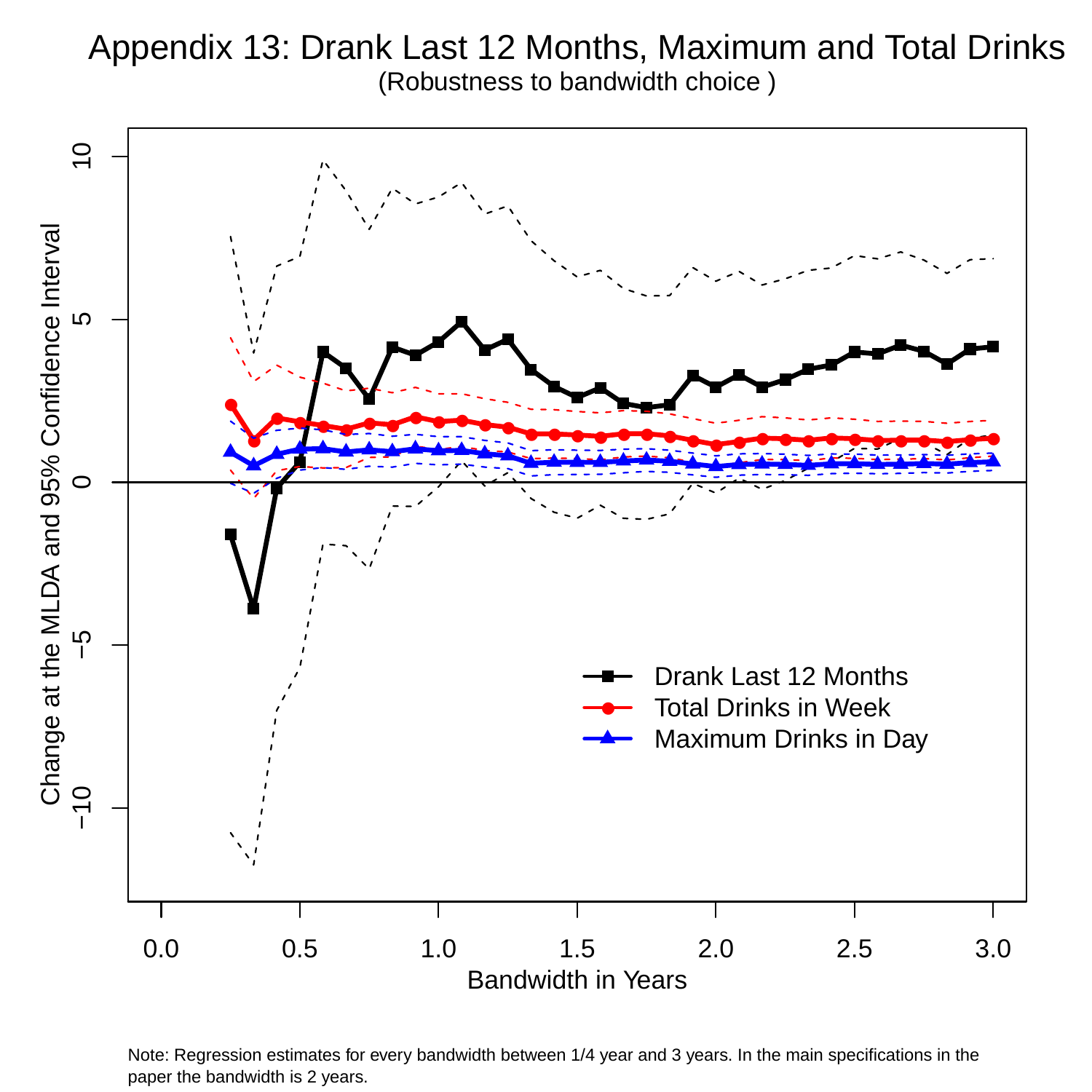# Appendix 13: Drank Last 12 Months, Maximum and Total Drinks

(Robustness to bandwidth choice )

Change at the MLDA and 95% Confidence Interval

10

5

0

−5

−10

0.0

0.5

1.0

1.5

2.0

2.5

3.0

Bandwidth in Years

Drank Last 12 Months

Total Drinks in Week

Maximum Drinks in Day

Note: Regression estimates for every bandwidth between 1/4 year and 3 years. In the main specifications in the paper the bandwidth is 2 years.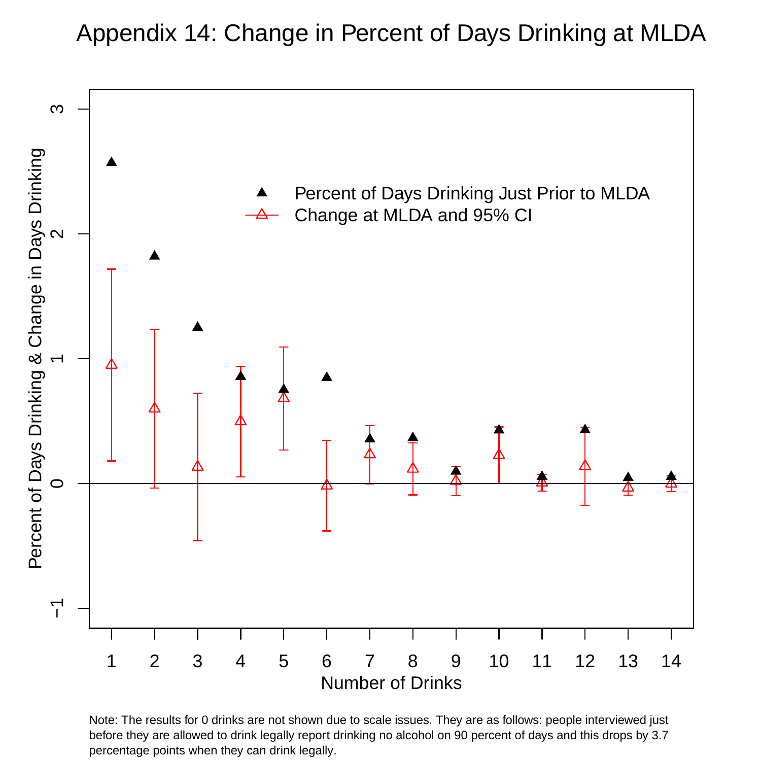# Appendix 14: Change in Percent of Days Drinking at MLDA

Percent of Days Drinking Just Prior to MLDA

Change at MLDA and 95% CI

Percent of Days Drinking & Change in Days Drinking

3

2

1

0

−1

Number of Drinks

1 2 3 4 5 6 7 8 9 10 11 12 13 14

Note: The results for 0 drinks are not shown due to scale issues. They are as follows: people interviewed just before they are allowed to drink legally report drinking no alcohol on 90 percent of days and this drops by 3.7 percentage points when they can drink legally.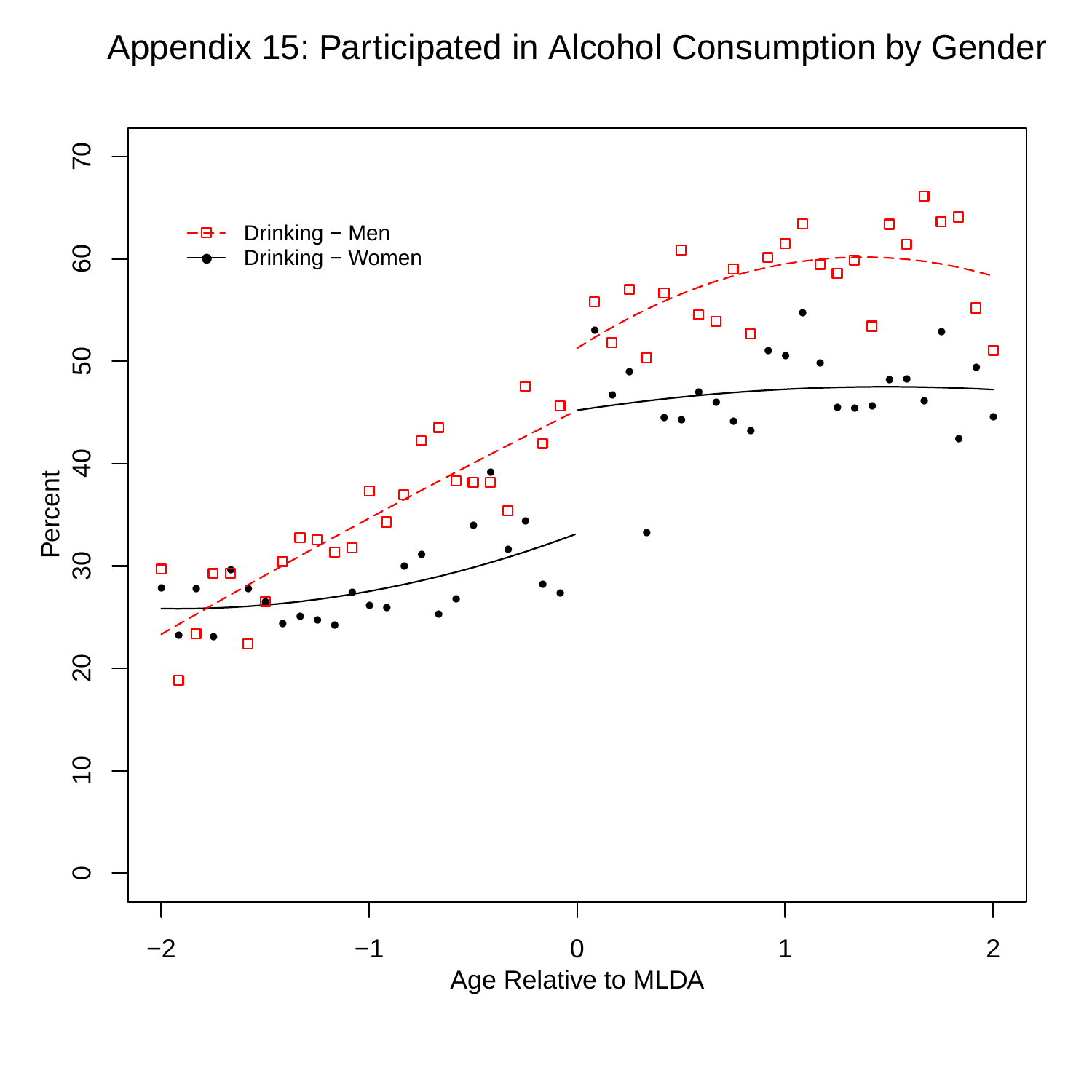# Appendix 15: Participated in Alcohol Consumption by Gender

Drinking − Men
Drinking − Women

Percent

0
10
20
30
40
50
60
70

−2
−1
0
1
2

Age Relative to MLDA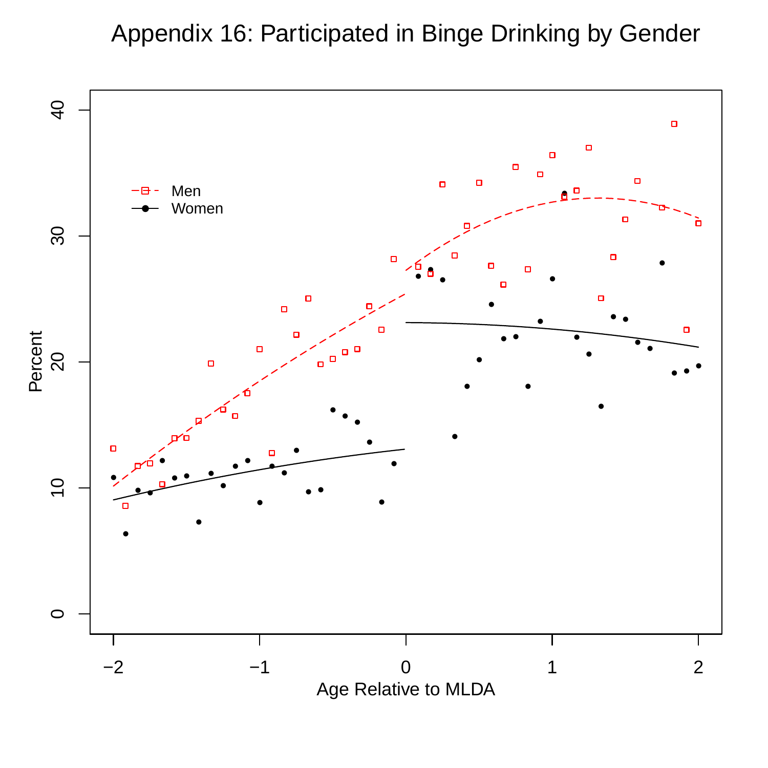# Appendix 16: Participated in Binge Drinking by Gender

Men

Women

Percent

0

10

20

30

40

Age Relative to MLDA

−2

−1

0

1

2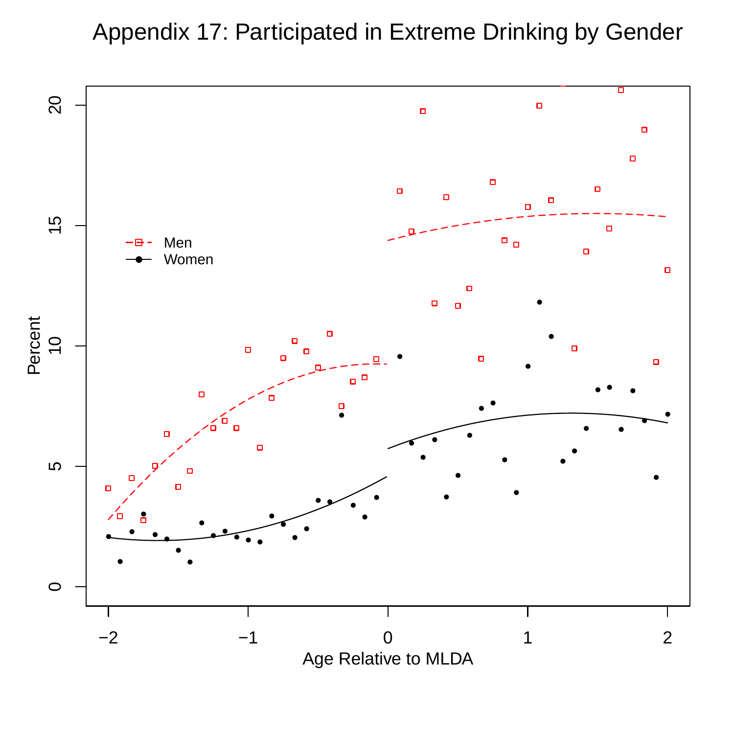Appendix 17: Participated in Extreme Drinking by Gender

Men
Women

Percent

0
5
10
15
20

−2
−1
0
1
2

Age Relative to MLDA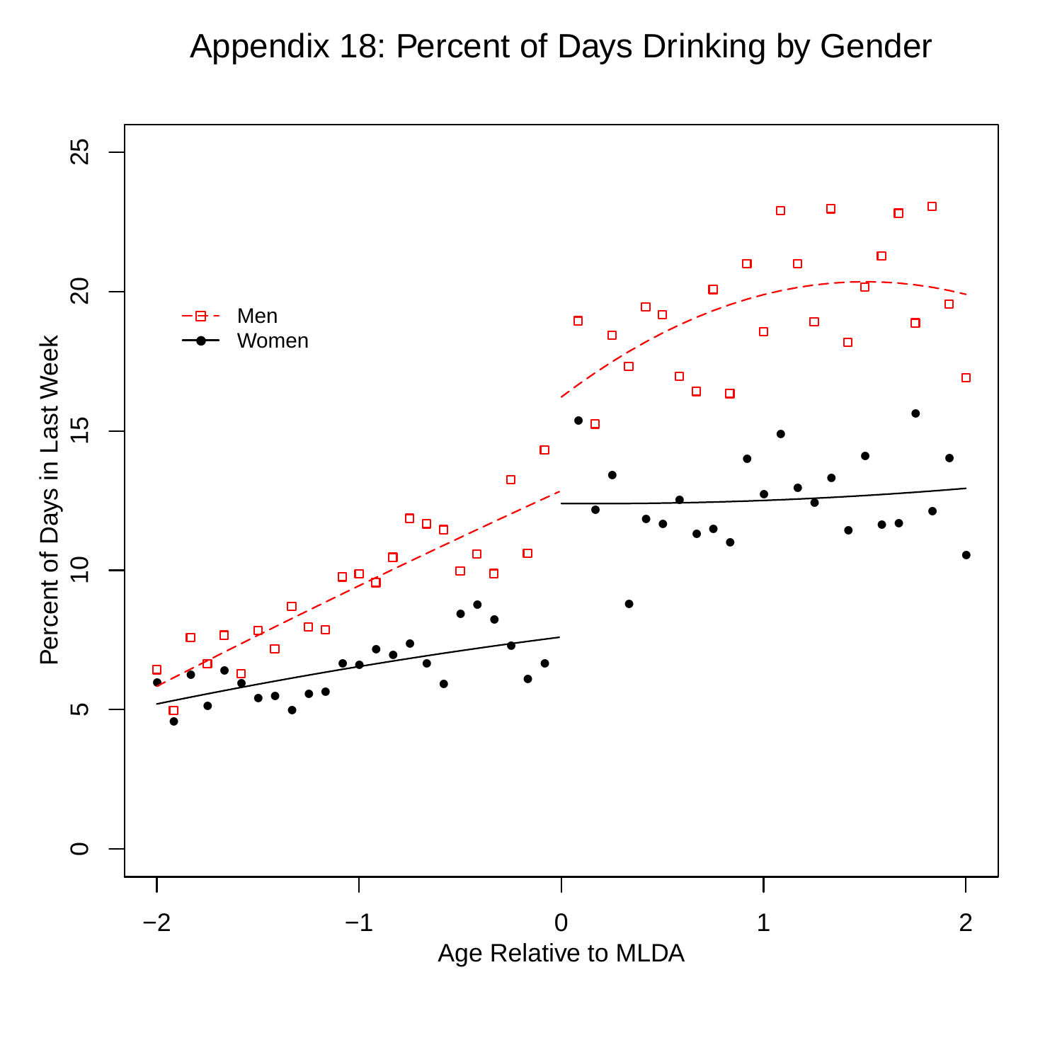# Appendix 18: Percent of Days Drinking by Gender

Men

Women

Percent of Days in Last Week

0

5

10

15

20

25

−2

−1

0

1

2

Age Relative to MLDA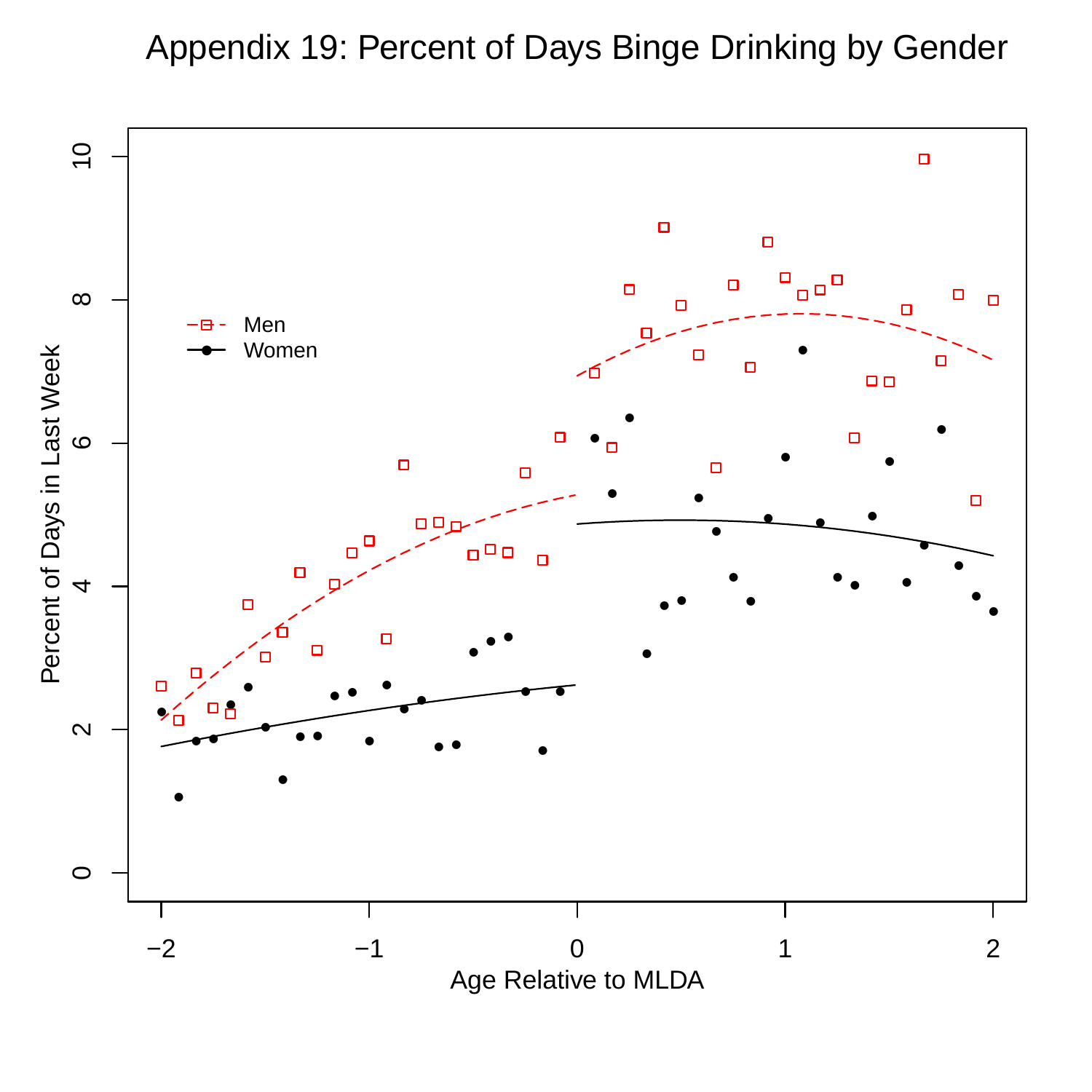# Appendix 19: Percent of Days Binge Drinking by Gender

Men

Women

Percent of Days in Last Week

0

2

4

6

8

10

Age Relative to MLDA

−2

−1

0

1

2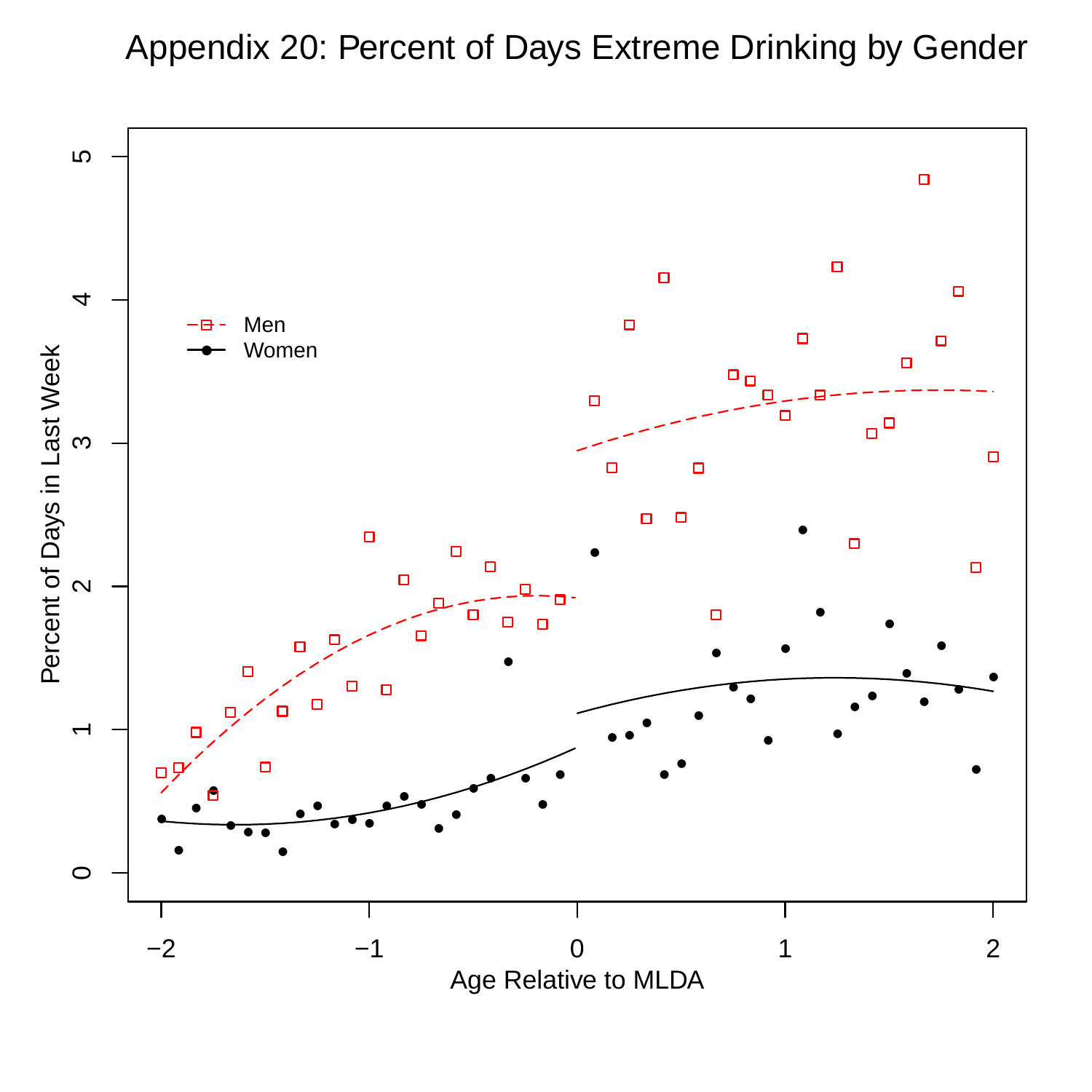Appendix 20: Percent of Days Extreme Drinking by Gender

Men
Women

Percent of Days in Last Week

0
1
2
3
4
5

Age Relative to MLDA

−2
−1
0
1
2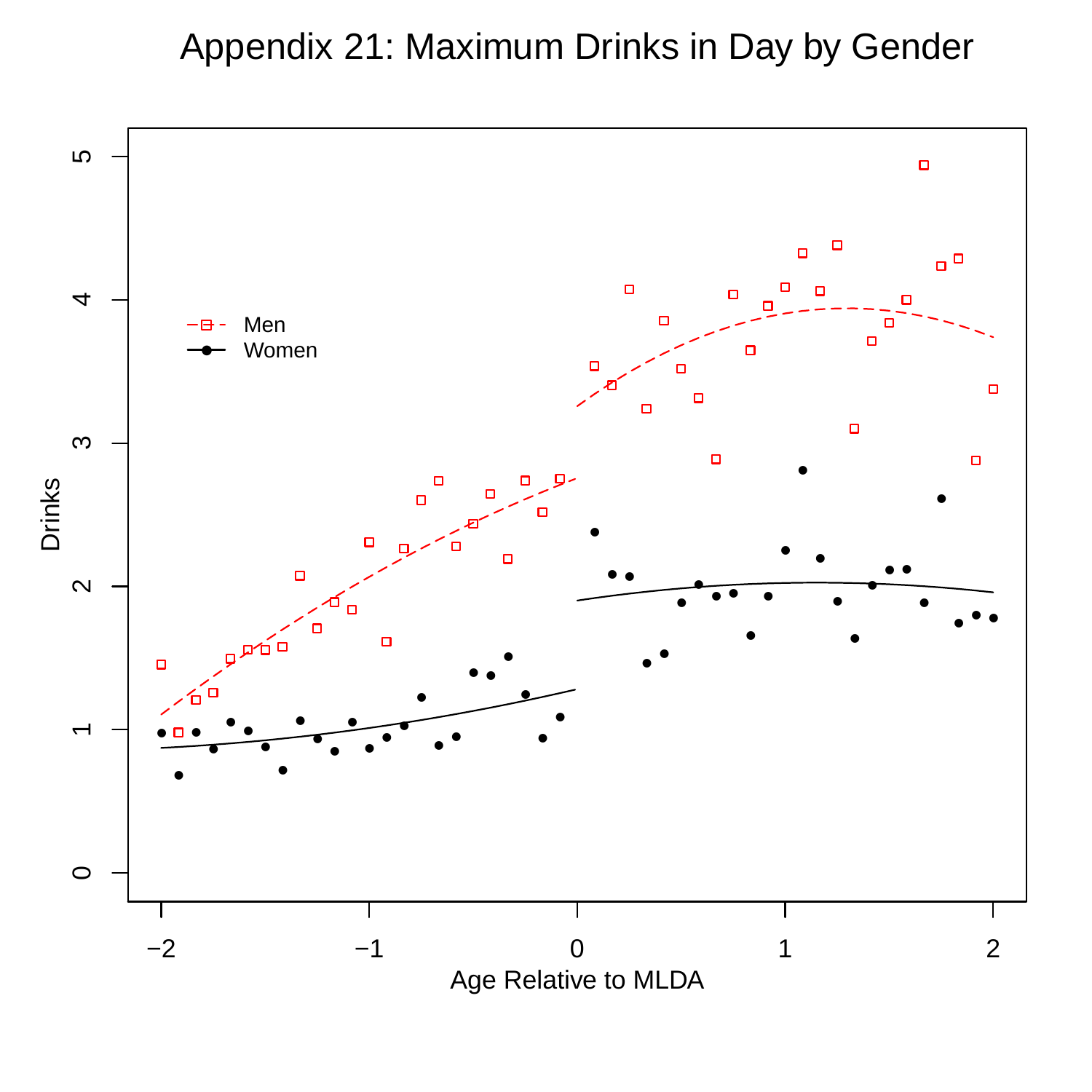# Appendix 21: Maximum Drinks in Day by Gender

Men

Women

Drinks

0

1

2

3

4

5

−2

−1

0

1

2

Age Relative to MLDA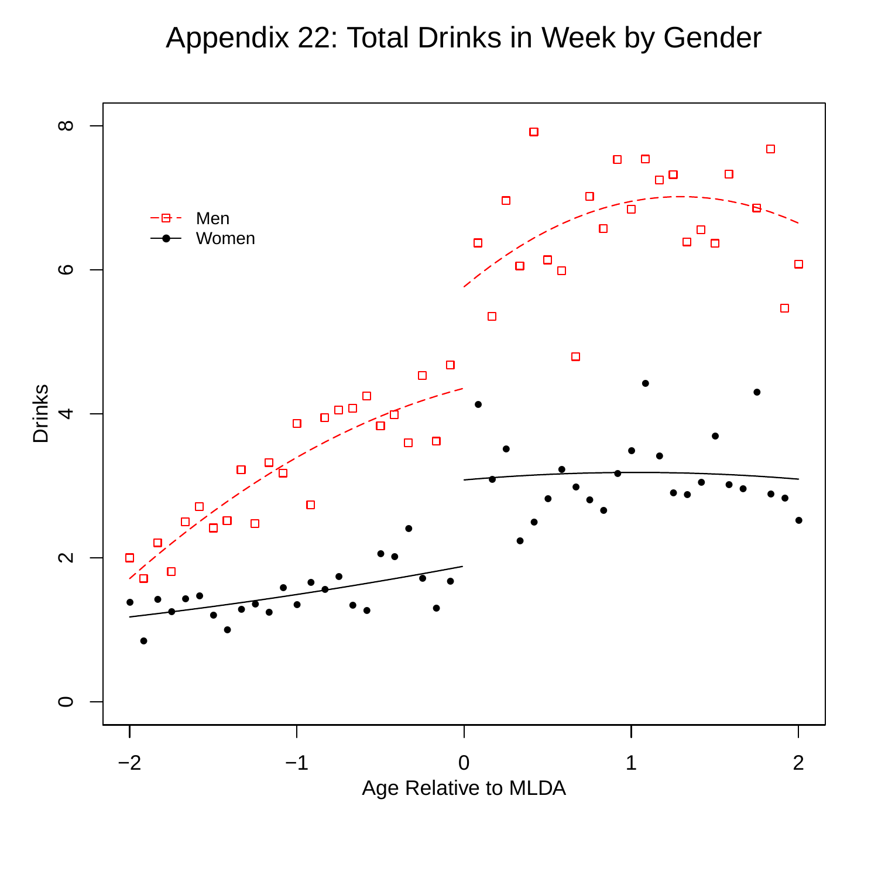# Appendix 22: Total Drinks in Week by Gender

Men
Women

Drinks

0
2
4
6
8

−2
−1
0
1
2

Age Relative to MLDA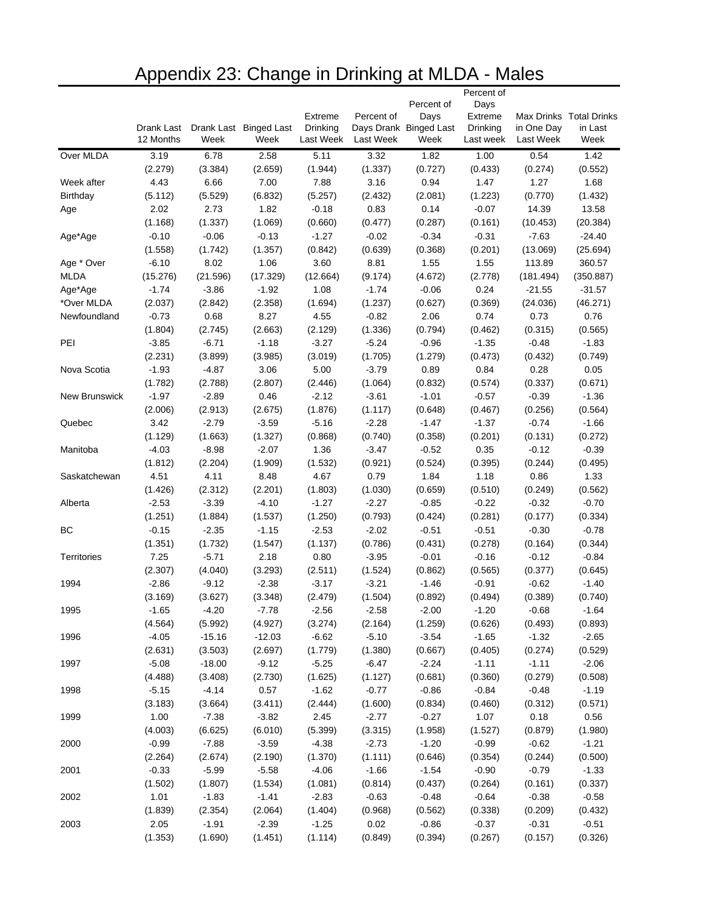# Appendix 23: Change in Drinking at MLDA - Males

| | Drank Last 12 Months | Drank Last Week | Binged Last Week | Extreme Drinking Last Week | Percent of Days Drank Last Week | Percent of Days Binged Last Week | Percent of Days Extreme Drinking Last week | Max Drinks in One Day Last Week | Total Drinks in Last Week |
|---|---|---|---|---|---|---|---|---|---|
| Over MLDA | 3.19 | 6.78 | 2.58 | 5.11 | 3.32 | 1.82 | 1.00 | 0.54 | 1.42 |
| | (2.279) | (3.384) | (2.659) | (1.944) | (1.337) | (0.727) | (0.433) | (0.274) | (0.552) |
| Week after | 4.43 | 6.66 | 7.00 | 7.88 | 3.16 | 0.94 | 1.47 | 1.27 | 1.68 |
| Birthday | (5.112) | (5.529) | (6.832) | (5.257) | (2.432) | (2.081) | (1.223) | (0.770) | (1.432) |
| Age | 2.02 | 2.73 | 1.82 | -0.18 | 0.83 | 0.14 | -0.07 | 14.39 | 13.58 |
| | (1.168) | (1.337) | (1.069) | (0.660) | (0.477) | (0.287) | (0.161) | (10.453) | (20.384) |
| Age*Age | -0.10 | -0.06 | -0.13 | -1.27 | -0.02 | -0.34 | -0.31 | -7.63 | -24.40 |
| | (1.558) | (1.742) | (1.357) | (0.842) | (0.639) | (0.368) | (0.201) | (13.069) | (25.694) |
| Age * Over | -6.10 | 8.02 | 1.06 | 3.60 | 8.81 | 1.55 | 1.55 | 113.89 | 360.57 |
| MLDA | (15.276) | (21.596) | (17.329) | (12.664) | (9.174) | (4.672) | (2.778) | (181.494) | (350.887) |
| Age*Age | -1.74 | -3.86 | -1.92 | 1.08 | -1.74 | -0.06 | 0.24 | -21.55 | -31.57 |
| *Over MLDA | (2.037) | (2.842) | (2.358) | (1.694) | (1.237) | (0.627) | (0.369) | (24.036) | (46.271) |
| Newfoundland | -0.73 | 0.68 | 8.27 | 4.55 | -0.82 | 2.06 | 0.74 | 0.73 | 0.76 |
| | (1.804) | (2.745) | (2.663) | (2.129) | (1.336) | (0.794) | (0.462) | (0.315) | (0.565) |
| PEI | -3.85 | -6.71 | -1.18 | -3.27 | -5.24 | -0.96 | -1.35 | -0.48 | -1.83 |
| | (2.231) | (3.899) | (3.985) | (3.019) | (1.705) | (1.279) | (0.473) | (0.432) | (0.749) |
| Nova Scotia | -1.93 | -4.87 | 3.06 | 5.00 | -3.79 | 0.89 | 0.84 | 0.28 | 0.05 |
| | (1.782) | (2.788) | (2.807) | (2.446) | (1.064) | (0.832) | (0.574) | (0.337) | (0.671) |
| New Brunswick | -1.97 | -2.89 | 0.46 | -2.12 | -3.61 | -1.01 | -0.57 | -0.39 | -1.36 |
| | (2.006) | (2.913) | (2.675) | (1.876) | (1.117) | (0.648) | (0.467) | (0.256) | (0.564) |
| Quebec | 3.42 | -2.79 | -3.59 | -5.16 | -2.28 | -1.47 | -1.37 | -0.74 | -1.66 |
| | (1.129) | (1.663) | (1.327) | (0.868) | (0.740) | (0.358) | (0.201) | (0.131) | (0.272) |
| Manitoba | -4.03 | -8.98 | -2.07 | 1.36 | -3.47 | -0.52 | 0.35 | -0.12 | -0.39 |
| | (1.812) | (2.204) | (1.909) | (1.532) | (0.921) | (0.524) | (0.395) | (0.244) | (0.495) |
| Saskatchewan | 4.51 | 4.11 | 8.48 | 4.67 | 0.79 | 1.84 | 1.18 | 0.86 | 1.33 |
| | (1.426) | (2.312) | (2.201) | (1.803) | (1.030) | (0.659) | (0.510) | (0.249) | (0.562) |
| Alberta | -2.53 | -3.39 | -4.10 | -1.27 | -2.27 | -0.85 | -0.22 | -0.32 | -0.70 |
| | (1.251) | (1.884) | (1.537) | (1.250) | (0.793) | (0.424) | (0.281) | (0.177) | (0.334) |
| BC | -0.15 | -2.35 | -1.15 | -2.53 | -2.02 | -0.51 | -0.51 | -0.30 | -0.78 |
| | (1.351) | (1.732) | (1.547) | (1.137) | (0.786) | (0.431) | (0.278) | (0.164) | (0.344) |
| Territories | 7.25 | -5.71 | 2.18 | 0.80 | -3.95 | -0.01 | -0.16 | -0.12 | -0.84 |
| | (2.307) | (4.040) | (3.293) | (2.511) | (1.524) | (0.862) | (0.565) | (0.377) | (0.645) |
| 1994 | -2.86 | -9.12 | -2.38 | -3.17 | -3.21 | -1.46 | -0.91 | -0.62 | -1.40 |
| | (3.169) | (3.627) | (3.348) | (2.479) | (1.504) | (0.892) | (0.494) | (0.389) | (0.740) |
| 1995 | -1.65 | -4.20 | -7.78 | -2.56 | -2.58 | -2.00 | -1.20 | -0.68 | -1.64 |
| | (4.564) | (5.992) | (4.927) | (3.274) | (2.164) | (1.259) | (0.626) | (0.493) | (0.893) |
| 1996 | -4.05 | -15.16 | -12.03 | -6.62 | -5.10 | -3.54 | -1.65 | -1.32 | -2.65 |
| | (2.631) | (3.503) | (2.697) | (1.779) | (1.380) | (0.667) | (0.405) | (0.274) | (0.529) |
| 1997 | -5.08 | -18.00 | -9.12 | -5.25 | -6.47 | -2.24 | -1.11 | -1.11 | -2.06 |
| | (4.488) | (3.408) | (2.730) | (1.625) | (1.127) | (0.681) | (0.360) | (0.279) | (0.508) |
| 1998 | -5.15 | -4.14 | 0.57 | -1.62 | -0.77 | -0.86 | -0.84 | -0.48 | -1.19 |
| | (3.183) | (3.664) | (3.411) | (2.444) | (1.600) | (0.834) | (0.460) | (0.312) | (0.571) |
| 1999 | 1.00 | -7.38 | -3.82 | 2.45 | -2.77 | -0.27 | 1.07 | 0.18 | 0.56 |
| | (4.003) | (6.625) | (6.010) | (5.399) | (3.315) | (1.958) | (1.527) | (0.879) | (1.980) |
| 2000 | -0.99 | -7.88 | -3.59 | -4.38 | -2.73 | -1.20 | -0.99 | -0.62 | -1.21 |
| | (2.264) | (2.674) | (2.190) | (1.370) | (1.111) | (0.646) | (0.354) | (0.244) | (0.500) |
| 2001 | -0.33 | -5.99 | -5.58 | -4.06 | -1.66 | -1.54 | -0.90 | -0.79 | -1.33 |
| | (1.502) | (1.807) | (1.534) | (1.081) | (0.814) | (0.437) | (0.264) | (0.161) | (0.337) |
| 2002 | 1.01 | -1.83 | -1.41 | -2.83 | -0.63 | -0.48 | -0.64 | -0.38 | -0.58 |
| | (1.839) | (2.354) | (2.064) | (1.404) | (0.968) | (0.562) | (0.338) | (0.209) | (0.432) |
| 2003 | 2.05 | -1.91 | -2.39 | -1.25 | 0.02 | -0.86 | -0.37 | -0.31 | -0.51 |
| | (1.353) | (1.690) | (1.451) | (1.114) | (0.849) | (0.394) | (0.267) | (0.157) | (0.326) |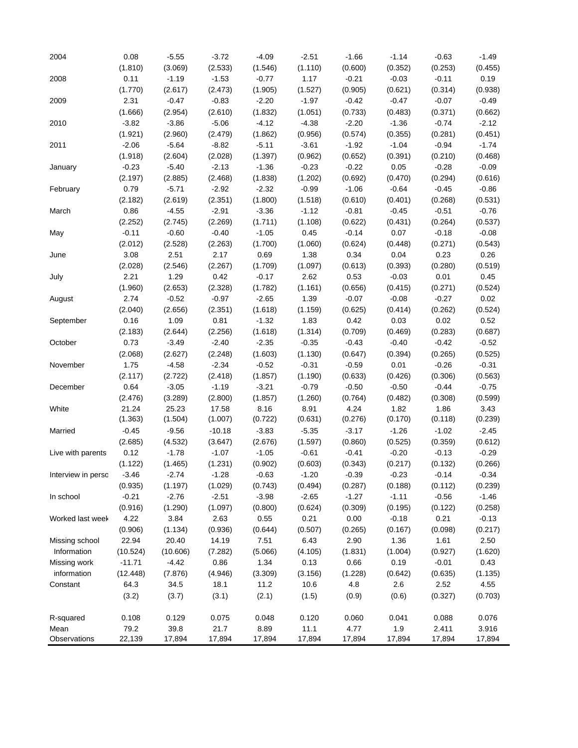| | | | | | | | | | |
|---|---|---|---|---|---|---|---|---|---|
| 2004 | 0.08 | -5.55 | -3.72 | -4.09 | -2.51 | -1.66 | -1.14 | -0.63 | -1.49 |
| | (1.810) | (3.069) | (2.533) | (1.546) | (1.110) | (0.600) | (0.352) | (0.253) | (0.455) |
| 2008 | 0.11 | -1.19 | -1.53 | -0.77 | 1.17 | -0.21 | -0.03 | -0.11 | 0.19 |
| | (1.770) | (2.617) | (2.473) | (1.905) | (1.527) | (0.905) | (0.621) | (0.314) | (0.938) |
| 2009 | 2.31 | -0.47 | -0.83 | -2.20 | -1.97 | -0.42 | -0.47 | -0.07 | -0.49 |
| | (1.666) | (2.954) | (2.610) | (1.832) | (1.051) | (0.733) | (0.483) | (0.371) | (0.662) |
| 2010 | -3.82 | -3.86 | -5.06 | -4.12 | -4.38 | -2.20 | -1.36 | -0.74 | -2.12 |
| | (1.921) | (2.960) | (2.479) | (1.862) | (0.956) | (0.574) | (0.355) | (0.281) | (0.451) |
| 2011 | -2.06 | -5.64 | -8.82 | -5.11 | -3.61 | -1.92 | -1.04 | -0.94 | -1.74 |
| | (1.918) | (2.604) | (2.028) | (1.397) | (0.962) | (0.652) | (0.391) | (0.210) | (0.468) |
| January | -0.23 | -5.40 | -2.13 | -1.36 | -0.23 | -0.22 | 0.05 | -0.28 | -0.09 |
| | (2.197) | (2.885) | (2.468) | (1.838) | (1.202) | (0.692) | (0.470) | (0.294) | (0.616) |
| February | 0.79 | -5.71 | -2.92 | -2.32 | -0.99 | -1.06 | -0.64 | -0.45 | -0.86 |
| | (2.182) | (2.619) | (2.351) | (1.800) | (1.518) | (0.610) | (0.401) | (0.268) | (0.531) |
| March | 0.86 | -4.55 | -2.91 | -3.36 | -1.12 | -0.81 | -0.45 | -0.51 | -0.76 |
| | (2.252) | (2.745) | (2.269) | (1.711) | (1.108) | (0.622) | (0.431) | (0.264) | (0.537) |
| May | -0.11 | -0.60 | -0.40 | -1.05 | 0.45 | -0.14 | 0.07 | -0.18 | -0.08 |
| | (2.012) | (2.528) | (2.263) | (1.700) | (1.060) | (0.624) | (0.448) | (0.271) | (0.543) |
| June | 3.08 | 2.51 | 2.17 | 0.69 | 1.38 | 0.34 | 0.04 | 0.23 | 0.26 |
| | (2.028) | (2.546) | (2.267) | (1.709) | (1.097) | (0.613) | (0.393) | (0.280) | (0.519) |
| July | 2.21 | 1.29 | 0.42 | -0.17 | 2.62 | 0.53 | -0.03 | 0.01 | 0.45 |
| | (1.960) | (2.653) | (2.328) | (1.782) | (1.161) | (0.656) | (0.415) | (0.271) | (0.524) |
| August | 2.74 | -0.52 | -0.97 | -2.65 | 1.39 | -0.07 | -0.08 | -0.27 | 0.02 |
| | (2.040) | (2.656) | (2.351) | (1.618) | (1.159) | (0.625) | (0.414) | (0.262) | (0.524) |
| September | 0.16 | 1.09 | 0.81 | -1.32 | 1.83 | 0.42 | 0.03 | 0.02 | 0.52 |
| | (2.183) | (2.644) | (2.256) | (1.618) | (1.314) | (0.709) | (0.469) | (0.283) | (0.687) |
| October | 0.73 | -3.49 | -2.40 | -2.35 | -0.35 | -0.43 | -0.40 | -0.42 | -0.52 |
| | (2.068) | (2.627) | (2.248) | (1.603) | (1.130) | (0.647) | (0.394) | (0.265) | (0.525) |
| November | 1.75 | -4.58 | -2.34 | -0.52 | -0.31 | -0.59 | 0.01 | -0.26 | -0.31 |
| | (2.117) | (2.722) | (2.418) | (1.857) | (1.190) | (0.633) | (0.426) | (0.306) | (0.563) |
| December | 0.64 | -3.05 | -1.19 | -3.21 | -0.79 | -0.50 | -0.50 | -0.44 | -0.75 |
| | (2.476) | (3.289) | (2.800) | (1.857) | (1.260) | (0.764) | (0.482) | (0.308) | (0.599) |
| White | 21.24 | 25.23 | 17.58 | 8.16 | 8.91 | 4.24 | 1.82 | 1.86 | 3.43 |
| | (1.363) | (1.504) | (1.007) | (0.722) | (0.631) | (0.276) | (0.170) | (0.118) | (0.239) |
| Married | -0.45 | -9.56 | -10.18 | -3.83 | -5.35 | -3.17 | -1.26 | -1.02 | -2.45 |
| | (2.685) | (4.532) | (3.647) | (2.676) | (1.597) | (0.860) | (0.525) | (0.359) | (0.612) |
| Live with parents | 0.12 | -1.78 | -1.07 | -1.05 | -0.61 | -0.41 | -0.20 | -0.13 | -0.29 |
| | (1.122) | (1.465) | (1.231) | (0.902) | (0.603) | (0.343) | (0.217) | (0.132) | (0.266) |
| Interview in perso | -3.46 | -2.74 | -1.28 | -0.63 | -1.20 | -0.39 | -0.23 | -0.14 | -0.34 |
| | (0.935) | (1.197) | (1.029) | (0.743) | (0.494) | (0.287) | (0.188) | (0.112) | (0.239) |
| In school | -0.21 | -2.76 | -2.51 | -3.98 | -2.65 | -1.27 | -1.11 | -0.56 | -1.46 |
| | (0.916) | (1.290) | (1.097) | (0.800) | (0.624) | (0.309) | (0.195) | (0.122) | (0.258) |
| Worked last week | 4.22 | 3.84 | 2.63 | 0.55 | 0.21 | 0.00 | -0.18 | 0.21 | -0.13 |
| | (0.906) | (1.134) | (0.936) | (0.644) | (0.507) | (0.265) | (0.167) | (0.098) | (0.217) |
| Missing school Information | 22.94 | 20.40 | 14.19 | 7.51 | 6.43 | 2.90 | 1.36 | 1.61 | 2.50 |
| | (10.524) | (10.606) | (7.282) | (5.066) | (4.105) | (1.831) | (1.004) | (0.927) | (1.620) |
| Missing work information | -11.71 | -4.42 | 0.86 | 1.34 | 0.13 | 0.66 | 0.19 | -0.01 | 0.43 |
| | (12.448) | (7.876) | (4.946) | (3.309) | (3.156) | (1.228) | (0.642) | (0.635) | (1.135) |
| Constant | 64.3 | 34.5 | 18.1 | 11.2 | 10.6 | 4.8 | 2.6 | 2.52 | 4.55 |
| | (3.2) | (3.7) | (3.1) | (2.1) | (1.5) | (0.9) | (0.6) | (0.327) | (0.703) |
| R-squared | 0.108 | 0.129 | 0.075 | 0.048 | 0.120 | 0.060 | 0.041 | 0.088 | 0.076 |
| Mean | 79.2 | 39.8 | 21.7 | 8.89 | 11.1 | 4.77 | 1.9 | 2.411 | 3.916 |
| Observations | 22,139 | 17,894 | 17,894 | 17,894 | 17,894 | 17,894 | 17,894 | 17,894 | 17,894 |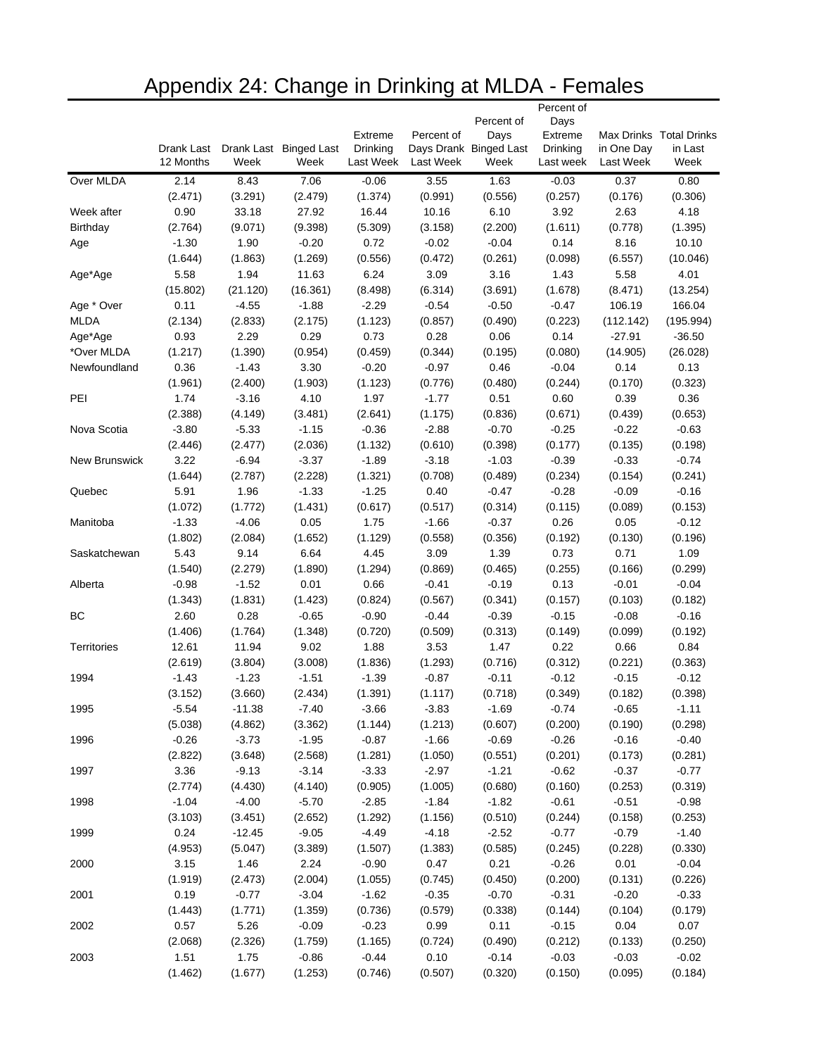# Appendix 24: Change in Drinking at MLDA - Females

| | Drank Last 12 Months | Drank Last Week | Binged Last Week | Extreme Drinking Last Week | Percent of Days Drank Last Week | Percent of Days Binged Last Week | Percent of Days Extreme Drinking Last week | Max Drinks in One Day Last Week | Total Drinks in Last Week |
|---|---|---|---|---|---|---|---|---|---|
| Over MLDA | 2.14 | 8.43 | 7.06 | -0.06 | 3.55 | 1.63 | -0.03 | 0.37 | 0.80 |
| | (2.471) | (3.291) | (2.479) | (1.374) | (0.991) | (0.556) | (0.257) | (0.176) | (0.306) |
| Week after | 0.90 | 33.18 | 27.92 | 16.44 | 10.16 | 6.10 | 3.92 | 2.63 | 4.18 |
| Birthday | (2.764) | (9.071) | (9.398) | (5.309) | (3.158) | (2.200) | (1.611) | (0.778) | (1.395) |
| Age | -1.30 | 1.90 | -0.20 | 0.72 | -0.02 | -0.04 | 0.14 | 8.16 | 10.10 |
| | (1.644) | (1.863) | (1.269) | (0.556) | (0.472) | (0.261) | (0.098) | (6.557) | (10.046) |
| Age*Age | 5.58 | 1.94 | 11.63 | 6.24 | 3.09 | 3.16 | 1.43 | 5.58 | 4.01 |
| | (15.802) | (21.120) | (16.361) | (8.498) | (6.314) | (3.691) | (1.678) | (8.471) | (13.254) |
| Age * Over | 0.11 | -4.55 | -1.88 | -2.29 | -0.54 | -0.50 | -0.47 | 106.19 | 166.04 |
| MLDA | (2.134) | (2.833) | (2.175) | (1.123) | (0.857) | (0.490) | (0.223) | (112.142) | (195.994) |
| Age*Age | 0.93 | 2.29 | 0.29 | 0.73 | 0.28 | 0.06 | 0.14 | -27.91 | -36.50 |
| *Over MLDA | (1.217) | (1.390) | (0.954) | (0.459) | (0.344) | (0.195) | (0.080) | (14.905) | (26.028) |
| Newfoundland | 0.36 | -1.43 | 3.30 | -0.20 | -0.97 | 0.46 | -0.04 | 0.14 | 0.13 |
| | (1.961) | (2.400) | (1.903) | (1.123) | (0.776) | (0.480) | (0.244) | (0.170) | (0.323) |
| PEI | 1.74 | -3.16 | 4.10 | 1.97 | -1.77 | 0.51 | 0.60 | 0.39 | 0.36 |
| | (2.388) | (4.149) | (3.481) | (2.641) | (1.175) | (0.836) | (0.671) | (0.439) | (0.653) |
| Nova Scotia | -3.80 | -5.33 | -1.15 | -0.36 | -2.88 | -0.70 | -0.25 | -0.22 | -0.63 |
| | (2.446) | (2.477) | (2.036) | (1.132) | (0.610) | (0.398) | (0.177) | (0.135) | (0.198) |
| New Brunswick | 3.22 | -6.94 | -3.37 | -1.89 | -3.18 | -1.03 | -0.39 | -0.33 | -0.74 |
| | (1.644) | (2.787) | (2.228) | (1.321) | (0.708) | (0.489) | (0.234) | (0.154) | (0.241) |
| Quebec | 5.91 | 1.96 | -1.33 | -1.25 | 0.40 | -0.47 | -0.28 | -0.09 | -0.16 |
| | (1.072) | (1.772) | (1.431) | (0.617) | (0.517) | (0.314) | (0.115) | (0.089) | (0.153) |
| Manitoba | -1.33 | -4.06 | 0.05 | 1.75 | -1.66 | -0.37 | 0.26 | 0.05 | -0.12 |
| | (1.802) | (2.084) | (1.652) | (1.129) | (0.558) | (0.356) | (0.192) | (0.130) | (0.196) |
| Saskatchewan | 5.43 | 9.14 | 6.64 | 4.45 | 3.09 | 1.39 | 0.73 | 0.71 | 1.09 |
| | (1.540) | (2.279) | (1.890) | (1.294) | (0.869) | (0.465) | (0.255) | (0.166) | (0.299) |
| Alberta | -0.98 | -1.52 | 0.01 | 0.66 | -0.41 | -0.19 | 0.13 | -0.01 | -0.04 |
| | (1.343) | (1.831) | (1.423) | (0.824) | (0.567) | (0.341) | (0.157) | (0.103) | (0.182) |
| BC | 2.60 | 0.28 | -0.65 | -0.90 | -0.44 | -0.39 | -0.15 | -0.08 | -0.16 |
| | (1.406) | (1.764) | (1.348) | (0.720) | (0.509) | (0.313) | (0.149) | (0.099) | (0.192) |
| Territories | 12.61 | 11.94 | 9.02 | 1.88 | 3.53 | 1.47 | 0.22 | 0.66 | 0.84 |
| | (2.619) | (3.804) | (3.008) | (1.836) | (1.293) | (0.716) | (0.312) | (0.221) | (0.363) |
| 1994 | -1.43 | -1.23 | -1.51 | -1.39 | -0.87 | -0.11 | -0.12 | -0.15 | -0.12 |
| | (3.152) | (3.660) | (2.434) | (1.391) | (1.117) | (0.718) | (0.349) | (0.182) | (0.398) |
| 1995 | -5.54 | -11.38 | -7.40 | -3.66 | -3.83 | -1.69 | -0.74 | -0.65 | -1.11 |
| | (5.038) | (4.862) | (3.362) | (1.144) | (1.213) | (0.607) | (0.200) | (0.190) | (0.298) |
| 1996 | -0.26 | -3.73 | -1.95 | -0.87 | -1.66 | -0.69 | -0.26 | -0.16 | -0.40 |
| | (2.822) | (3.648) | (2.568) | (1.281) | (1.050) | (0.551) | (0.201) | (0.173) | (0.281) |
| 1997 | 3.36 | -9.13 | -3.14 | -3.33 | -2.97 | -1.21 | -0.62 | -0.37 | -0.77 |
| | (2.774) | (4.430) | (4.140) | (0.905) | (1.005) | (0.680) | (0.160) | (0.253) | (0.319) |
| 1998 | -1.04 | -4.00 | -5.70 | -2.85 | -1.84 | -1.82 | -0.61 | -0.51 | -0.98 |
| | (3.103) | (3.451) | (2.652) | (1.292) | (1.156) | (0.510) | (0.244) | (0.158) | (0.253) |
| 1999 | 0.24 | -12.45 | -9.05 | -4.49 | -4.18 | -2.52 | -0.77 | -0.79 | -1.40 |
| | (4.953) | (5.047) | (3.389) | (1.507) | (1.383) | (0.585) | (0.245) | (0.228) | (0.330) |
| 2000 | 3.15 | 1.46 | 2.24 | -0.90 | 0.47 | 0.21 | -0.26 | 0.01 | -0.04 |
| | (1.919) | (2.473) | (2.004) | (1.055) | (0.745) | (0.450) | (0.200) | (0.131) | (0.226) |
| 2001 | 0.19 | -0.77 | -3.04 | -1.62 | -0.35 | -0.70 | -0.31 | -0.20 | -0.33 |
| | (1.443) | (1.771) | (1.359) | (0.736) | (0.579) | (0.338) | (0.144) | (0.104) | (0.179) |
| 2002 | 0.57 | 5.26 | -0.09 | -0.23 | 0.99 | 0.11 | -0.15 | 0.04 | 0.07 |
| | (2.068) | (2.326) | (1.759) | (1.165) | (0.724) | (0.490) | (0.212) | (0.133) | (0.250) |
| 2003 | 1.51 | 1.75 | -0.86 | -0.44 | 0.10 | -0.14 | -0.03 | -0.03 | -0.02 |
| | (1.462) | (1.677) | (1.253) | (0.746) | (0.507) | (0.320) | (0.150) | (0.095) | (0.184) |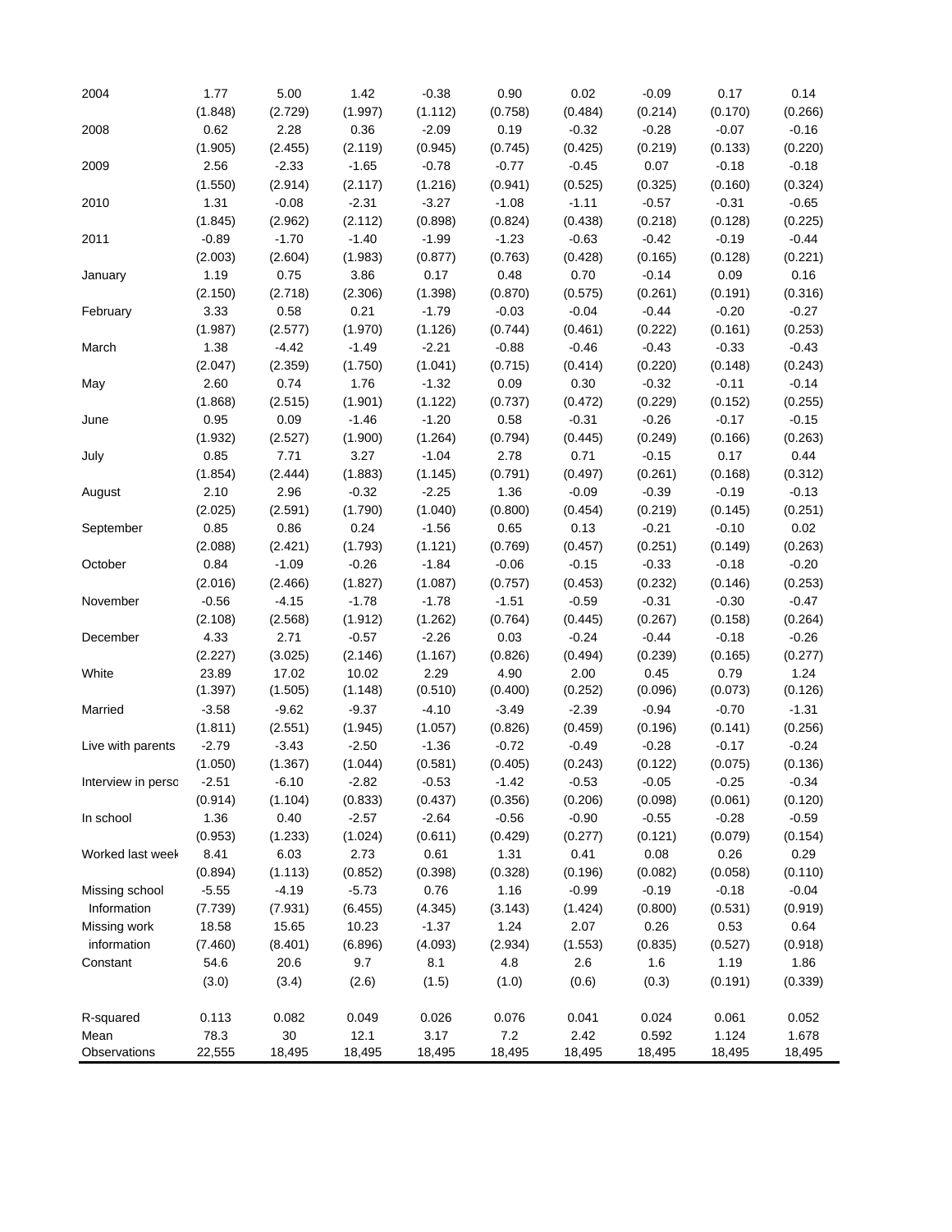| | | | | | | | | | |
|---|---|---|---|---|---|---|---|---|---|
| 2004 | 1.77 | 5.00 | 1.42 | -0.38 | 0.90 | 0.02 | -0.09 | 0.17 | 0.14 |
| | (1.848) | (2.729) | (1.997) | (1.112) | (0.758) | (0.484) | (0.214) | (0.170) | (0.266) |
| 2008 | 0.62 | 2.28 | 0.36 | -2.09 | 0.19 | -0.32 | -0.28 | -0.07 | -0.16 |
| | (1.905) | (2.455) | (2.119) | (0.945) | (0.745) | (0.425) | (0.219) | (0.133) | (0.220) |
| 2009 | 2.56 | -2.33 | -1.65 | -0.78 | -0.77 | -0.45 | 0.07 | -0.18 | -0.18 |
| | (1.550) | (2.914) | (2.117) | (1.216) | (0.941) | (0.525) | (0.325) | (0.160) | (0.324) |
| 2010 | 1.31 | -0.08 | -2.31 | -3.27 | -1.08 | -1.11 | -0.57 | -0.31 | -0.65 |
| | (1.845) | (2.962) | (2.112) | (0.898) | (0.824) | (0.438) | (0.218) | (0.128) | (0.225) |
| 2011 | -0.89 | -1.70 | -1.40 | -1.99 | -1.23 | -0.63 | -0.42 | -0.19 | -0.44 |
| | (2.003) | (2.604) | (1.983) | (0.877) | (0.763) | (0.428) | (0.165) | (0.128) | (0.221) |
| January | 1.19 | 0.75 | 3.86 | 0.17 | 0.48 | 0.70 | -0.14 | 0.09 | 0.16 |
| | (2.150) | (2.718) | (2.306) | (1.398) | (0.870) | (0.575) | (0.261) | (0.191) | (0.316) |
| February | 3.33 | 0.58 | 0.21 | -1.79 | -0.03 | -0.04 | -0.44 | -0.20 | -0.27 |
| | (1.987) | (2.577) | (1.970) | (1.126) | (0.744) | (0.461) | (0.222) | (0.161) | (0.253) |
| March | 1.38 | -4.42 | -1.49 | -2.21 | -0.88 | -0.46 | -0.43 | -0.33 | -0.43 |
| | (2.047) | (2.359) | (1.750) | (1.041) | (0.715) | (0.414) | (0.220) | (0.148) | (0.243) |
| May | 2.60 | 0.74 | 1.76 | -1.32 | 0.09 | 0.30 | -0.32 | -0.11 | -0.14 |
| | (1.868) | (2.515) | (1.901) | (1.122) | (0.737) | (0.472) | (0.229) | (0.152) | (0.255) |
| June | 0.95 | 0.09 | -1.46 | -1.20 | 0.58 | -0.31 | -0.26 | -0.17 | -0.15 |
| | (1.932) | (2.527) | (1.900) | (1.264) | (0.794) | (0.445) | (0.249) | (0.166) | (0.263) |
| July | 0.85 | 7.71 | 3.27 | -1.04 | 2.78 | 0.71 | -0.15 | 0.17 | 0.44 |
| | (1.854) | (2.444) | (1.883) | (1.145) | (0.791) | (0.497) | (0.261) | (0.168) | (0.312) |
| August | 2.10 | 2.96 | -0.32 | -2.25 | 1.36 | -0.09 | -0.39 | -0.19 | -0.13 |
| | (2.025) | (2.591) | (1.790) | (1.040) | (0.800) | (0.454) | (0.219) | (0.145) | (0.251) |
| September | 0.85 | 0.86 | 0.24 | -1.56 | 0.65 | 0.13 | -0.21 | -0.10 | 0.02 |
| | (2.088) | (2.421) | (1.793) | (1.121) | (0.769) | (0.457) | (0.251) | (0.149) | (0.263) |
| October | 0.84 | -1.09 | -0.26 | -1.84 | -0.06 | -0.15 | -0.33 | -0.18 | -0.20 |
| | (2.016) | (2.466) | (1.827) | (1.087) | (0.757) | (0.453) | (0.232) | (0.146) | (0.253) |
| November | -0.56 | -4.15 | -1.78 | -1.78 | -1.51 | -0.59 | -0.31 | -0.30 | -0.47 |
| | (2.108) | (2.568) | (1.912) | (1.262) | (0.764) | (0.445) | (0.267) | (0.158) | (0.264) |
| December | 4.33 | 2.71 | -0.57 | -2.26 | 0.03 | -0.24 | -0.44 | -0.18 | -0.26 |
| | (2.227) | (3.025) | (2.146) | (1.167) | (0.826) | (0.494) | (0.239) | (0.165) | (0.277) |
| White | 23.89 | 17.02 | 10.02 | 2.29 | 4.90 | 2.00 | 0.45 | 0.79 | 1.24 |
| | (1.397) | (1.505) | (1.148) | (0.510) | (0.400) | (0.252) | (0.096) | (0.073) | (0.126) |
| Married | -3.58 | -9.62 | -9.37 | -4.10 | -3.49 | -2.39 | -0.94 | -0.70 | -1.31 |
| | (1.811) | (2.551) | (1.945) | (1.057) | (0.826) | (0.459) | (0.196) | (0.141) | (0.256) |
| Live with parents | -2.79 | -3.43 | -2.50 | -1.36 | -0.72 | -0.49 | -0.28 | -0.17 | -0.24 |
| | (1.050) | (1.367) | (1.044) | (0.581) | (0.405) | (0.243) | (0.122) | (0.075) | (0.136) |
| Interview in perso | -2.51 | -6.10 | -2.82 | -0.53 | -1.42 | -0.53 | -0.05 | -0.25 | -0.34 |
| | (0.914) | (1.104) | (0.833) | (0.437) | (0.356) | (0.206) | (0.098) | (0.061) | (0.120) |
| In school | 1.36 | 0.40 | -2.57 | -2.64 | -0.56 | -0.90 | -0.55 | -0.28 | -0.59 |
| | (0.953) | (1.233) | (1.024) | (0.611) | (0.429) | (0.277) | (0.121) | (0.079) | (0.154) |
| Worked last week | 8.41 | 6.03 | 2.73 | 0.61 | 1.31 | 0.41 | 0.08 | 0.26 | 0.29 |
| | (0.894) | (1.113) | (0.852) | (0.398) | (0.328) | (0.196) | (0.082) | (0.058) | (0.110) |
| Missing school | -5.55 | -4.19 | -5.73 | 0.76 | 1.16 | -0.99 | -0.19 | -0.18 | -0.04 |
| Information | (7.739) | (7.931) | (6.455) | (4.345) | (3.143) | (1.424) | (0.800) | (0.531) | (0.919) |
| Missing work | 18.58 | 15.65 | 10.23 | -1.37 | 1.24 | 2.07 | 0.26 | 0.53 | 0.64 |
| information | (7.460) | (8.401) | (6.896) | (4.093) | (2.934) | (1.553) | (0.835) | (0.527) | (0.918) |
| Constant | 54.6 | 20.6 | 9.7 | 8.1 | 4.8 | 2.6 | 1.6 | 1.19 | 1.86 |
| | (3.0) | (3.4) | (2.6) | (1.5) | (1.0) | (0.6) | (0.3) | (0.191) | (0.339) |
| R-squared | 0.113 | 0.082 | 0.049 | 0.026 | 0.076 | 0.041 | 0.024 | 0.061 | 0.052 |
| Mean | 78.3 | 30 | 12.1 | 3.17 | 7.2 | 2.42 | 0.592 | 1.124 | 1.678 |
| Observations | 22,555 | 18,495 | 18,495 | 18,495 | 18,495 | 18,495 | 18,495 | 18,495 | 18,495 |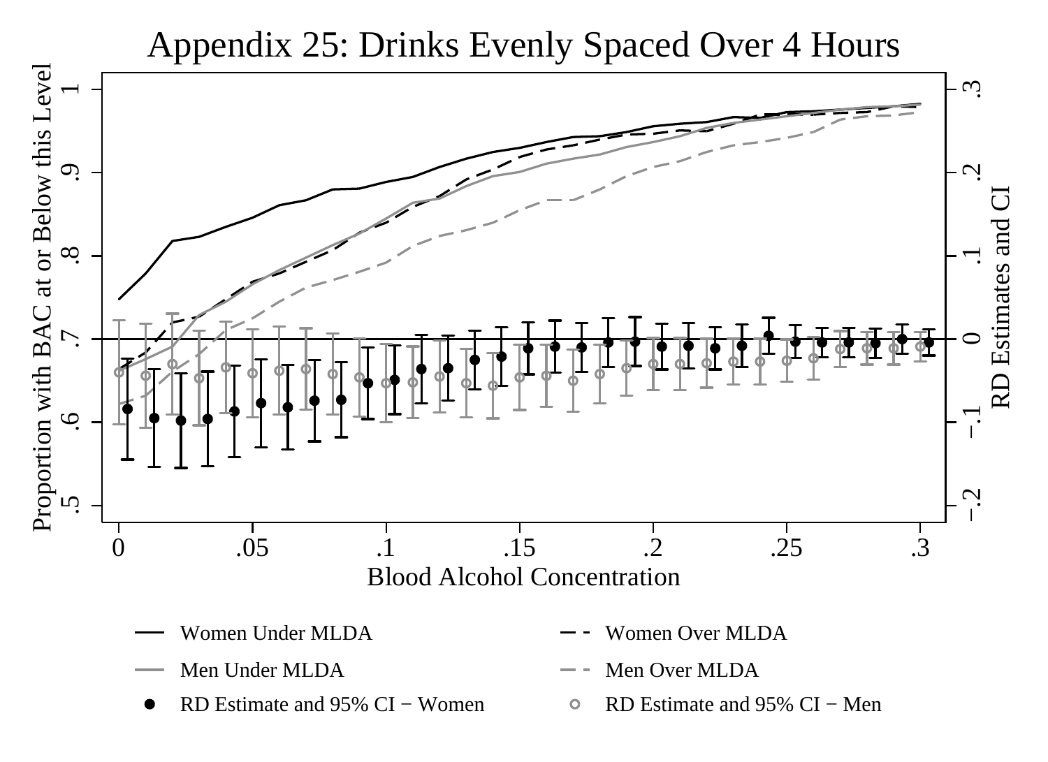Appendix 25: Drinks Evenly Spaced Over 4 Hours

Proportion with BAC at or Below this Level

1
.9
.8
.7
.6
.5

RD Estimates and CI

.3
.2
.1
0
−.1
−.2

0
.05
.1
.15
.2
.25
.3

Blood Alcohol Concentration

Women Under MLDA
Women Over MLDA
Men Under MLDA
Men Over MLDA
RD Estimate and 95% CI − Women
RD Estimate and 95% CI − Men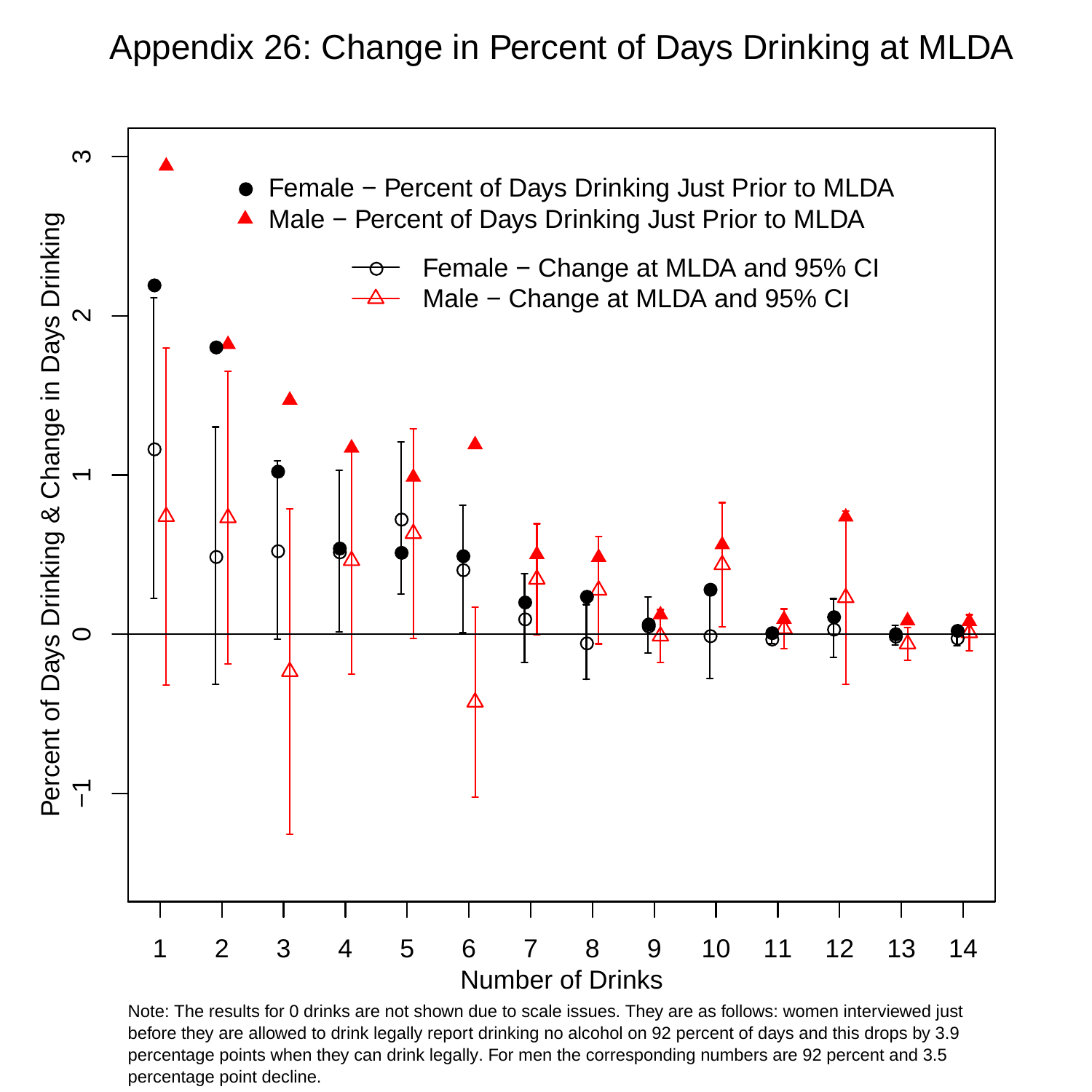# Appendix 26: Change in Percent of Days Drinking at MLDA

Female − Percent of Days Drinking Just Prior to MLDA
Male − Percent of Days Drinking Just Prior to MLDA
Female − Change at MLDA and 95% CI
Male − Change at MLDA and 95% CI

Percent of Days Drinking & Change in Days Drinking

3
2
1
0
−1

1 2 3 4 5 6 7 8 9 10 11 12 13 14

Number of Drinks

Note: The results for 0 drinks are not shown due to scale issues. They are as follows: women interviewed just before they are allowed to drink legally report drinking no alcohol on 92 percent of days and this drops by 3.9 percentage points when they can drink legally. For men the corresponding numbers are 92 percent and 3.5 percentage point decline.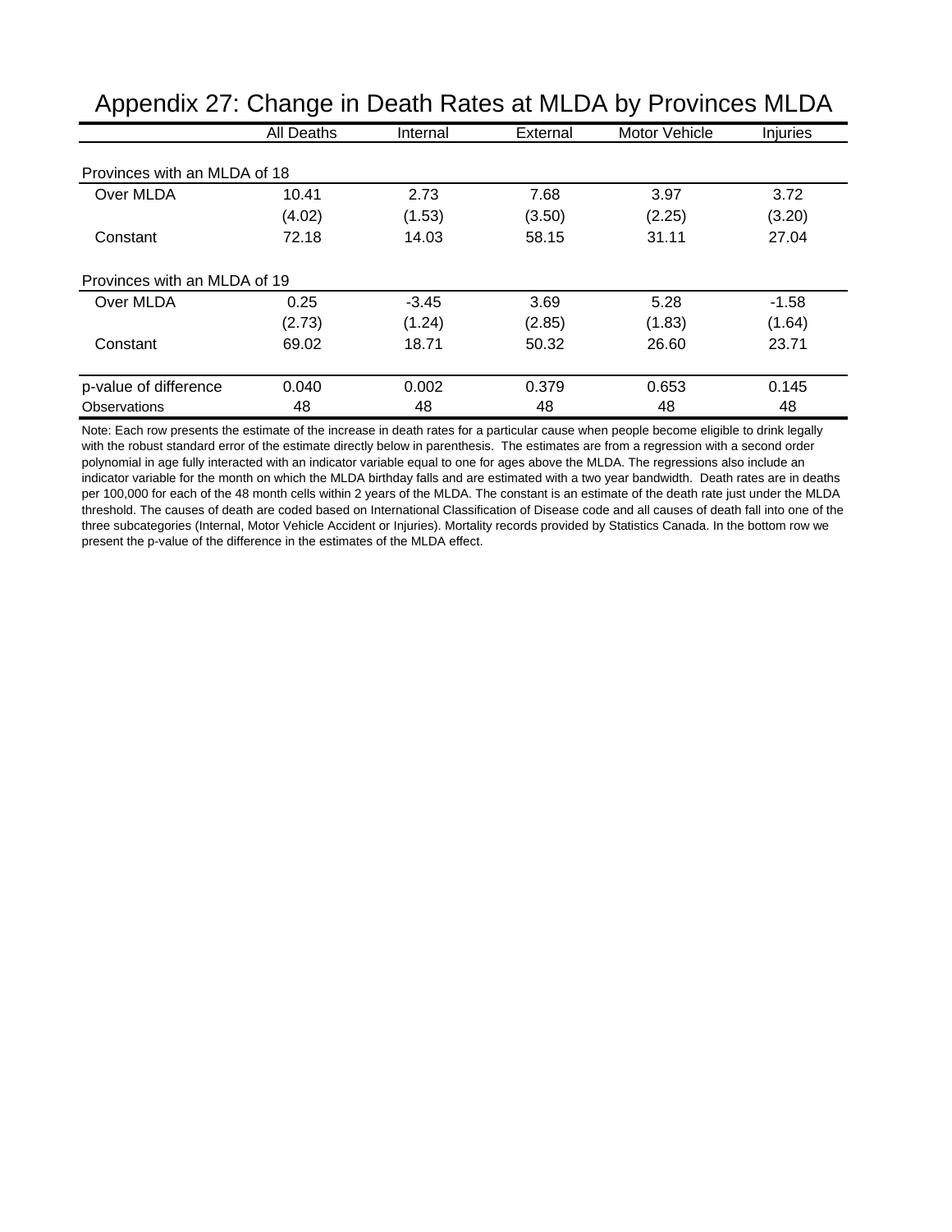# Appendix 27: Change in Death Rates at MLDA by Provinces MLDA

| | All Deaths | Internal | External | Motor Vehicle | Injuries |
|---|---|---|---|---|---|
| Provinces with an MLDA of 18 | | | | | |
| Over MLDA | 10.41 | 2.73 | 7.68 | 3.97 | 3.72 |
| | (4.02) | (1.53) | (3.50) | (2.25) | (3.20) |
| Constant | 72.18 | 14.03 | 58.15 | 31.11 | 27.04 |
| Provinces with an MLDA of 19 | | | | | |
| Over MLDA | 0.25 | -3.45 | 3.69 | 5.28 | -1.58 |
| | (2.73) | (1.24) | (2.85) | (1.83) | (1.64) |
| Constant | 69.02 | 18.71 | 50.32 | 26.60 | 23.71 |
| p-value of difference | 0.040 | 0.002 | 0.379 | 0.653 | 0.145 |
| Observations | 48 | 48 | 48 | 48 | 48 |

Note: Each row presents the estimate of the increase in death rates for a particular cause when people become eligible to drink legally with the robust standard error of the estimate directly below in parenthesis. The estimates are from a regression with a second order polynomial in age fully interacted with an indicator variable equal to one for ages above the MLDA. The regressions also include an indicator variable for the month on which the MLDA birthday falls and are estimated with a two year bandwidth. Death rates are in deaths per 100,000 for each of the 48 month cells within 2 years of the MLDA. The constant is an estimate of the death rate just under the MLDA threshold. The causes of death are coded based on International Classification of Disease code and all causes of death fall into one of the three subcategories (Internal, Motor Vehicle Accident or Injuries). Mortality records provided by Statistics Canada. In the bottom row we present the p-value of the difference in the estimates of the MLDA effect.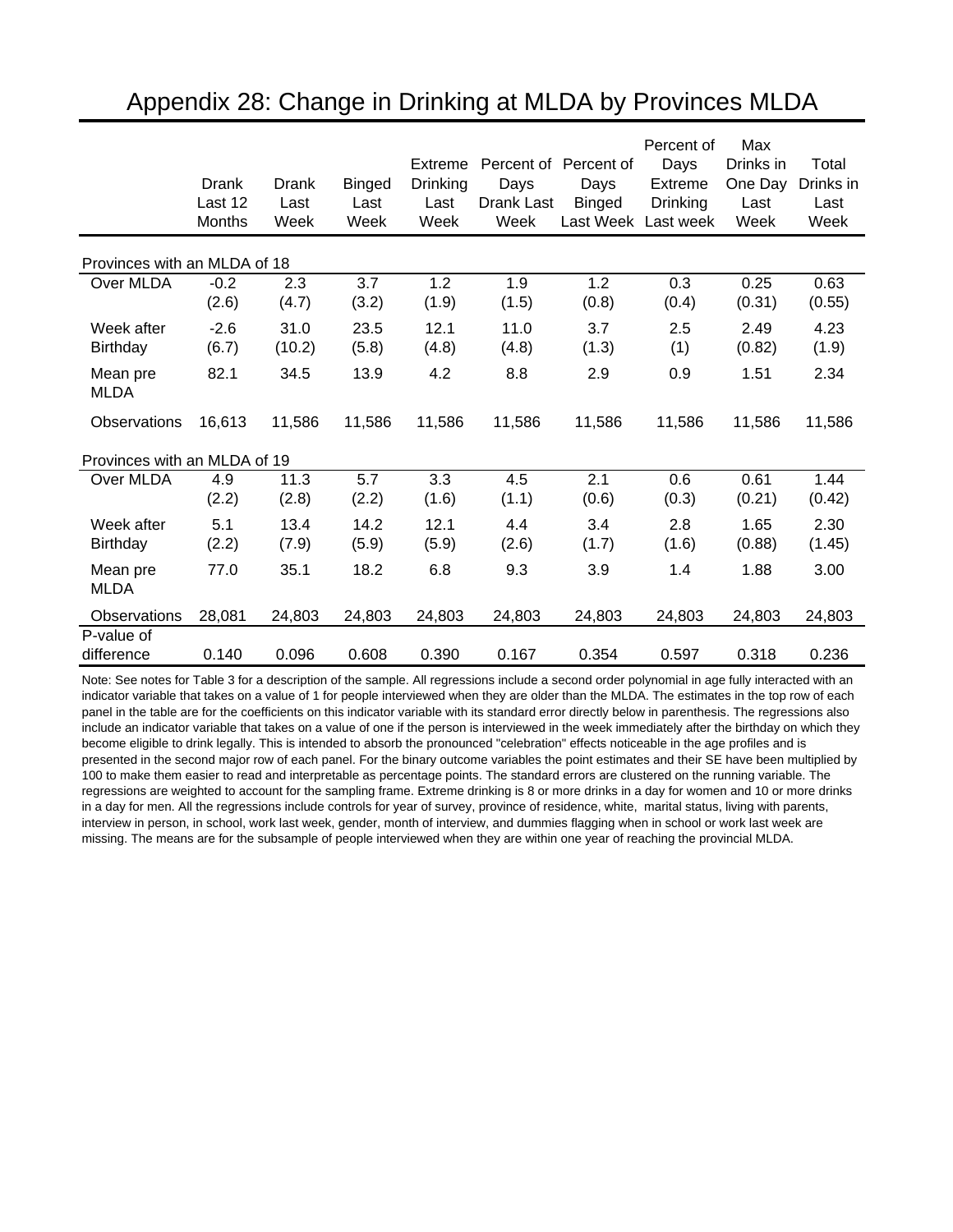# Appendix 28: Change in Drinking at MLDA by Provinces MLDA

| | Drank Last 12 Months | Drank Last Week | Binged Last Week | Extreme Drinking Last Week | Percent of Days Drank Last Week | Percent of Days Binged Last Week | Percent of Days Extreme Drinking Last week | Max Drinks in One Day Last Week | Total Drinks in Last Week |
|---|---|---|---|---|---|---|---|---|---|
| **Provinces with an MLDA of 18** | | | | | | | | | |
| Over MLDA | -0.2 | 2.3 | 3.7 | 1.2 | 1.9 | 1.2 | 0.3 | 0.25 | 0.63 |
| | (2.6) | (4.7) | (3.2) | (1.9) | (1.5) | (0.8) | (0.4) | (0.31) | (0.55) |
| Week after Birthday | -2.6 | 31.0 | 23.5 | 12.1 | 11.0 | 3.7 | 2.5 | 2.49 | 4.23 |
| | (6.7) | (10.2) | (5.8) | (4.8) | (4.8) | (1.3) | (1) | (0.82) | (1.9) |
| Mean pre MLDA | 82.1 | 34.5 | 13.9 | 4.2 | 8.8 | 2.9 | 0.9 | 1.51 | 2.34 |
| Observations | 16,613 | 11,586 | 11,586 | 11,586 | 11,586 | 11,586 | 11,586 | 11,586 | 11,586 |
| **Provinces with an MLDA of 19** | | | | | | | | | |
| Over MLDA | 4.9 | 11.3 | 5.7 | 3.3 | 4.5 | 2.1 | 0.6 | 0.61 | 1.44 |
| | (2.2) | (2.8) | (2.2) | (1.6) | (1.1) | (0.6) | (0.3) | (0.21) | (0.42) |
| Week after Birthday | 5.1 | 13.4 | 14.2 | 12.1 | 4.4 | 3.4 | 2.8 | 1.65 | 2.30 |
| | (2.2) | (7.9) | (5.9) | (5.9) | (2.6) | (1.7) | (1.6) | (0.88) | (1.45) |
| Mean pre MLDA | 77.0 | 35.1 | 18.2 | 6.8 | 9.3 | 3.9 | 1.4 | 1.88 | 3.00 |
| Observations | 28,081 | 24,803 | 24,803 | 24,803 | 24,803 | 24,803 | 24,803 | 24,803 | 24,803 |
| P-value of difference | 0.140 | 0.096 | 0.608 | 0.390 | 0.167 | 0.354 | 0.597 | 0.318 | 0.236 |

Note: See notes for Table 3 for a description of the sample. All regressions include a second order polynomial in age fully interacted with an indicator variable that takes on a value of 1 for people interviewed when they are older than the MLDA. The estimates in the top row of each panel in the table are for the coefficients on this indicator variable with its standard error directly below in parenthesis. The regressions also include an indicator variable that takes on a value of one if the person is interviewed in the week immediately after the birthday on which they become eligible to drink legally. This is intended to absorb the pronounced "celebration" effects noticeable in the age profiles and is presented in the second major row of each panel. For the binary outcome variables the point estimates and their SE have been multiplied by 100 to make them easier to read and interpretable as percentage points. The standard errors are clustered on the running variable. The regressions are weighted to account for the sampling frame. Extreme drinking is 8 or more drinks in a day for women and 10 or more drinks in a day for men. All the regressions include controls for year of survey, province of residence, white, marital status, living with parents, interview in person, in school, work last week, gender, month of interview, and dummies flagging when in school or work last week are missing. The means are for the subsample of people interviewed when they are within one year of reaching the provincial MLDA.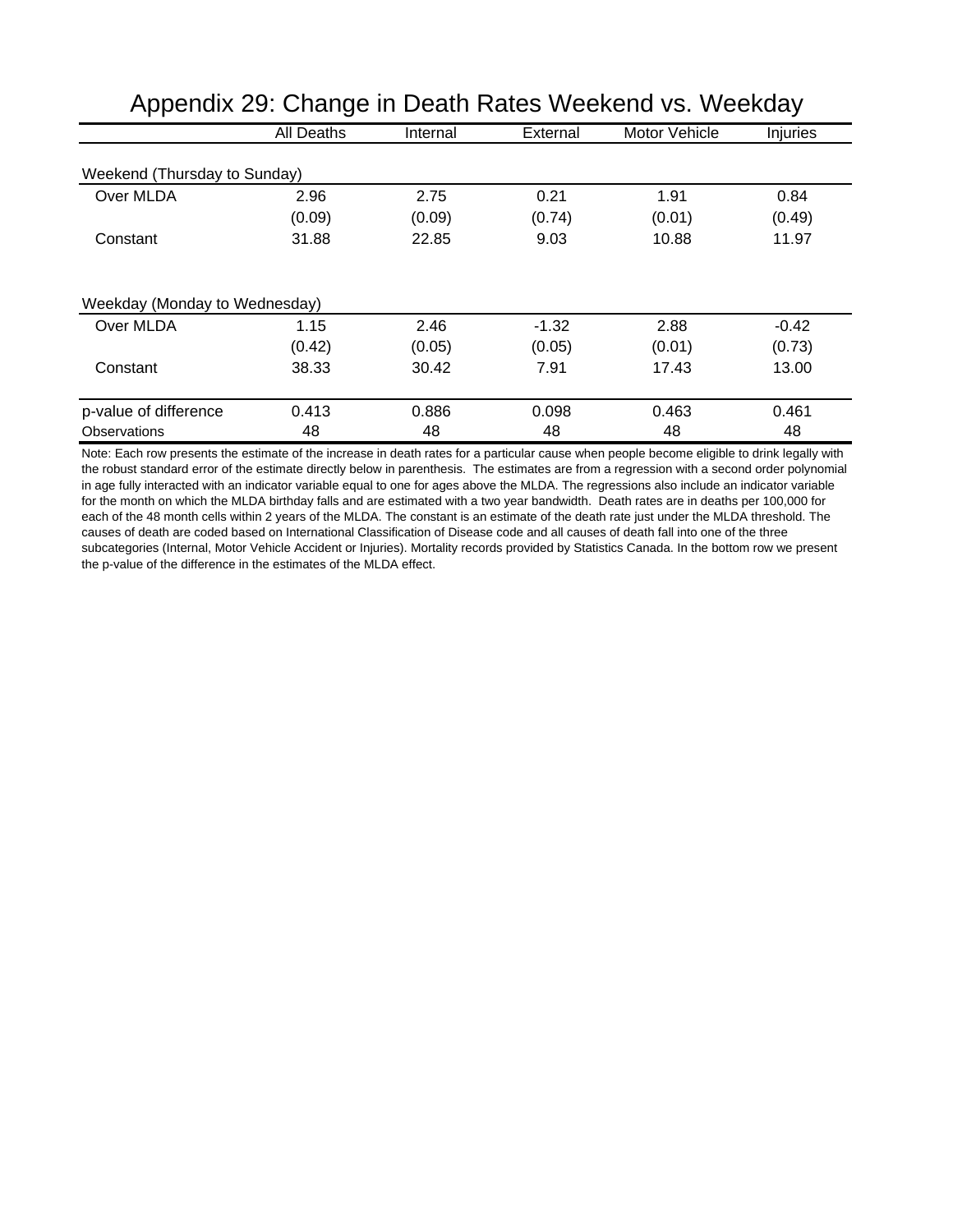# Appendix 29: Change in Death Rates Weekend vs. Weekday

| | All Deaths | Internal | External | Motor Vehicle | Injuries |
|---|---|---|---|---|---|
| Weekend (Thursday to Sunday) | | | | | |
| Over MLDA | 2.96 | 2.75 | 0.21 | 1.91 | 0.84 |
| | (0.09) | (0.09) | (0.74) | (0.01) | (0.49) |
| Constant | 31.88 | 22.85 | 9.03 | 10.88 | 11.97 |
| Weekday (Monday to Wednesday) | | | | | |
| Over MLDA | 1.15 | 2.46 | -1.32 | 2.88 | -0.42 |
| | (0.42) | (0.05) | (0.05) | (0.01) | (0.73) |
| Constant | 38.33 | 30.42 | 7.91 | 17.43 | 13.00 |
| p-value of difference | 0.413 | 0.886 | 0.098 | 0.463 | 0.461 |
| Observations | 48 | 48 | 48 | 48 | 48 |

Note: Each row presents the estimate of the increase in death rates for a particular cause when people become eligible to drink legally with the robust standard error of the estimate directly below in parenthesis. The estimates are from a regression with a second order polynomial in age fully interacted with an indicator variable equal to one for ages above the MLDA. The regressions also include an indicator variable for the month on which the MLDA birthday falls and are estimated with a two year bandwidth. Death rates are in deaths per 100,000 for each of the 48 month cells within 2 years of the MLDA. The constant is an estimate of the death rate just under the MLDA threshold. The causes of death are coded based on International Classification of Disease code and all causes of death fall into one of the three subcategories (Internal, Motor Vehicle Accident or Injuries). Mortality records provided by Statistics Canada. In the bottom row we present the p-value of the difference in the estimates of the MLDA effect.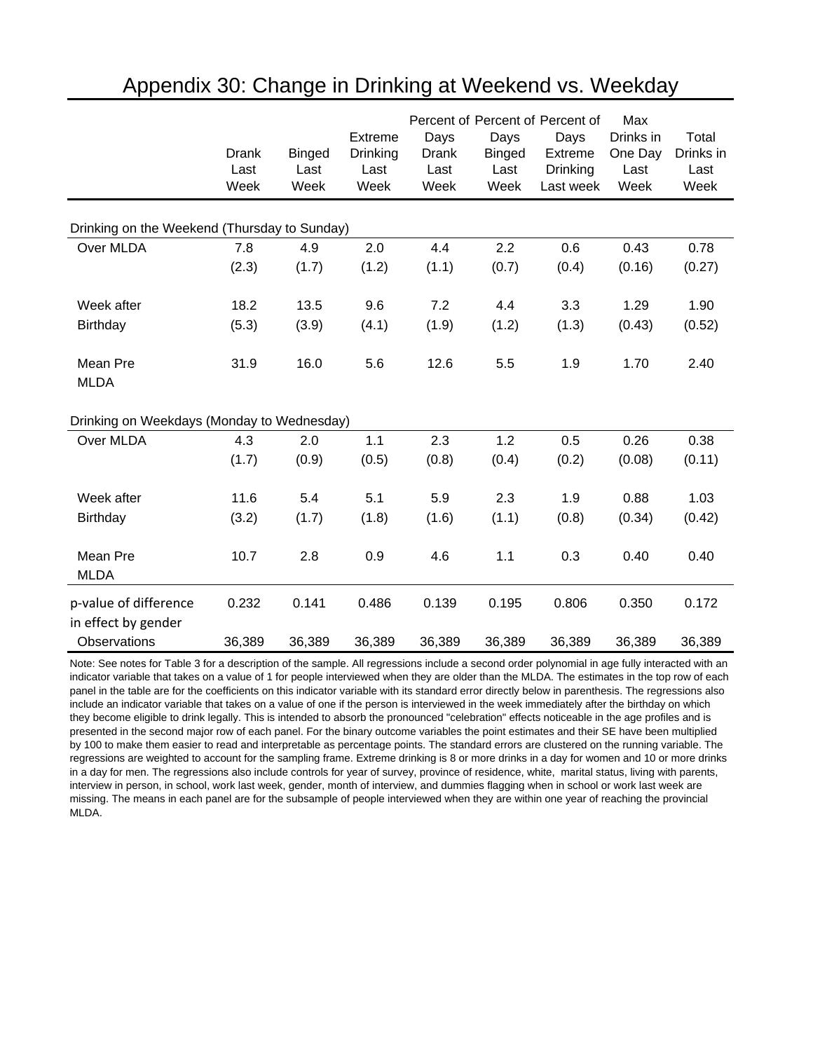# Appendix 30: Change in Drinking at Weekend vs. Weekday

| | Drank Last Week | Binged Last Week | Extreme Drinking Last Week | Percent of Days Drank Last Week | Percent of Days Binged Last Week | Percent of Days Extreme Drinking Last week | Max Drinks in One Day Last Week | Total Drinks in Last Week |
|---|---|---|---|---|---|---|---|---|
| Drinking on the Weekend (Thursday to Sunday) | | | | | | | | |
| Over MLDA | 7.8 | 4.9 | 2.0 | 4.4 | 2.2 | 0.6 | 0.43 | 0.78 |
| | (2.3) | (1.7) | (1.2) | (1.1) | (0.7) | (0.4) | (0.16) | (0.27) |
| Week after Birthday | 18.2 | 13.5 | 9.6 | 7.2 | 4.4 | 3.3 | 1.29 | 1.90 |
| | (5.3) | (3.9) | (4.1) | (1.9) | (1.2) | (1.3) | (0.43) | (0.52) |
| Mean Pre MLDA | 31.9 | 16.0 | 5.6 | 12.6 | 5.5 | 1.9 | 1.70 | 2.40 |
| Drinking on Weekdays (Monday to Wednesday) | | | | | | | | |
| Over MLDA | 4.3 | 2.0 | 1.1 | 2.3 | 1.2 | 0.5 | 0.26 | 0.38 |
| | (1.7) | (0.9) | (0.5) | (0.8) | (0.4) | (0.2) | (0.08) | (0.11) |
| Week after Birthday | 11.6 | 5.4 | 5.1 | 5.9 | 2.3 | 1.9 | 0.88 | 1.03 |
| | (3.2) | (1.7) | (1.8) | (1.6) | (1.1) | (0.8) | (0.34) | (0.42) |
| Mean Pre MLDA | 10.7 | 2.8 | 0.9 | 4.6 | 1.1 | 0.3 | 0.40 | 0.40 |
| p-value of difference in effect by gender | 0.232 | 0.141 | 0.486 | 0.139 | 0.195 | 0.806 | 0.350 | 0.172 |
| Observations | 36,389 | 36,389 | 36,389 | 36,389 | 36,389 | 36,389 | 36,389 | 36,389 |

Note: See notes for Table 3 for a description of the sample. All regressions include a second order polynomial in age fully interacted with an indicator variable that takes on a value of 1 for people interviewed when they are older than the MLDA. The estimates in the top row of each panel in the table are for the coefficients on this indicator variable with its standard error directly below in parenthesis. The regressions also include an indicator variable that takes on a value of one if the person is interviewed in the week immediately after the birthday on which they become eligible to drink legally. This is intended to absorb the pronounced "celebration" effects noticeable in the age profiles and is presented in the second major row of each panel. For the binary outcome variables the point estimates and their SE have been multiplied by 100 to make them easier to read and interpretable as percentage points. The standard errors are clustered on the running variable. The regressions are weighted to account for the sampling frame. Extreme drinking is 8 or more drinks in a day for women and 10 or more drinks in a day for men. The regressions also include controls for year of survey, province of residence, white, marital status, living with parents, interview in person, in school, work last week, gender, month of interview, and dummies flagging when in school or work last week are missing. The means in each panel are for the subsample of people interviewed when they are within one year of reaching the provincial MLDA.